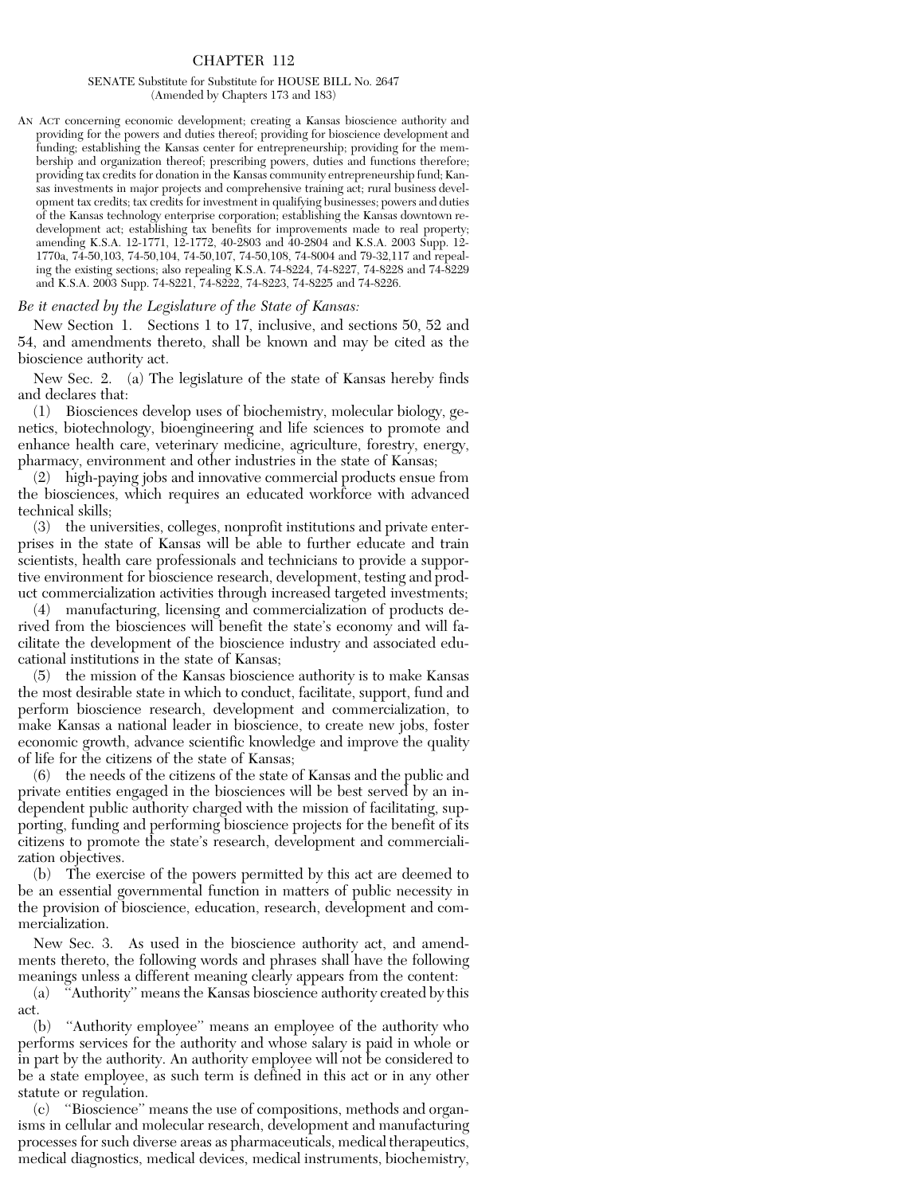# CHAPTER 112

## SENATE Substitute for Substitute for HOUSE BILL No. 2647
(Amended by Chapters 173 and 183)

AN ACT concerning economic development; creating a Kansas bioscience authority and providing for the powers and duties thereof; providing for bioscience development and funding; establishing the Kansas center for entrepreneurship; providing for the membership and organization thereof; prescribing powers, duties and functions therefore; providing tax credits for donation in the Kansas community entrepreneurship fund; Kansas investments in major projects and comprehensive training act; rural business development tax credits; tax credits for investment in qualifying businesses; powers and duties of the Kansas technology enterprise corporation; establishing the Kansas downtown redevelopment act; establishing tax benefits for improvements made to real property; amending K.S.A. 12-1771, 12-1772, 40-2803 and 40-2804 and K.S.A. 2003 Supp. 12-1770a, 74-50,103, 74-50,104, 74-50,107, 74-50,108, 74-8004 and 79-32,117 and repealing the existing sections; also repealing K.S.A. 74-8224, 74-8227, 74-8228 and 74-8229 and K.S.A. 2003 Supp. 74-8221, 74-8222, 74-8223, 74-8225 and 74-8226.

*Be it enacted by the Legislature of the State of Kansas:*

New Section 1. Sections 1 to 17, inclusive, and sections 50, 52 and 54, and amendments thereto, shall be known and may be cited as the bioscience authority act.

New Sec. 2. (a) The legislature of the state of Kansas hereby finds and declares that:

(1) Biosciences develop uses of biochemistry, molecular biology, genetics, biotechnology, bioengineering and life sciences to promote and enhance health care, veterinary medicine, agriculture, forestry, energy, pharmacy, environment and other industries in the state of Kansas;

(2) high-paying jobs and innovative commercial products ensue from the biosciences, which requires an educated workforce with advanced technical skills;

(3) the universities, colleges, nonprofit institutions and private enterprises in the state of Kansas will be able to further educate and train scientists, health care professionals and technicians to provide a supportive environment for bioscience research, development, testing and product commercialization activities through increased targeted investments;

(4) manufacturing, licensing and commercialization of products derived from the biosciences will benefit the state's economy and will facilitate the development of the bioscience industry and associated educational institutions in the state of Kansas;

(5) the mission of the Kansas bioscience authority is to make Kansas the most desirable state in which to conduct, facilitate, support, fund and perform bioscience research, development and commercialization, to make Kansas a national leader in bioscience, to create new jobs, foster economic growth, advance scientific knowledge and improve the quality of life for the citizens of the state of Kansas;

(6) the needs of the citizens of the state of Kansas and the public and private entities engaged in the biosciences will be best served by an independent public authority charged with the mission of facilitating, supporting, funding and performing bioscience projects for the benefit of its citizens to promote the state's research, development and commercialization objectives.

(b) The exercise of the powers permitted by this act are deemed to be an essential governmental function in matters of public necessity in the provision of bioscience, education, research, development and commercialization.

New Sec. 3. As used in the bioscience authority act, and amendments thereto, the following words and phrases shall have the following meanings unless a different meaning clearly appears from the content:

(a) "Authority" means the Kansas bioscience authority created by this act.

(b) "Authority employee" means an employee of the authority who performs services for the authority and whose salary is paid in whole or in part by the authority. An authority employee will not be considered to be a state employee, as such term is defined in this act or in any other statute or regulation.

(c) "Bioscience" means the use of compositions, methods and organisms in cellular and molecular research, development and manufacturing processes for such diverse areas as pharmaceuticals, medical therapeutics, medical diagnostics, medical devices, medical instruments, biochemistry,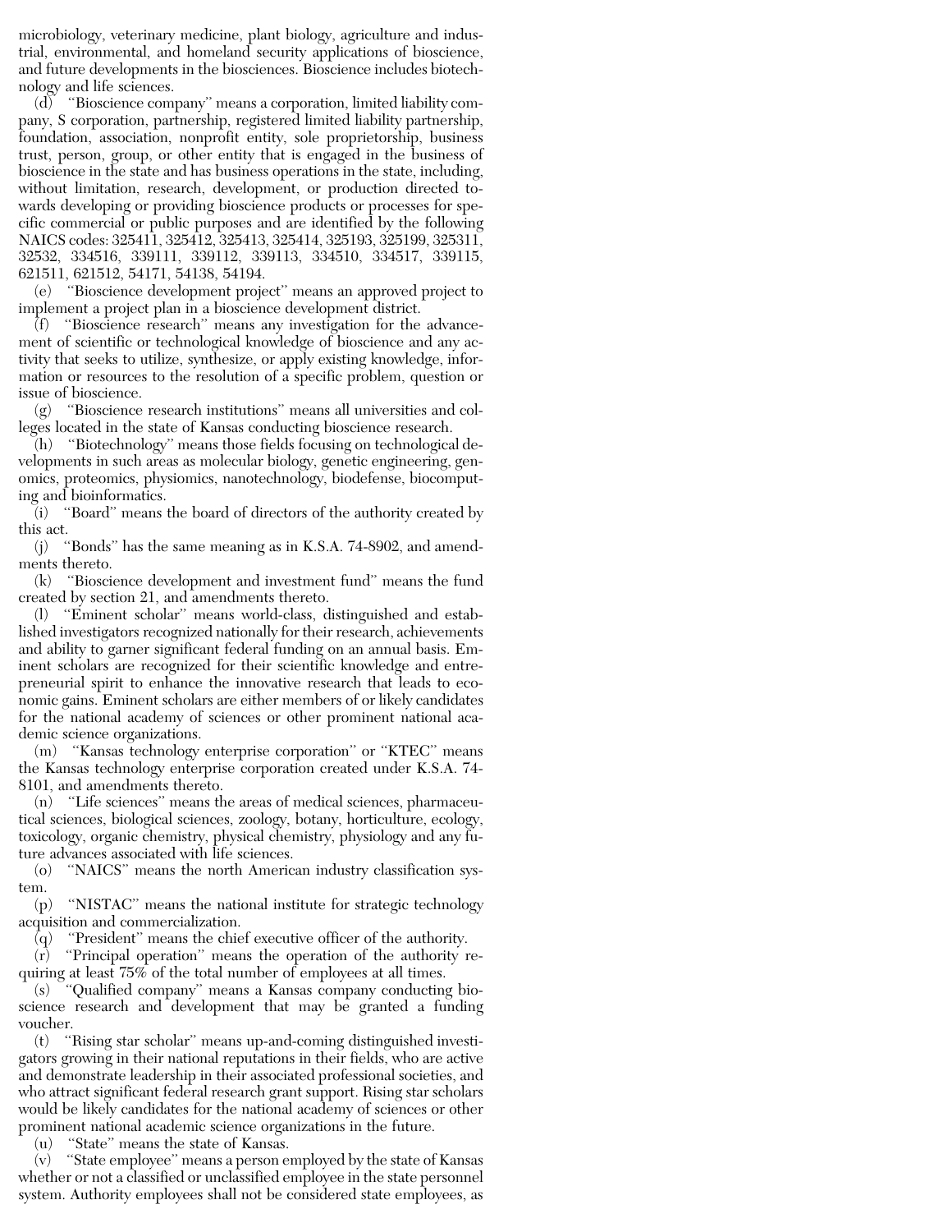microbiology, veterinary medicine, plant biology, agriculture and industrial, environmental, and homeland security applications of bioscience, and future developments in the biosciences. Bioscience includes biotechnology and life sciences.

(d) ''Bioscience company'' means a corporation, limited liability company, S corporation, partnership, registered limited liability partnership, foundation, association, nonprofit entity, sole proprietorship, business trust, person, group, or other entity that is engaged in the business of bioscience in the state and has business operations in the state, including, without limitation, research, development, or production directed towards developing or providing bioscience products or processes for specific commercial or public purposes and are identified by the following NAICS codes: 325411, 325412, 325413, 325414, 325193, 325199, 325311, 32532, 334516, 339111, 339112, 339113, 334510, 334517, 339115, 621511, 621512, 54171, 54138, 54194.

(e) ''Bioscience development project'' means an approved project to implement a project plan in a bioscience development district.

(f) ''Bioscience research'' means any investigation for the advancement of scientific or technological knowledge of bioscience and any activity that seeks to utilize, synthesize, or apply existing knowledge, information or resources to the resolution of a specific problem, question or issue of bioscience.

(g) ''Bioscience research institutions'' means all universities and colleges located in the state of Kansas conducting bioscience research.

(h) ''Biotechnology'' means those fields focusing on technological developments in such areas as molecular biology, genetic engineering, genomics, proteomics, physiomics, nanotechnology, biodefense, biocomputing and bioinformatics.

(i) ''Board'' means the board of directors of the authority created by this act.

(j) ''Bonds'' has the same meaning as in K.S.A. 74-8902, and amendments thereto.

(k) ''Bioscience development and investment fund'' means the fund created by section 21, and amendments thereto.

(l) ''Eminent scholar'' means world-class, distinguished and established investigators recognized nationally for their research, achievements and ability to garner significant federal funding on an annual basis. Eminent scholars are recognized for their scientific knowledge and entrepreneurial spirit to enhance the innovative research that leads to economic gains. Eminent scholars are either members of or likely candidates for the national academy of sciences or other prominent national academic science organizations.

(m) ''Kansas technology enterprise corporation'' or ''KTEC'' means the Kansas technology enterprise corporation created under K.S.A. 74-8101, and amendments thereto.

(n) ''Life sciences'' means the areas of medical sciences, pharmaceutical sciences, biological sciences, zoology, botany, horticulture, ecology, toxicology, organic chemistry, physical chemistry, physiology and any future advances associated with life sciences.

(o) ''NAICS'' means the north American industry classification system.

(p) ''NISTAC'' means the national institute for strategic technology acquisition and commercialization.

(q) ''President'' means the chief executive officer of the authority.

(r) ''Principal operation'' means the operation of the authority requiring at least 75% of the total number of employees at all times.

(s) ''Qualified company'' means a Kansas company conducting bioscience research and development that may be granted a funding voucher.

(t) ''Rising star scholar'' means up-and-coming distinguished investigators growing in their national reputations in their fields, who are active and demonstrate leadership in their associated professional societies, and who attract significant federal research grant support. Rising star scholars would be likely candidates for the national academy of sciences or other prominent national academic science organizations in the future.

(u) ''State'' means the state of Kansas.

(v) ''State employee'' means a person employed by the state of Kansas whether or not a classified or unclassified employee in the state personnel system. Authority employees shall not be considered state employees, as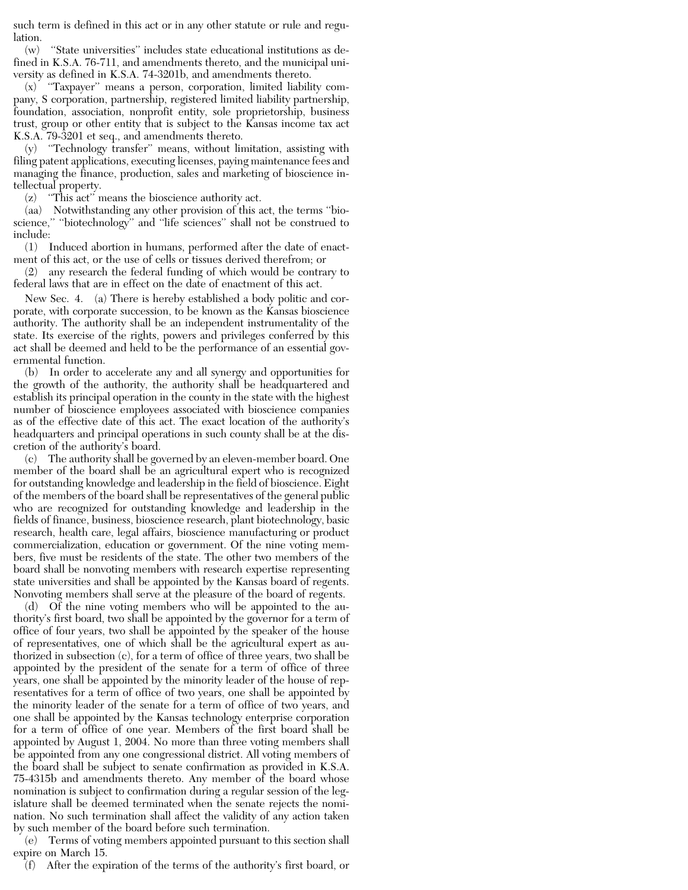such term is defined in this act or in any other statute or rule and regulation.

(w) "State universities" includes state educational institutions as defined in K.S.A. 76-711, and amendments thereto, and the municipal university as defined in K.S.A. 74-3201b, and amendments thereto.

(x) "Taxpayer" means a person, corporation, limited liability company, S corporation, partnership, registered limited liability partnership, foundation, association, nonprofit entity, sole proprietorship, business trust, group or other entity that is subject to the Kansas income tax act K.S.A. 79-3201 et seq., and amendments thereto.

(y) "Technology transfer" means, without limitation, assisting with filing patent applications, executing licenses, paying maintenance fees and managing the finance, production, sales and marketing of bioscience intellectual property.

(z) "This act" means the bioscience authority act.

(aa) Notwithstanding any other provision of this act, the terms "bioscience," "biotechnology" and "life sciences" shall not be construed to include:

(1) Induced abortion in humans, performed after the date of enactment of this act, or the use of cells or tissues derived therefrom; or

(2) any research the federal funding of which would be contrary to federal laws that are in effect on the date of enactment of this act.

New Sec. 4. (a) There is hereby established a body politic and corporate, with corporate succession, to be known as the Kansas bioscience authority. The authority shall be an independent instrumentality of the state. Its exercise of the rights, powers and privileges conferred by this act shall be deemed and held to be the performance of an essential governmental function.

(b) In order to accelerate any and all synergy and opportunities for the growth of the authority, the authority shall be headquartered and establish its principal operation in the county in the state with the highest number of bioscience employees associated with bioscience companies as of the effective date of this act. The exact location of the authority's headquarters and principal operations in such county shall be at the discretion of the authority's board.

(c) The authority shall be governed by an eleven-member board. One member of the board shall be an agricultural expert who is recognized for outstanding knowledge and leadership in the field of bioscience. Eight of the members of the board shall be representatives of the general public who are recognized for outstanding knowledge and leadership in the fields of finance, business, bioscience research, plant biotechnology, basic research, health care, legal affairs, bioscience manufacturing or product commercialization, education or government. Of the nine voting members, five must be residents of the state. The other two members of the board shall be nonvoting members with research expertise representing state universities and shall be appointed by the Kansas board of regents. Nonvoting members shall serve at the pleasure of the board of regents.

(d) Of the nine voting members who will be appointed to the authority's first board, two shall be appointed by the governor for a term of office of four years, two shall be appointed by the speaker of the house of representatives, one of which shall be the agricultural expert as authorized in subsection (c), for a term of office of three years, two shall be appointed by the president of the senate for a term of office of three years, one shall be appointed by the minority leader of the house of representatives for a term of office of two years, one shall be appointed by the minority leader of the senate for a term of office of two years, and one shall be appointed by the Kansas technology enterprise corporation for a term of office of one year. Members of the first board shall be appointed by August 1, 2004. No more than three voting members shall be appointed from any one congressional district. All voting members of the board shall be subject to senate confirmation as provided in K.S.A. 75-4315b and amendments thereto. Any member of the board whose nomination is subject to confirmation during a regular session of the legislature shall be deemed terminated when the senate rejects the nomination. No such termination shall affect the validity of any action taken by such member of the board before such termination.

(e) Terms of voting members appointed pursuant to this section shall expire on March 15.

(f) After the expiration of the terms of the authority's first board, or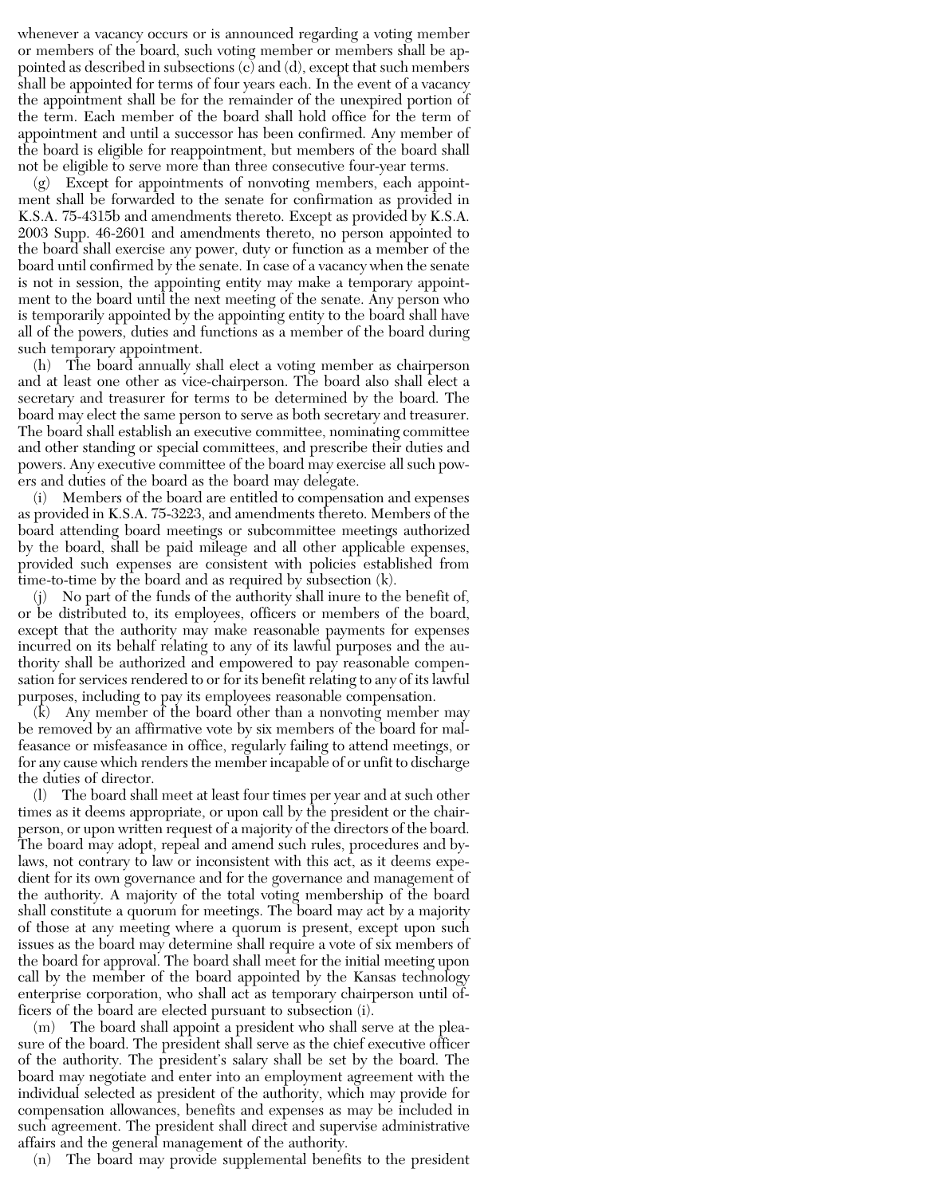whenever a vacancy occurs or is announced regarding a voting member or members of the board, such voting member or members shall be appointed as described in subsections (c) and (d), except that such members shall be appointed for terms of four years each. In the event of a vacancy the appointment shall be for the remainder of the unexpired portion of the term. Each member of the board shall hold office for the term of appointment and until a successor has been confirmed. Any member of the board is eligible for reappointment, but members of the board shall not be eligible to serve more than three consecutive four-year terms.

(g) Except for appointments of nonvoting members, each appointment shall be forwarded to the senate for confirmation as provided in K.S.A. 75-4315b and amendments thereto. Except as provided by K.S.A. 2003 Supp. 46-2601 and amendments thereto, no person appointed to the board shall exercise any power, duty or function as a member of the board until confirmed by the senate. In case of a vacancy when the senate is not in session, the appointing entity may make a temporary appointment to the board until the next meeting of the senate. Any person who is temporarily appointed by the appointing entity to the board shall have all of the powers, duties and functions as a member of the board during such temporary appointment.

(h) The board annually shall elect a voting member as chairperson and at least one other as vice-chairperson. The board also shall elect a secretary and treasurer for terms to be determined by the board. The board may elect the same person to serve as both secretary and treasurer. The board shall establish an executive committee, nominating committee and other standing or special committees, and prescribe their duties and powers. Any executive committee of the board may exercise all such powers and duties of the board as the board may delegate.

(i) Members of the board are entitled to compensation and expenses as provided in K.S.A. 75-3223, and amendments thereto. Members of the board attending board meetings or subcommittee meetings authorized by the board, shall be paid mileage and all other applicable expenses, provided such expenses are consistent with policies established from time-to-time by the board and as required by subsection (k).

(j) No part of the funds of the authority shall inure to the benefit of, or be distributed to, its employees, officers or members of the board, except that the authority may make reasonable payments for expenses incurred on its behalf relating to any of its lawful purposes and the authority shall be authorized and empowered to pay reasonable compensation for services rendered to or for its benefit relating to any of its lawful purposes, including to pay its employees reasonable compensation.

(k) Any member of the board other than a nonvoting member may be removed by an affirmative vote by six members of the board for malfeasance or misfeasance in office, regularly failing to attend meetings, or for any cause which renders the member incapable of or unfit to discharge the duties of director.

(l) The board shall meet at least four times per year and at such other times as it deems appropriate, or upon call by the president or the chairperson, or upon written request of a majority of the directors of the board. The board may adopt, repeal and amend such rules, procedures and bylaws, not contrary to law or inconsistent with this act, as it deems expedient for its own governance and for the governance and management of the authority. A majority of the total voting membership of the board shall constitute a quorum for meetings. The board may act by a majority of those at any meeting where a quorum is present, except upon such issues as the board may determine shall require a vote of six members of the board for approval. The board shall meet for the initial meeting upon call by the member of the board appointed by the Kansas technology enterprise corporation, who shall act as temporary chairperson until officers of the board are elected pursuant to subsection (i).

(m) The board shall appoint a president who shall serve at the pleasure of the board. The president shall serve as the chief executive officer of the authority. The president's salary shall be set by the board. The board may negotiate and enter into an employment agreement with the individual selected as president of the authority, which may provide for compensation allowances, benefits and expenses as may be included in such agreement. The president shall direct and supervise administrative affairs and the general management of the authority.

(n) The board may provide supplemental benefits to the president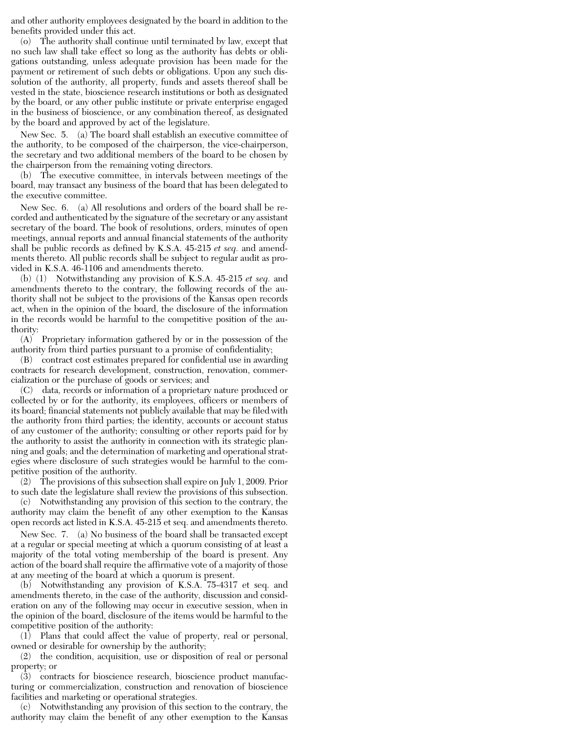and other authority employees designated by the board in addition to the benefits provided under this act.

(o) The authority shall continue until terminated by law, except that no such law shall take effect so long as the authority has debts or obligations outstanding, unless adequate provision has been made for the payment or retirement of such debts or obligations. Upon any such dissolution of the authority, all property, funds and assets thereof shall be vested in the state, bioscience research institutions or both as designated by the board, or any other public institute or private enterprise engaged in the business of bioscience, or any combination thereof, as designated by the board and approved by act of the legislature.

New Sec. 5. (a) The board shall establish an executive committee of the authority, to be composed of the chairperson, the vice-chairperson, the secretary and two additional members of the board to be chosen by the chairperson from the remaining voting directors.

(b) The executive committee, in intervals between meetings of the board, may transact any business of the board that has been delegated to the executive committee.

New Sec. 6. (a) All resolutions and orders of the board shall be recorded and authenticated by the signature of the secretary or any assistant secretary of the board. The book of resolutions, orders, minutes of open meetings, annual reports and annual financial statements of the authority shall be public records as defined by K.S.A. 45-215 *et seq.* and amendments thereto. All public records shall be subject to regular audit as provided in K.S.A. 46-1106 and amendments thereto.

(b) (1) Notwithstanding any provision of K.S.A. 45-215 *et seq.* and amendments thereto to the contrary, the following records of the authority shall not be subject to the provisions of the Kansas open records act, when in the opinion of the board, the disclosure of the information in the records would be harmful to the competitive position of the authority:

(A) Proprietary information gathered by or in the possession of the authority from third parties pursuant to a promise of confidentiality;

(B) contract cost estimates prepared for confidential use in awarding contracts for research development, construction, renovation, commercialization or the purchase of goods or services; and

(C) data, records or information of a proprietary nature produced or collected by or for the authority, its employees, officers or members of its board; financial statements not publicly available that may be filed with the authority from third parties; the identity, accounts or account status of any customer of the authority; consulting or other reports paid for by the authority to assist the authority in connection with its strategic planning and goals; and the determination of marketing and operational strategies where disclosure of such strategies would be harmful to the competitive position of the authority.

(2) The provisions of this subsection shall expire on July 1, 2009. Prior to such date the legislature shall review the provisions of this subsection.

(c) Notwithstanding any provision of this section to the contrary, the authority may claim the benefit of any other exemption to the Kansas open records act listed in K.S.A. 45-215 et seq. and amendments thereto.

New Sec. 7. (a) No business of the board shall be transacted except at a regular or special meeting at which a quorum consisting of at least a majority of the total voting membership of the board is present. Any action of the board shall require the affirmative vote of a majority of those at any meeting of the board at which a quorum is present.

(b) Notwithstanding any provision of K.S.A. 75-4317 et seq. and amendments thereto, in the case of the authority, discussion and consideration on any of the following may occur in executive session, when in the opinion of the board, disclosure of the items would be harmful to the competitive position of the authority:

(1) Plans that could affect the value of property, real or personal, owned or desirable for ownership by the authority;

(2) the condition, acquisition, use or disposition of real or personal property; or

(3) contracts for bioscience research, bioscience product manufacturing or commercialization, construction and renovation of bioscience facilities and marketing or operational strategies.

(c) Notwithstanding any provision of this section to the contrary, the authority may claim the benefit of any other exemption to the Kansas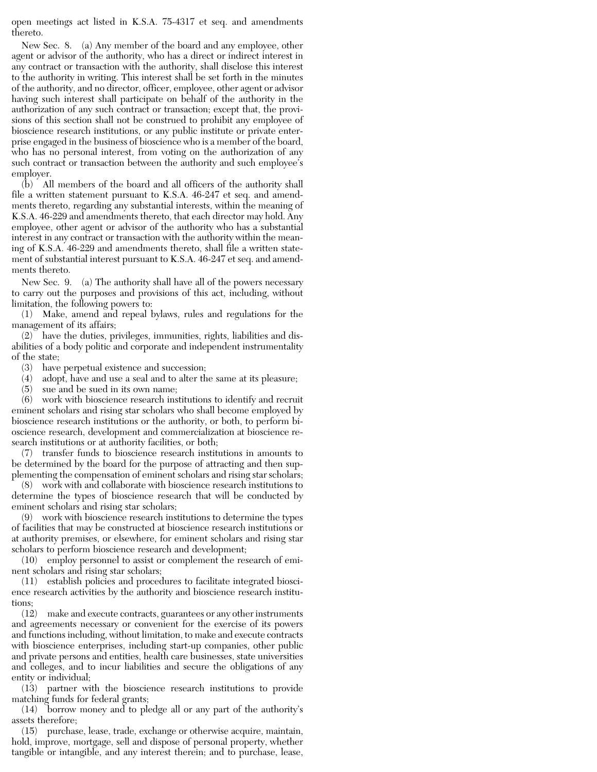open meetings act listed in K.S.A. 75-4317 et seq. and amendments thereto.

New Sec. 8. (a) Any member of the board and any employee, other agent or advisor of the authority, who has a direct or indirect interest in any contract or transaction with the authority, shall disclose this interest to the authority in writing. This interest shall be set forth in the minutes of the authority, and no director, officer, employee, other agent or advisor having such interest shall participate on behalf of the authority in the authorization of any such contract or transaction; except that, the provisions of this section shall not be construed to prohibit any employee of bioscience research institutions, or any public institute or private enterprise engaged in the business of bioscience who is a member of the board, who has no personal interest, from voting on the authorization of any such contract or transaction between the authority and such employee's employer.

(b) All members of the board and all officers of the authority shall file a written statement pursuant to K.S.A. 46-247 et seq. and amendments thereto, regarding any substantial interests, within the meaning of K.S.A. 46-229 and amendments thereto, that each director may hold. Any employee, other agent or advisor of the authority who has a substantial interest in any contract or transaction with the authority within the meaning of K.S.A. 46-229 and amendments thereto, shall file a written statement of substantial interest pursuant to K.S.A. 46-247 et seq. and amendments thereto.

New Sec. 9. (a) The authority shall have all of the powers necessary to carry out the purposes and provisions of this act, including, without limitation, the following powers to:

(1) Make, amend and repeal bylaws, rules and regulations for the management of its affairs;

(2) have the duties, privileges, immunities, rights, liabilities and disabilities of a body politic and corporate and independent instrumentality of the state;

(3) have perpetual existence and succession;

(4) adopt, have and use a seal and to alter the same at its pleasure;

(5) sue and be sued in its own name;

(6) work with bioscience research institutions to identify and recruit eminent scholars and rising star scholars who shall become employed by bioscience research institutions or the authority, or both, to perform bioscience research, development and commercialization at bioscience research institutions or at authority facilities, or both;

(7) transfer funds to bioscience research institutions in amounts to be determined by the board for the purpose of attracting and then supplementing the compensation of eminent scholars and rising star scholars;

(8) work with and collaborate with bioscience research institutions to determine the types of bioscience research that will be conducted by eminent scholars and rising star scholars;

(9) work with bioscience research institutions to determine the types of facilities that may be constructed at bioscience research institutions or at authority premises, or elsewhere, for eminent scholars and rising star scholars to perform bioscience research and development;

(10) employ personnel to assist or complement the research of eminent scholars and rising star scholars;

(11) establish policies and procedures to facilitate integrated bioscience research activities by the authority and bioscience research institutions;

(12) make and execute contracts, guarantees or any other instruments and agreements necessary or convenient for the exercise of its powers and functions including, without limitation, to make and execute contracts with bioscience enterprises, including start-up companies, other public and private persons and entities, health care businesses, state universities and colleges, and to incur liabilities and secure the obligations of any entity or individual;

(13) partner with the bioscience research institutions to provide matching funds for federal grants;

(14) borrow money and to pledge all or any part of the authority's assets therefore;

(15) purchase, lease, trade, exchange or otherwise acquire, maintain, hold, improve, mortgage, sell and dispose of personal property, whether tangible or intangible, and any interest therein; and to purchase, lease,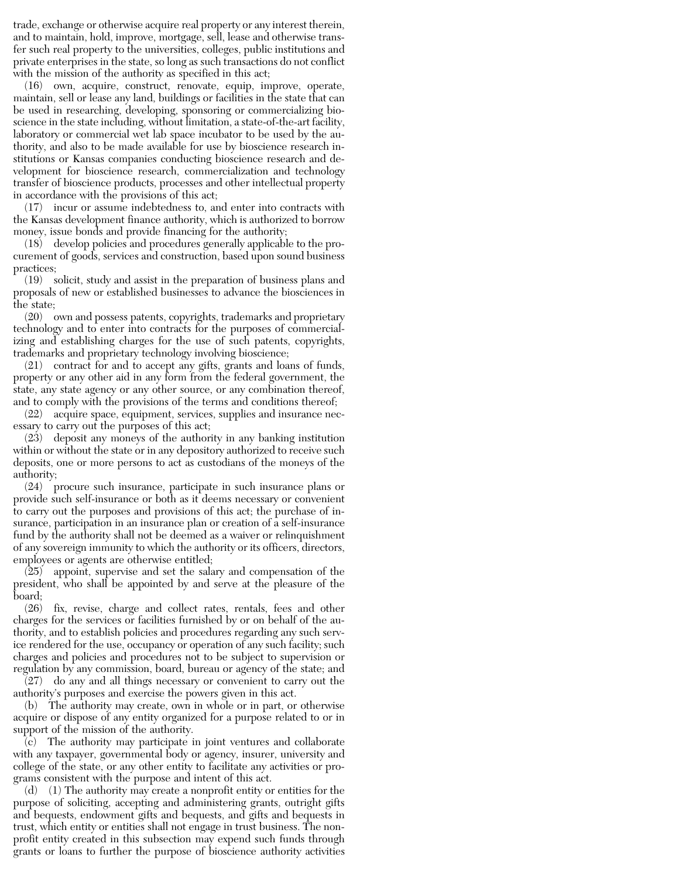trade, exchange or otherwise acquire real property or any interest therein, and to maintain, hold, improve, mortgage, sell, lease and otherwise transfer such real property to the universities, colleges, public institutions and private enterprises in the state, so long as such transactions do not conflict with the mission of the authority as specified in this act;

(16) own, acquire, construct, renovate, equip, improve, operate, maintain, sell or lease any land, buildings or facilities in the state that can be used in researching, developing, sponsoring or commercializing bioscience in the state including, without limitation, a state-of-the-art facility, laboratory or commercial wet lab space incubator to be used by the authority, and also to be made available for use by bioscience research institutions or Kansas companies conducting bioscience research and development for bioscience research, commercialization and technology transfer of bioscience products, processes and other intellectual property in accordance with the provisions of this act;

(17) incur or assume indebtedness to, and enter into contracts with the Kansas development finance authority, which is authorized to borrow money, issue bonds and provide financing for the authority;

(18) develop policies and procedures generally applicable to the procurement of goods, services and construction, based upon sound business practices;

(19) solicit, study and assist in the preparation of business plans and proposals of new or established businesses to advance the biosciences in the state;

(20) own and possess patents, copyrights, trademarks and proprietary technology and to enter into contracts for the purposes of commercializing and establishing charges for the use of such patents, copyrights, trademarks and proprietary technology involving bioscience;

(21) contract for and to accept any gifts, grants and loans of funds, property or any other aid in any form from the federal government, the state, any state agency or any other source, or any combination thereof, and to comply with the provisions of the terms and conditions thereof;

(22) acquire space, equipment, services, supplies and insurance necessary to carry out the purposes of this act;

(23) deposit any moneys of the authority in any banking institution within or without the state or in any depository authorized to receive such deposits, one or more persons to act as custodians of the moneys of the authority;

(24) procure such insurance, participate in such insurance plans or provide such self-insurance or both as it deems necessary or convenient to carry out the purposes and provisions of this act; the purchase of insurance, participation in an insurance plan or creation of a self-insurance fund by the authority shall not be deemed as a waiver or relinquishment of any sovereign immunity to which the authority or its officers, directors, employees or agents are otherwise entitled;

(25) appoint, supervise and set the salary and compensation of the president, who shall be appointed by and serve at the pleasure of the board;

(26) fix, revise, charge and collect rates, rentals, fees and other charges for the services or facilities furnished by or on behalf of the authority, and to establish policies and procedures regarding any such service rendered for the use, occupancy or operation of any such facility; such charges and policies and procedures not to be subject to supervision or regulation by any commission, board, bureau or agency of the state; and

(27) do any and all things necessary or convenient to carry out the authority's purposes and exercise the powers given in this act.

(b) The authority may create, own in whole or in part, or otherwise acquire or dispose of any entity organized for a purpose related to or in support of the mission of the authority.

(c) The authority may participate in joint ventures and collaborate with any taxpayer, governmental body or agency, insurer, university and college of the state, or any other entity to facilitate any activities or programs consistent with the purpose and intent of this act.

(d) (1) The authority may create a nonprofit entity or entities for the purpose of soliciting, accepting and administering grants, outright gifts and bequests, endowment gifts and bequests, and gifts and bequests in trust, which entity or entities shall not engage in trust business. The nonprofit entity created in this subsection may expend such funds through grants or loans to further the purpose of bioscience authority activities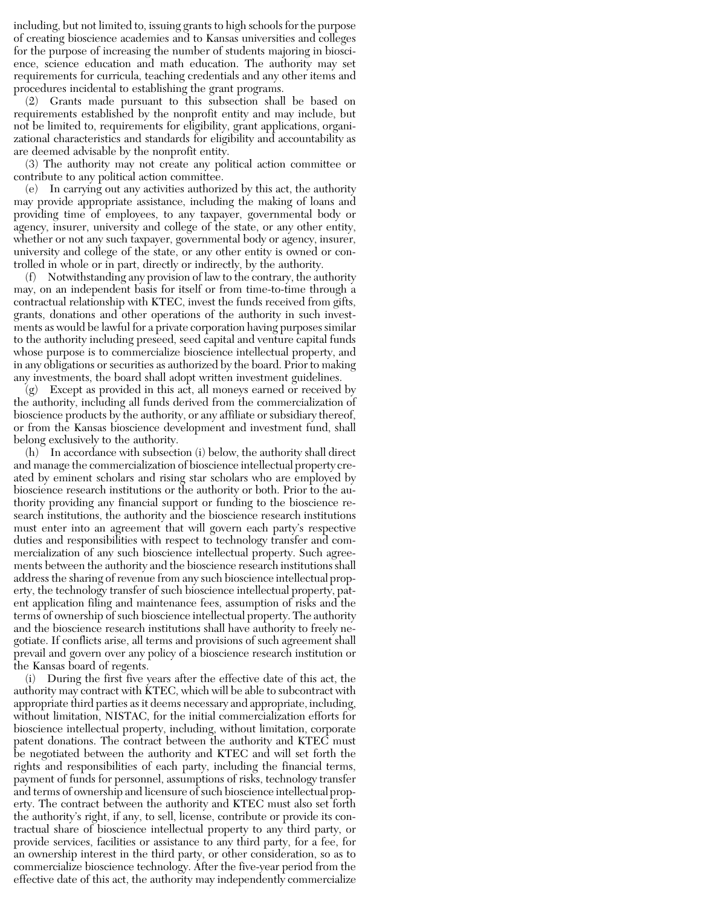including, but not limited to, issuing grants to high schools for the purpose of creating bioscience academies and to Kansas universities and colleges for the purpose of increasing the number of students majoring in bioscience, science education and math education. The authority may set requirements for curricula, teaching credentials and any other items and procedures incidental to establishing the grant programs.

(2) Grants made pursuant to this subsection shall be based on requirements established by the nonprofit entity and may include, but not be limited to, requirements for eligibility, grant applications, organizational characteristics and standards for eligibility and accountability as are deemed advisable by the nonprofit entity.

(3) The authority may not create any political action committee or contribute to any political action committee.

(e) In carrying out any activities authorized by this act, the authority may provide appropriate assistance, including the making of loans and providing time of employees, to any taxpayer, governmental body or agency, insurer, university and college of the state, or any other entity, whether or not any such taxpayer, governmental body or agency, insurer, university and college of the state, or any other entity is owned or controlled in whole or in part, directly or indirectly, by the authority.

(f) Notwithstanding any provision of law to the contrary, the authority may, on an independent basis for itself or from time-to-time through a contractual relationship with KTEC, invest the funds received from gifts, grants, donations and other operations of the authority in such investments as would be lawful for a private corporation having purposes similar to the authority including preseed, seed capital and venture capital funds whose purpose is to commercialize bioscience intellectual property, and in any obligations or securities as authorized by the board. Prior to making any investments, the board shall adopt written investment guidelines.

(g) Except as provided in this act, all moneys earned or received by the authority, including all funds derived from the commercialization of bioscience products by the authority, or any affiliate or subsidiary thereof, or from the Kansas bioscience development and investment fund, shall belong exclusively to the authority.

(h) In accordance with subsection (i) below, the authority shall direct and manage the commercialization of bioscience intellectual property created by eminent scholars and rising star scholars who are employed by bioscience research institutions or the authority or both. Prior to the authority providing any financial support or funding to the bioscience research institutions, the authority and the bioscience research institutions must enter into an agreement that will govern each party's respective duties and responsibilities with respect to technology transfer and commercialization of any such bioscience intellectual property. Such agreements between the authority and the bioscience research institutions shall address the sharing of revenue from any such bioscience intellectual property, the technology transfer of such bioscience intellectual property, patent application filing and maintenance fees, assumption of risks and the terms of ownership of such bioscience intellectual property. The authority and the bioscience research institutions shall have authority to freely negotiate. If conflicts arise, all terms and provisions of such agreement shall prevail and govern over any policy of a bioscience research institution or the Kansas board of regents.

(i) During the first five years after the effective date of this act, the authority may contract with KTEC, which will be able to subcontract with appropriate third parties as it deems necessary and appropriate, including, without limitation, NISTAC, for the initial commercialization efforts for bioscience intellectual property, including, without limitation, corporate patent donations. The contract between the authority and KTEC must be negotiated between the authority and KTEC and will set forth the rights and responsibilities of each party, including the financial terms, payment of funds for personnel, assumptions of risks, technology transfer and terms of ownership and licensure of such bioscience intellectual property. The contract between the authority and KTEC must also set forth the authority's right, if any, to sell, license, contribute or provide its contractual share of bioscience intellectual property to any third party, or provide services, facilities or assistance to any third party, for a fee, for an ownership interest in the third party, or other consideration, so as to commercialize bioscience technology. After the five-year period from the effective date of this act, the authority may independently commercialize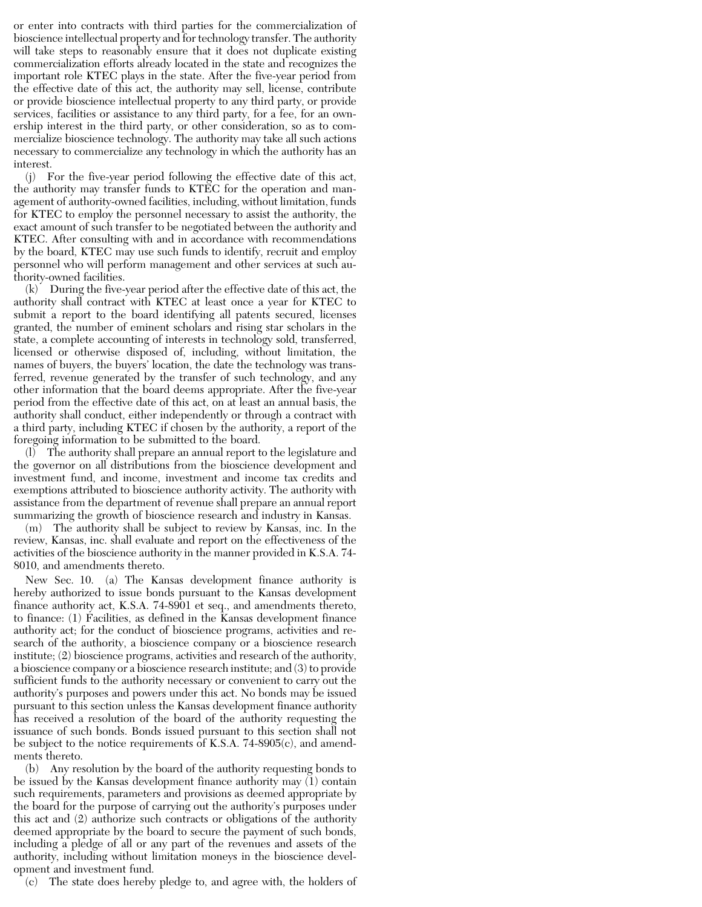or enter into contracts with third parties for the commercialization of bioscience intellectual property and for technology transfer. The authority will take steps to reasonably ensure that it does not duplicate existing commercialization efforts already located in the state and recognizes the important role KTEC plays in the state. After the five-year period from the effective date of this act, the authority may sell, license, contribute or provide bioscience intellectual property to any third party, or provide services, facilities or assistance to any third party, for a fee, for an ownership interest in the third party, or other consideration, so as to commercialize bioscience technology. The authority may take all such actions necessary to commercialize any technology in which the authority has an interest.

(j) For the five-year period following the effective date of this act, the authority may transfer funds to KTEC for the operation and management of authority-owned facilities, including, without limitation, funds for KTEC to employ the personnel necessary to assist the authority, the exact amount of such transfer to be negotiated between the authority and KTEC. After consulting with and in accordance with recommendations by the board, KTEC may use such funds to identify, recruit and employ personnel who will perform management and other services at such authority-owned facilities.

(k) During the five-year period after the effective date of this act, the authority shall contract with KTEC at least once a year for KTEC to submit a report to the board identifying all patents secured, licenses granted, the number of eminent scholars and rising star scholars in the state, a complete accounting of interests in technology sold, transferred, licensed or otherwise disposed of, including, without limitation, the names of buyers, the buyers' location, the date the technology was transferred, revenue generated by the transfer of such technology, and any other information that the board deems appropriate. After the five-year period from the effective date of this act, on at least an annual basis, the authority shall conduct, either independently or through a contract with a third party, including KTEC if chosen by the authority, a report of the foregoing information to be submitted to the board.

(l) The authority shall prepare an annual report to the legislature and the governor on all distributions from the bioscience development and investment fund, and income, investment and income tax credits and exemptions attributed to bioscience authority activity. The authority with assistance from the department of revenue shall prepare an annual report summarizing the growth of bioscience research and industry in Kansas.

(m) The authority shall be subject to review by Kansas, inc. In the review, Kansas, inc. shall evaluate and report on the effectiveness of the activities of the bioscience authority in the manner provided in K.S.A. 74-8010, and amendments thereto.

New Sec. 10. (a) The Kansas development finance authority is hereby authorized to issue bonds pursuant to the Kansas development finance authority act, K.S.A. 74-8901 et seq., and amendments thereto, to finance: (1) Facilities, as defined in the Kansas development finance authority act, for the conduct of bioscience programs, activities and research of the authority, a bioscience company or a bioscience research institute; (2) bioscience programs, activities and research of the authority, a bioscience company or a bioscience research institute; and (3) to provide sufficient funds to the authority necessary or convenient to carry out the authority's purposes and powers under this act. No bonds may be issued pursuant to this section unless the Kansas development finance authority has received a resolution of the board of the authority requesting the issuance of such bonds. Bonds issued pursuant to this section shall not be subject to the notice requirements of K.S.A. 74-8905(c), and amendments thereto.

(b) Any resolution by the board of the authority requesting bonds to be issued by the Kansas development finance authority may (1) contain such requirements, parameters and provisions as deemed appropriate by the board for the purpose of carrying out the authority's purposes under this act and (2) authorize such contracts or obligations of the authority deemed appropriate by the board to secure the payment of such bonds, including a pledge of all or any part of the revenues and assets of the authority, including without limitation moneys in the bioscience development and investment fund.

(c) The state does hereby pledge to, and agree with, the holders of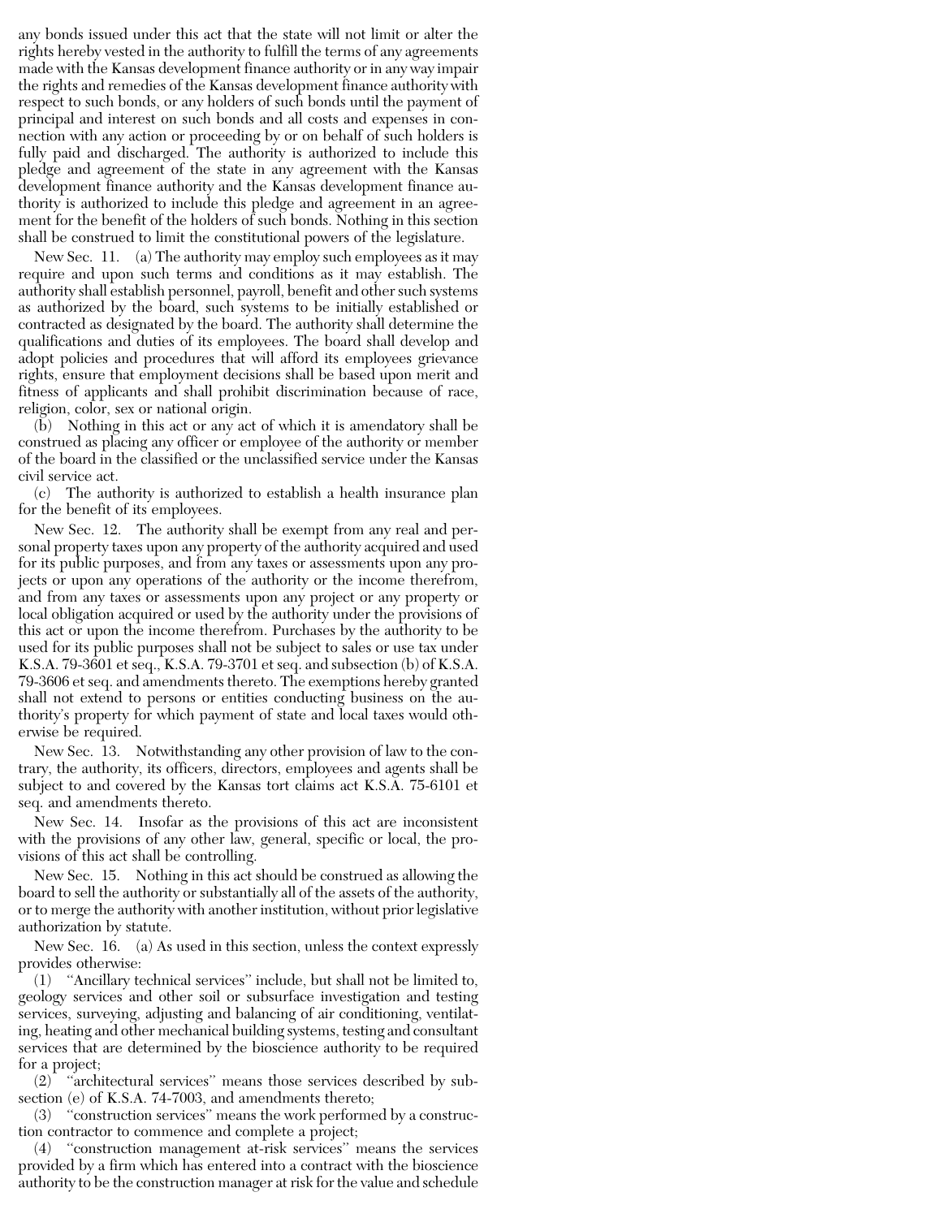any bonds issued under this act that the state will not limit or alter the rights hereby vested in the authority to fulfill the terms of any agreements made with the Kansas development finance authority or in any way impair the rights and remedies of the Kansas development finance authority with respect to such bonds, or any holders of such bonds until the payment of principal and interest on such bonds and all costs and expenses in connection with any action or proceeding by or on behalf of such holders is fully paid and discharged. The authority is authorized to include this pledge and agreement of the state in any agreement with the Kansas development finance authority and the Kansas development finance authority is authorized to include this pledge and agreement in an agreement for the benefit of the holders of such bonds. Nothing in this section shall be construed to limit the constitutional powers of the legislature.

New Sec. 11. (a) The authority may employ such employees as it may require and upon such terms and conditions as it may establish. The authority shall establish personnel, payroll, benefit and other such systems as authorized by the board, such systems to be initially established or contracted as designated by the board. The authority shall determine the qualifications and duties of its employees. The board shall develop and adopt policies and procedures that will afford its employees grievance rights, ensure that employment decisions shall be based upon merit and fitness of applicants and shall prohibit discrimination because of race, religion, color, sex or national origin.

(b) Nothing in this act or any act of which it is amendatory shall be construed as placing any officer or employee of the authority or member of the board in the classified or the unclassified service under the Kansas civil service act.

(c) The authority is authorized to establish a health insurance plan for the benefit of its employees.

New Sec. 12. The authority shall be exempt from any real and personal property taxes upon any property of the authority acquired and used for its public purposes, and from any taxes or assessments upon any projects or upon any operations of the authority or the income therefrom, and from any taxes or assessments upon any project or any property or local obligation acquired or used by the authority under the provisions of this act or upon the income therefrom. Purchases by the authority to be used for its public purposes shall not be subject to sales or use tax under K.S.A. 79-3601 et seq., K.S.A. 79-3701 et seq. and subsection (b) of K.S.A. 79-3606 et seq. and amendments thereto. The exemptions hereby granted shall not extend to persons or entities conducting business on the authority's property for which payment of state and local taxes would otherwise be required.

New Sec. 13. Notwithstanding any other provision of law to the contrary, the authority, its officers, directors, employees and agents shall be subject to and covered by the Kansas tort claims act K.S.A. 75-6101 et seq. and amendments thereto.

New Sec. 14. Insofar as the provisions of this act are inconsistent with the provisions of any other law, general, specific or local, the provisions of this act shall be controlling.

New Sec. 15. Nothing in this act should be construed as allowing the board to sell the authority or substantially all of the assets of the authority, or to merge the authority with another institution, without prior legislative authorization by statute.

New Sec. 16. (a) As used in this section, unless the context expressly provides otherwise:

(1) "Ancillary technical services" include, but shall not be limited to, geology services and other soil or subsurface investigation and testing services, surveying, adjusting and balancing of air conditioning, ventilating, heating and other mechanical building systems, testing and consultant services that are determined by the bioscience authority to be required for a project;

(2) "architectural services" means those services described by subsection (e) of K.S.A. 74-7003, and amendments thereto;

(3) "construction services" means the work performed by a construction contractor to commence and complete a project;

(4) "construction management at-risk services" means the services provided by a firm which has entered into a contract with the bioscience authority to be the construction manager at risk for the value and schedule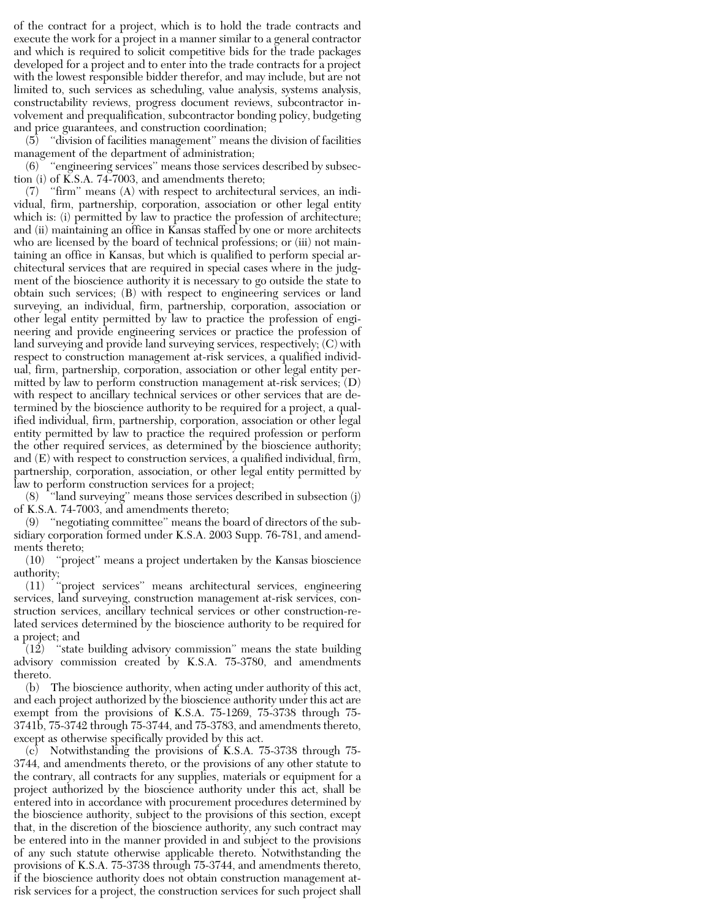of the contract for a project, which is to hold the trade contracts and execute the work for a project in a manner similar to a general contractor and which is required to solicit competitive bids for the trade packages developed for a project and to enter into the trade contracts for a project with the lowest responsible bidder therefor, and may include, but are not limited to, such services as scheduling, value analysis, systems analysis, constructability reviews, progress document reviews, subcontractor involvement and prequalification, subcontractor bonding policy, budgeting and price guarantees, and construction coordination;

(5) "division of facilities management" means the division of facilities management of the department of administration;

(6) "engineering services" means those services described by subsection (i) of K.S.A. 74-7003, and amendments thereto;

(7) "firm" means (A) with respect to architectural services, an individual, firm, partnership, corporation, association or other legal entity which is: (i) permitted by law to practice the profession of architecture; and (ii) maintaining an office in Kansas staffed by one or more architects who are licensed by the board of technical professions; or (iii) not maintaining an office in Kansas, but which is qualified to perform special architectural services that are required in special cases where in the judgment of the bioscience authority it is necessary to go outside the state to obtain such services; (B) with respect to engineering services or land surveying, an individual, firm, partnership, corporation, association or other legal entity permitted by law to practice the profession of engineering and provide engineering services or practice the profession of land surveying and provide land surveying services, respectively; (C) with respect to construction management at-risk services, a qualified individual, firm, partnership, corporation, association or other legal entity permitted by law to perform construction management at-risk services; (D) with respect to ancillary technical services or other services that are determined by the bioscience authority to be required for a project, a qualified individual, firm, partnership, corporation, association or other legal entity permitted by law to practice the required profession or perform the other required services, as determined by the bioscience authority; and (E) with respect to construction services, a qualified individual, firm, partnership, corporation, association, or other legal entity permitted by law to perform construction services for a project;

(8) "land surveying" means those services described in subsection (j) of K.S.A. 74-7003, and amendments thereto;

(9) "negotiating committee" means the board of directors of the subsidiary corporation formed under K.S.A. 2003 Supp. 76-781, and amendments thereto;

(10) "project" means a project undertaken by the Kansas bioscience authority;

(11) "project services" means architectural services, engineering services, land surveying, construction management at-risk services, construction services, ancillary technical services or other construction-related services determined by the bioscience authority to be required for a project; and

(12) "state building advisory commission" means the state building advisory commission created by K.S.A. 75-3780, and amendments thereto.

(b) The bioscience authority, when acting under authority of this act, and each project authorized by the bioscience authority under this act are exempt from the provisions of K.S.A. 75-1269, 75-3738 through 75-3741b, 75-3742 through 75-3744, and 75-3783, and amendments thereto, except as otherwise specifically provided by this act.

(c) Notwithstanding the provisions of K.S.A. 75-3738 through 75-3744, and amendments thereto, or the provisions of any other statute to the contrary, all contracts for any supplies, materials or equipment for a project authorized by the bioscience authority under this act, shall be entered into in accordance with procurement procedures determined by the bioscience authority, subject to the provisions of this section, except that, in the discretion of the bioscience authority, any such contract may be entered into in the manner provided in and subject to the provisions of any such statute otherwise applicable thereto. Notwithstanding the provisions of K.S.A. 75-3738 through 75-3744, and amendments thereto, if the bioscience authority does not obtain construction management at-risk services for a project, the construction services for such project shall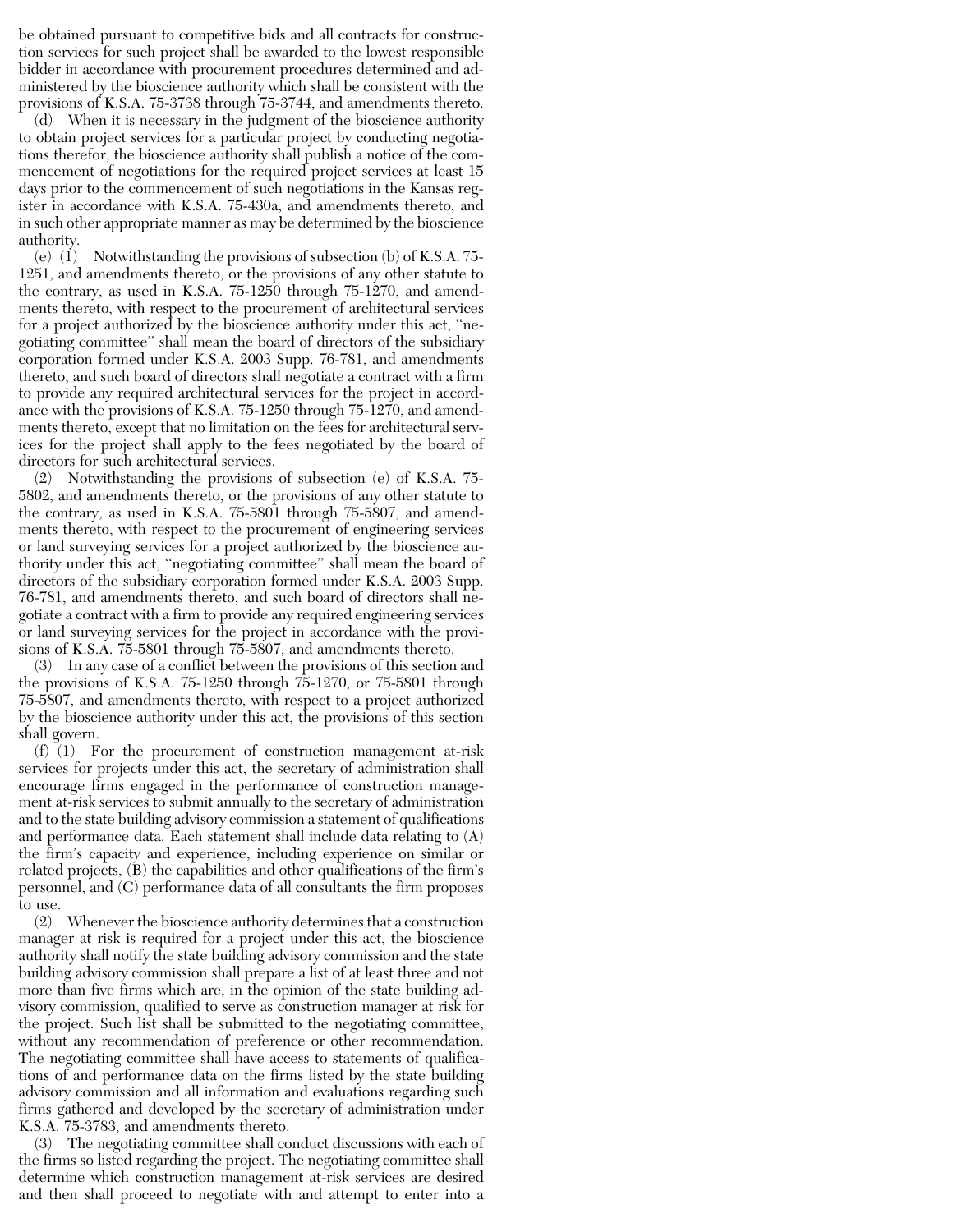be obtained pursuant to competitive bids and all contracts for construction services for such project shall be awarded to the lowest responsible bidder in accordance with procurement procedures determined and administered by the bioscience authority which shall be consistent with the provisions of K.S.A. 75-3738 through 75-3744, and amendments thereto.

(d) When it is necessary in the judgment of the bioscience authority to obtain project services for a particular project by conducting negotiations therefor, the bioscience authority shall publish a notice of the commencement of negotiations for the required project services at least 15 days prior to the commencement of such negotiations in the Kansas register in accordance with K.S.A. 75-430a, and amendments thereto, and in such other appropriate manner as may be determined by the bioscience authority.

(e) (1) Notwithstanding the provisions of subsection (b) of K.S.A. 75-1251, and amendments thereto, or the provisions of any other statute to the contrary, as used in K.S.A. 75-1250 through 75-1270, and amendments thereto, with respect to the procurement of architectural services for a project authorized by the bioscience authority under this act, "negotiating committee" shall mean the board of directors of the subsidiary corporation formed under K.S.A. 2003 Supp. 76-781, and amendments thereto, and such board of directors shall negotiate a contract with a firm to provide any required architectural services for the project in accordance with the provisions of K.S.A. 75-1250 through 75-1270, and amendments thereto, except that no limitation on the fees for architectural services for the project shall apply to the fees negotiated by the board of directors for such architectural services.

(2) Notwithstanding the provisions of subsection (e) of K.S.A. 75-5802, and amendments thereto, or the provisions of any other statute to the contrary, as used in K.S.A. 75-5801 through 75-5807, and amendments thereto, with respect to the procurement of engineering services or land surveying services for a project authorized by the bioscience authority under this act, "negotiating committee" shall mean the board of directors of the subsidiary corporation formed under K.S.A. 2003 Supp. 76-781, and amendments thereto, and such board of directors shall negotiate a contract with a firm to provide any required engineering services or land surveying services for the project in accordance with the provisions of K.S.A. 75-5801 through 75-5807, and amendments thereto.

(3) In any case of a conflict between the provisions of this section and the provisions of K.S.A. 75-1250 through 75-1270, or 75-5801 through 75-5807, and amendments thereto, with respect to a project authorized by the bioscience authority under this act, the provisions of this section shall govern.

(f) (1) For the procurement of construction management at-risk services for projects under this act, the secretary of administration shall encourage firms engaged in the performance of construction management at-risk services to submit annually to the secretary of administration and to the state building advisory commission a statement of qualifications and performance data. Each statement shall include data relating to (A) the firm's capacity and experience, including experience on similar or related projects, (B) the capabilities and other qualifications of the firm's personnel, and (C) performance data of all consultants the firm proposes to use.

(2) Whenever the bioscience authority determines that a construction manager at risk is required for a project under this act, the bioscience authority shall notify the state building advisory commission and the state building advisory commission shall prepare a list of at least three and not more than five firms which are, in the opinion of the state building advisory commission, qualified to serve as construction manager at risk for the project. Such list shall be submitted to the negotiating committee, without any recommendation of preference or other recommendation. The negotiating committee shall have access to statements of qualifications of and performance data on the firms listed by the state building advisory commission and all information and evaluations regarding such firms gathered and developed by the secretary of administration under K.S.A. 75-3783, and amendments thereto.

(3) The negotiating committee shall conduct discussions with each of the firms so listed regarding the project. The negotiating committee shall determine which construction management at-risk services are desired and then shall proceed to negotiate with and attempt to enter into a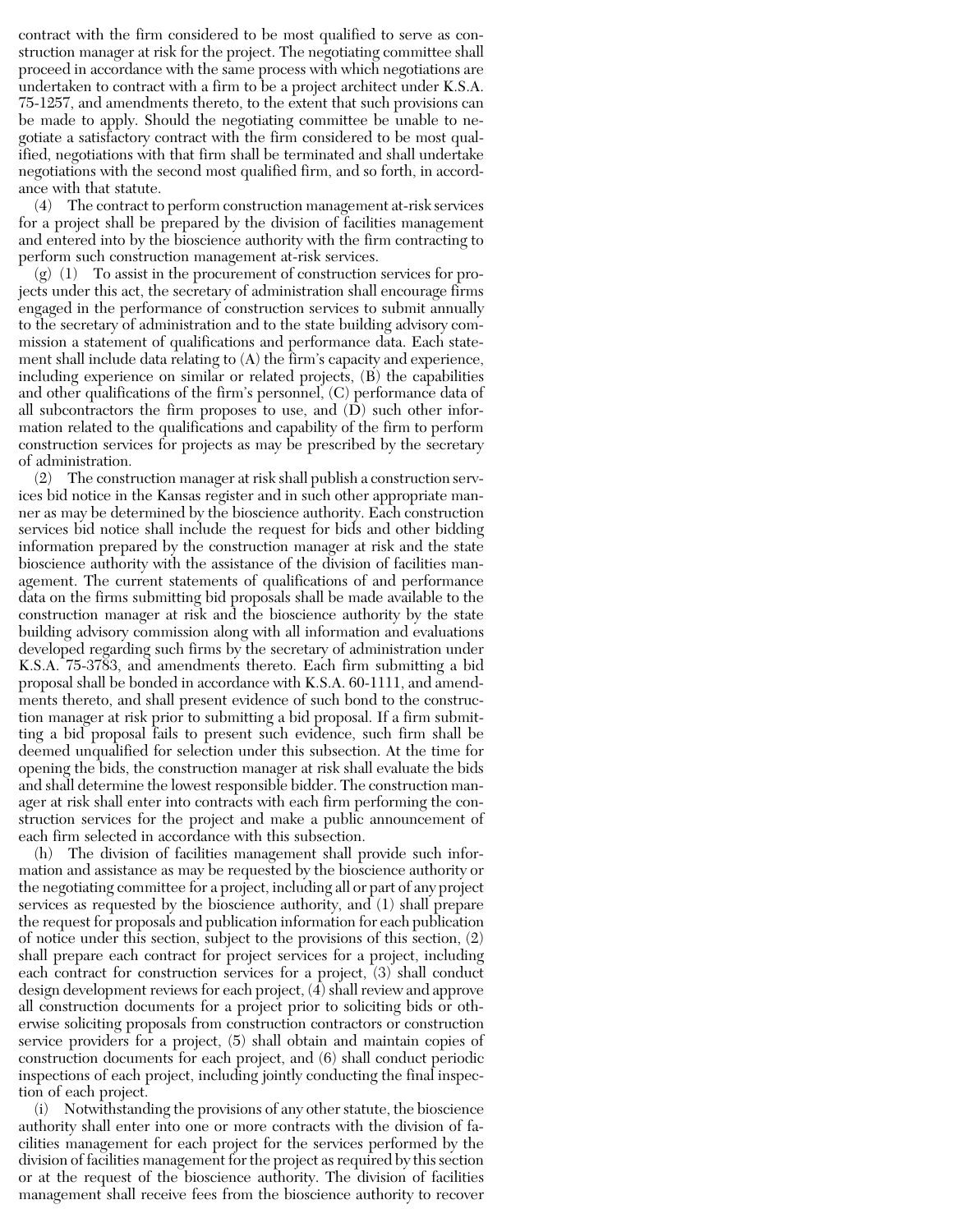contract with the firm considered to be most qualified to serve as construction manager at risk for the project. The negotiating committee shall proceed in accordance with the same process with which negotiations are undertaken to contract with a firm to be a project architect under K.S.A. 75-1257, and amendments thereto, to the extent that such provisions can be made to apply. Should the negotiating committee be unable to negotiate a satisfactory contract with the firm considered to be most qualified, negotiations with that firm shall be terminated and shall undertake negotiations with the second most qualified firm, and so forth, in accordance with that statute.

(4) The contract to perform construction management at-risk services for a project shall be prepared by the division of facilities management and entered into by the bioscience authority with the firm contracting to perform such construction management at-risk services.

(g) (1) To assist in the procurement of construction services for projects under this act, the secretary of administration shall encourage firms engaged in the performance of construction services to submit annually to the secretary of administration and to the state building advisory commission a statement of qualifications and performance data. Each statement shall include data relating to (A) the firm's capacity and experience, including experience on similar or related projects, (B) the capabilities and other qualifications of the firm's personnel, (C) performance data of all subcontractors the firm proposes to use, and (D) such other information related to the qualifications and capability of the firm to perform construction services for projects as may be prescribed by the secretary of administration.

(2) The construction manager at risk shall publish a construction services bid notice in the Kansas register and in such other appropriate manner as may be determined by the bioscience authority. Each construction services bid notice shall include the request for bids and other bidding information prepared by the construction manager at risk and the state bioscience authority with the assistance of the division of facilities management. The current statements of qualifications of and performance data on the firms submitting bid proposals shall be made available to the construction manager at risk and the bioscience authority by the state building advisory commission along with all information and evaluations developed regarding such firms by the secretary of administration under K.S.A. 75-3783, and amendments thereto. Each firm submitting a bid proposal shall be bonded in accordance with K.S.A. 60-1111, and amendments thereto, and shall present evidence of such bond to the construction manager at risk prior to submitting a bid proposal. If a firm submitting a bid proposal fails to present such evidence, such firm shall be deemed unqualified for selection under this subsection. At the time for opening the bids, the construction manager at risk shall evaluate the bids and shall determine the lowest responsible bidder. The construction manager at risk shall enter into contracts with each firm performing the construction services for the project and make a public announcement of each firm selected in accordance with this subsection.

(h) The division of facilities management shall provide such information and assistance as may be requested by the bioscience authority or the negotiating committee for a project, including all or part of any project services as requested by the bioscience authority, and (1) shall prepare the request for proposals and publication information for each publication of notice under this section, subject to the provisions of this section, (2) shall prepare each contract for project services for a project, including each contract for construction services for a project, (3) shall conduct design development reviews for each project, (4) shall review and approve all construction documents for a project prior to soliciting bids or otherwise soliciting proposals from construction contractors or construction service providers for a project, (5) shall obtain and maintain copies of construction documents for each project, and (6) shall conduct periodic inspections of each project, including jointly conducting the final inspection of each project.

(i) Notwithstanding the provisions of any other statute, the bioscience authority shall enter into one or more contracts with the division of facilities management for each project for the services performed by the division of facilities management for the project as required by this section or at the request of the bioscience authority. The division of facilities management shall receive fees from the bioscience authority to recover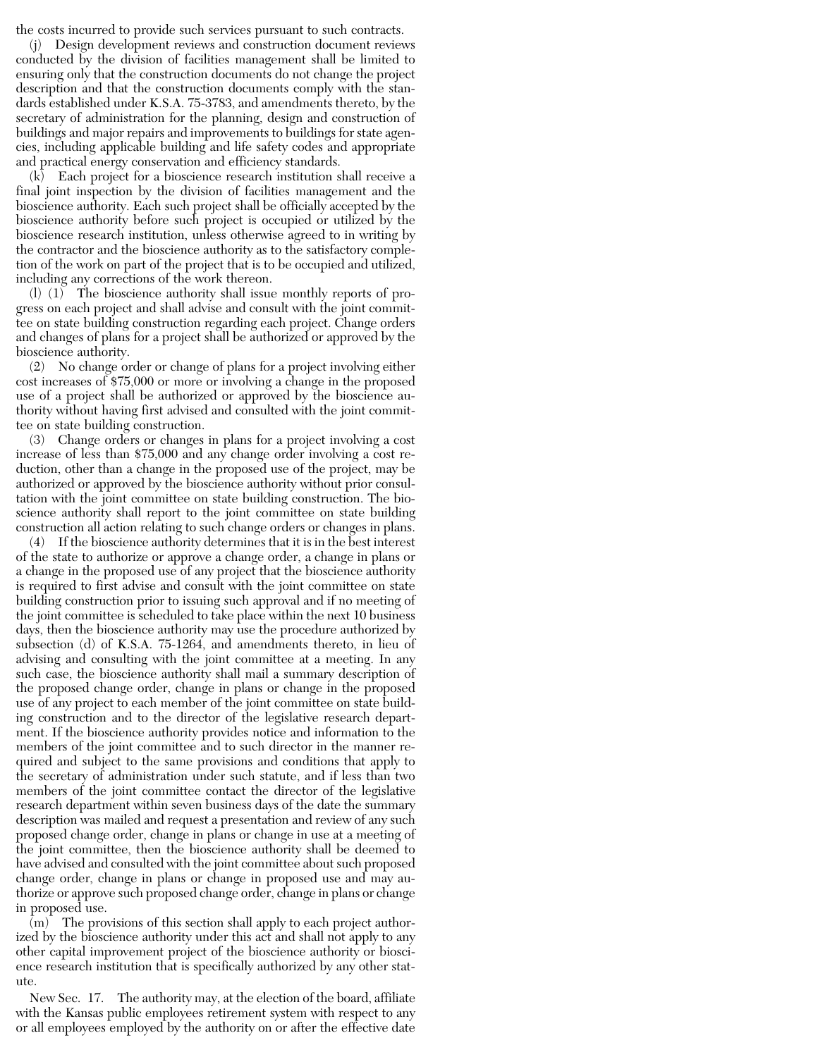the costs incurred to provide such services pursuant to such contracts.

(j) Design development reviews and construction document reviews conducted by the division of facilities management shall be limited to ensuring only that the construction documents do not change the project description and that the construction documents comply with the standards established under K.S.A. 75-3783, and amendments thereto, by the secretary of administration for the planning, design and construction of buildings and major repairs and improvements to buildings for state agencies, including applicable building and life safety codes and appropriate and practical energy conservation and efficiency standards.

(k) Each project for a bioscience research institution shall receive a final joint inspection by the division of facilities management and the bioscience authority. Each such project shall be officially accepted by the bioscience authority before such project is occupied or utilized by the bioscience research institution, unless otherwise agreed to in writing by the contractor and the bioscience authority as to the satisfactory completion of the work on part of the project that is to be occupied and utilized, including any corrections of the work thereon.

(l) (1) The bioscience authority shall issue monthly reports of progress on each project and shall advise and consult with the joint committee on state building construction regarding each project. Change orders and changes of plans for a project shall be authorized or approved by the bioscience authority.

(2) No change order or change of plans for a project involving either cost increases of $75,000 or more or involving a change in the proposed use of a project shall be authorized or approved by the bioscience authority without having first advised and consulted with the joint committee on state building construction.

(3) Change orders or changes in plans for a project involving a cost increase of less than $75,000 and any change order involving a cost reduction, other than a change in the proposed use of the project, may be authorized or approved by the bioscience authority without prior consultation with the joint committee on state building construction. The bioscience authority shall report to the joint committee on state building construction all action relating to such change orders or changes in plans.

(4) If the bioscience authority determines that it is in the best interest of the state to authorize or approve a change order, a change in plans or a change in the proposed use of any project that the bioscience authority is required to first advise and consult with the joint committee on state building construction prior to issuing such approval and if no meeting of the joint committee is scheduled to take place within the next 10 business days, then the bioscience authority may use the procedure authorized by subsection (d) of K.S.A. 75-1264, and amendments thereto, in lieu of advising and consulting with the joint committee at a meeting. In any such case, the bioscience authority shall mail a summary description of the proposed change order, change in plans or change in the proposed use of any project to each member of the joint committee on state building construction and to the director of the legislative research department. If the bioscience authority provides notice and information to the members of the joint committee and to such director in the manner required and subject to the same provisions and conditions that apply to the secretary of administration under such statute, and if less than two members of the joint committee contact the director of the legislative research department within seven business days of the date the summary description was mailed and request a presentation and review of any such proposed change order, change in plans or change in use at a meeting of the joint committee, then the bioscience authority shall be deemed to have advised and consulted with the joint committee about such proposed change order, change in plans or change in proposed use and may authorize or approve such proposed change order, change in plans or change in proposed use.

(m) The provisions of this section shall apply to each project authorized by the bioscience authority under this act and shall not apply to any other capital improvement project of the bioscience authority or bioscience research institution that is specifically authorized by any other statute.

New Sec. 17. The authority may, at the election of the board, affiliate with the Kansas public employees retirement system with respect to any or all employees employed by the authority on or after the effective date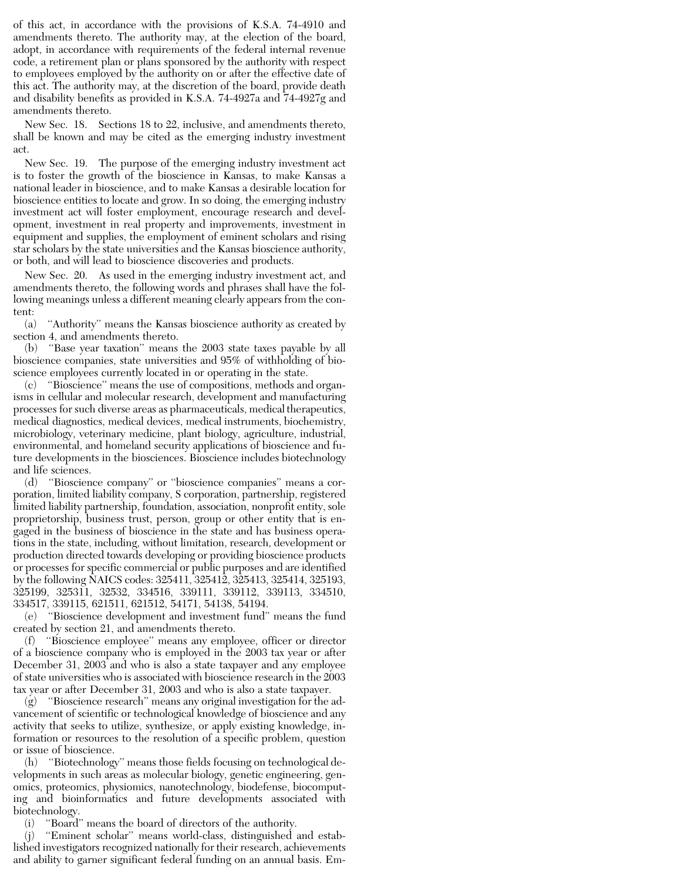of this act, in accordance with the provisions of K.S.A. 74-4910 and amendments thereto. The authority may, at the election of the board, adopt, in accordance with requirements of the federal internal revenue code, a retirement plan or plans sponsored by the authority with respect to employees employed by the authority on or after the effective date of this act. The authority may, at the discretion of the board, provide death and disability benefits as provided in K.S.A. 74-4927a and 74-4927g and amendments thereto.

New Sec. 18. Sections 18 to 22, inclusive, and amendments thereto, shall be known and may be cited as the emerging industry investment act.

New Sec. 19. The purpose of the emerging industry investment act is to foster the growth of the bioscience in Kansas, to make Kansas a national leader in bioscience, and to make Kansas a desirable location for bioscience entities to locate and grow. In so doing, the emerging industry investment act will foster employment, encourage research and development, investment in real property and improvements, investment in equipment and supplies, the employment of eminent scholars and rising star scholars by the state universities and the Kansas bioscience authority, or both, and will lead to bioscience discoveries and products.

New Sec. 20. As used in the emerging industry investment act, and amendments thereto, the following words and phrases shall have the following meanings unless a different meaning clearly appears from the content:

(a) ''Authority'' means the Kansas bioscience authority as created by section 4, and amendments thereto.

(b) ''Base year taxation'' means the 2003 state taxes payable by all bioscience companies, state universities and 95% of withholding of bioscience employees currently located in or operating in the state.

(c) ''Bioscience'' means the use of compositions, methods and organisms in cellular and molecular research, development and manufacturing processes for such diverse areas as pharmaceuticals, medical therapeutics, medical diagnostics, medical devices, medical instruments, biochemistry, microbiology, veterinary medicine, plant biology, agriculture, industrial, environmental, and homeland security applications of bioscience and future developments in the biosciences. Bioscience includes biotechnology and life sciences.

(d) ''Bioscience company'' or ''bioscience companies'' means a corporation, limited liability company, S corporation, partnership, registered limited liability partnership, foundation, association, nonprofit entity, sole proprietorship, business trust, person, group or other entity that is engaged in the business of bioscience in the state and has business operations in the state, including, without limitation, research, development or production directed towards developing or providing bioscience products or processes for specific commercial or public purposes and are identified by the following NAICS codes: 325411, 325412, 325413, 325414, 325193, 325199, 325311, 32532, 334516, 339111, 339112, 339113, 334510, 334517, 339115, 621511, 621512, 54171, 54138, 54194.

(e) ''Bioscience development and investment fund'' means the fund created by section 21, and amendments thereto.

(f) ''Bioscience employee'' means any employee, officer or director of a bioscience company who is employed in the 2003 tax year or after December 31, 2003 and who is also a state taxpayer and any employee of state universities who is associated with bioscience research in the 2003 tax year or after December 31, 2003 and who is also a state taxpayer.

(g) ''Bioscience research'' means any original investigation for the advancement of scientific or technological knowledge of bioscience and any activity that seeks to utilize, synthesize, or apply existing knowledge, information or resources to the resolution of a specific problem, question or issue of bioscience.

(h) ''Biotechnology'' means those fields focusing on technological developments in such areas as molecular biology, genetic engineering, genomics, proteomics, physiomics, nanotechnology, biodefense, biocomputing and bioinformatics and future developments associated with biotechnology.

(i) ''Board'' means the board of directors of the authority.

(j) ''Eminent scholar'' means world-class, distinguished and established investigators recognized nationally for their research, achievements and ability to garner significant federal funding on an annual basis. Em-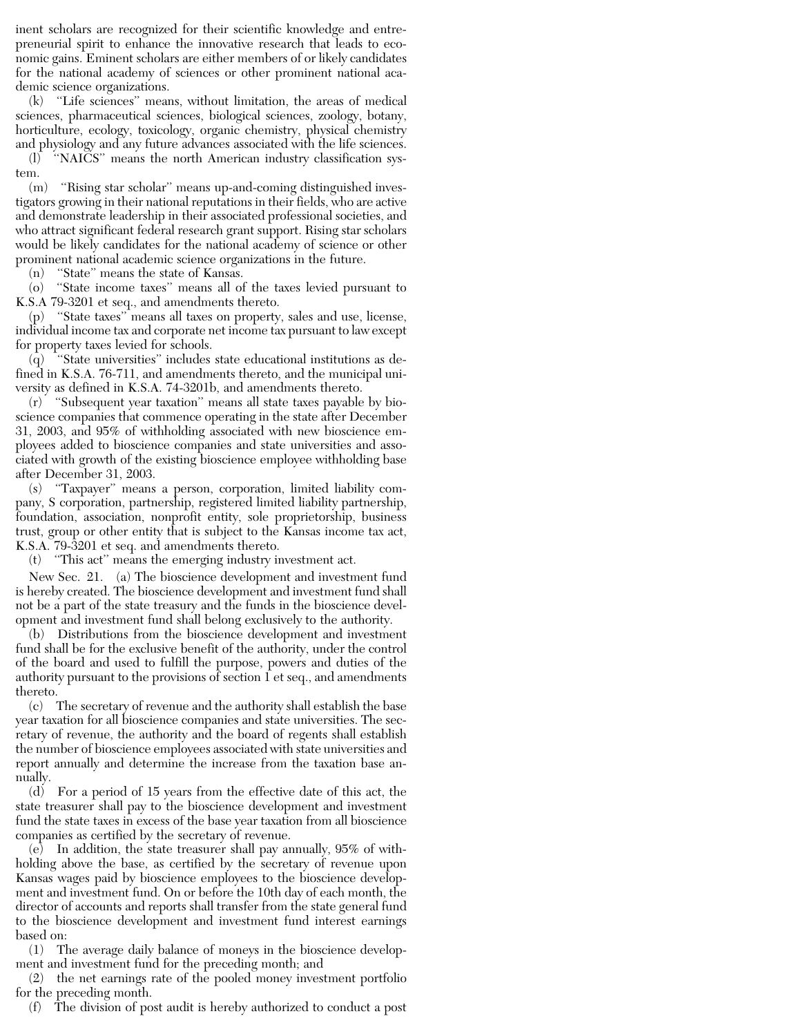inent scholars are recognized for their scientific knowledge and entrepreneurial spirit to enhance the innovative research that leads to economic gains. Eminent scholars are either members of or likely candidates for the national academy of sciences or other prominent national academic science organizations.

(k) "Life sciences" means, without limitation, the areas of medical sciences, pharmaceutical sciences, biological sciences, zoology, botany, horticulture, ecology, toxicology, organic chemistry, physical chemistry and physiology and any future advances associated with the life sciences.

(l) "NAICS" means the north American industry classification system.

(m) "Rising star scholar" means up-and-coming distinguished investigators growing in their national reputations in their fields, who are active and demonstrate leadership in their associated professional societies, and who attract significant federal research grant support. Rising star scholars would be likely candidates for the national academy of science or other prominent national academic science organizations in the future.

(n) "State" means the state of Kansas.

(o) "State income taxes" means all of the taxes levied pursuant to K.S.A 79-3201 et seq., and amendments thereto.

(p) "State taxes" means all taxes on property, sales and use, license, individual income tax and corporate net income tax pursuant to law except for property taxes levied for schools.

(q) "State universities" includes state educational institutions as defined in K.S.A. 76-711, and amendments thereto, and the municipal university as defined in K.S.A. 74-3201b, and amendments thereto.

(r) "Subsequent year taxation" means all state taxes payable by bioscience companies that commence operating in the state after December 31, 2003, and 95% of withholding associated with new bioscience employees added to bioscience companies and state universities and associated with growth of the existing bioscience employee withholding base after December 31, 2003.

(s) "Taxpayer" means a person, corporation, limited liability company, S corporation, partnership, registered limited liability partnership, foundation, association, nonprofit entity, sole proprietorship, business trust, group or other entity that is subject to the Kansas income tax act, K.S.A. 79-3201 et seq. and amendments thereto.

(t) "This act" means the emerging industry investment act.

New Sec. 21. (a) The bioscience development and investment fund is hereby created. The bioscience development and investment fund shall not be a part of the state treasury and the funds in the bioscience development and investment fund shall belong exclusively to the authority.

(b) Distributions from the bioscience development and investment fund shall be for the exclusive benefit of the authority, under the control of the board and used to fulfill the purpose, powers and duties of the authority pursuant to the provisions of section 1 et seq., and amendments thereto.

(c) The secretary of revenue and the authority shall establish the base year taxation for all bioscience companies and state universities. The secretary of revenue, the authority and the board of regents shall establish the number of bioscience employees associated with state universities and report annually and determine the increase from the taxation base annually.

(d) For a period of 15 years from the effective date of this act, the state treasurer shall pay to the bioscience development and investment fund the state taxes in excess of the base year taxation from all bioscience companies as certified by the secretary of revenue.

(e) In addition, the state treasurer shall pay annually, 95% of withholding above the base, as certified by the secretary of revenue upon Kansas wages paid by bioscience employees to the bioscience development and investment fund. On or before the 10th day of each month, the director of accounts and reports shall transfer from the state general fund to the bioscience development and investment fund interest earnings based on:

(1) The average daily balance of moneys in the bioscience development and investment fund for the preceding month; and

(2) the net earnings rate of the pooled money investment portfolio for the preceding month.

(f) The division of post audit is hereby authorized to conduct a post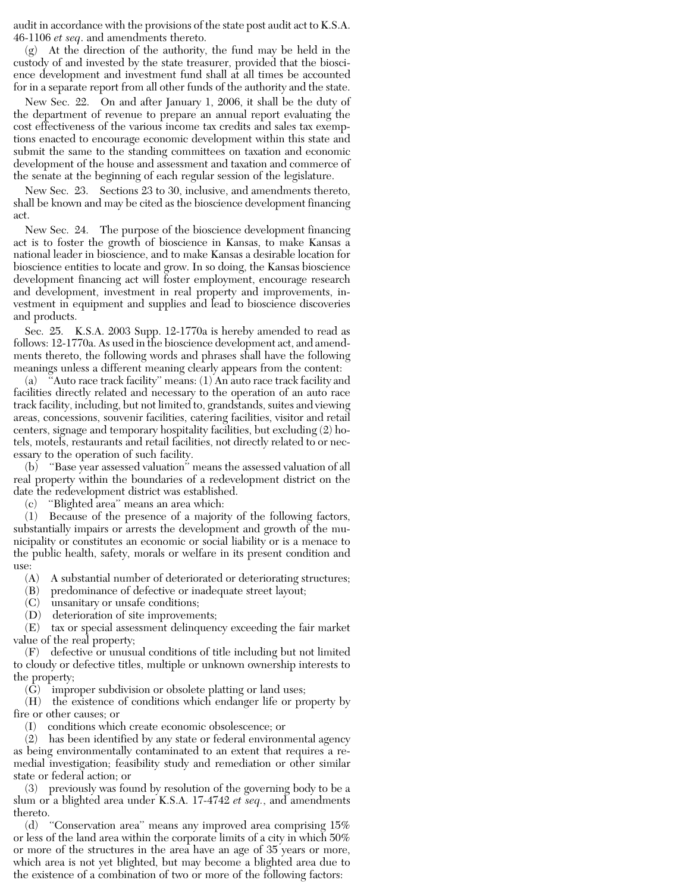audit in accordance with the provisions of the state post audit act to K.S.A. 46-1106 *et seq*. and amendments thereto.

(g) At the direction of the authority, the fund may be held in the custody of and invested by the state treasurer, provided that the bioscience development and investment fund shall at all times be accounted for in a separate report from all other funds of the authority and the state.

New Sec. 22. On and after January 1, 2006, it shall be the duty of the department of revenue to prepare an annual report evaluating the cost effectiveness of the various income tax credits and sales tax exemptions enacted to encourage economic development within this state and submit the same to the standing committees on taxation and economic development of the house and assessment and taxation and commerce of the senate at the beginning of each regular session of the legislature.

New Sec. 23. Sections 23 to 30, inclusive, and amendments thereto, shall be known and may be cited as the bioscience development financing act.

New Sec. 24. The purpose of the bioscience development financing act is to foster the growth of bioscience in Kansas, to make Kansas a national leader in bioscience, and to make Kansas a desirable location for bioscience entities to locate and grow. In so doing, the Kansas bioscience development financing act will foster employment, encourage research and development, investment in real property and improvements, investment in equipment and supplies and lead to bioscience discoveries and products.

Sec. 25. K.S.A. 2003 Supp. 12-1770a is hereby amended to read as follows: 12-1770a. As used in the bioscience development act, and amendments thereto, the following words and phrases shall have the following meanings unless a different meaning clearly appears from the content:

(a) "Auto race track facility" means: (1) An auto race track facility and facilities directly related and necessary to the operation of an auto race track facility, including, but not limited to, grandstands, suites and viewing areas, concessions, souvenir facilities, catering facilities, visitor and retail centers, signage and temporary hospitality facilities, but excluding (2) hotels, motels, restaurants and retail facilities, not directly related to or necessary to the operation of such facility.

(b) "Base year assessed valuation" means the assessed valuation of all real property within the boundaries of a redevelopment district on the date the redevelopment district was established.

(c) "Blighted area" means an area which:

(1) Because of the presence of a majority of the following factors, substantially impairs or arrests the development and growth of the municipality or constitutes an economic or social liability or is a menace to the public health, safety, morals or welfare in its present condition and use:

(A) A substantial number of deteriorated or deteriorating structures;

(B) predominance of defective or inadequate street layout;

(C) unsanitary or unsafe conditions;

(D) deterioration of site improvements;

(E) tax or special assessment delinquency exceeding the fair market value of the real property;

(F) defective or unusual conditions of title including but not limited to cloudy or defective titles, multiple or unknown ownership interests to the property;

(G) improper subdivision or obsolete platting or land uses;

(H) the existence of conditions which endanger life or property by fire or other causes; or

(I) conditions which create economic obsolescence; or

(2) has been identified by any state or federal environmental agency as being environmentally contaminated to an extent that requires a remedial investigation; feasibility study and remediation or other similar state or federal action; or

(3) previously was found by resolution of the governing body to be a slum or a blighted area under K.S.A. 17-4742 *et seq.*, and amendments thereto.

(d) "Conservation area" means any improved area comprising 15% or less of the land area within the corporate limits of a city in which 50% or more of the structures in the area have an age of 35 years or more, which area is not yet blighted, but may become a blighted area due to the existence of a combination of two or more of the following factors: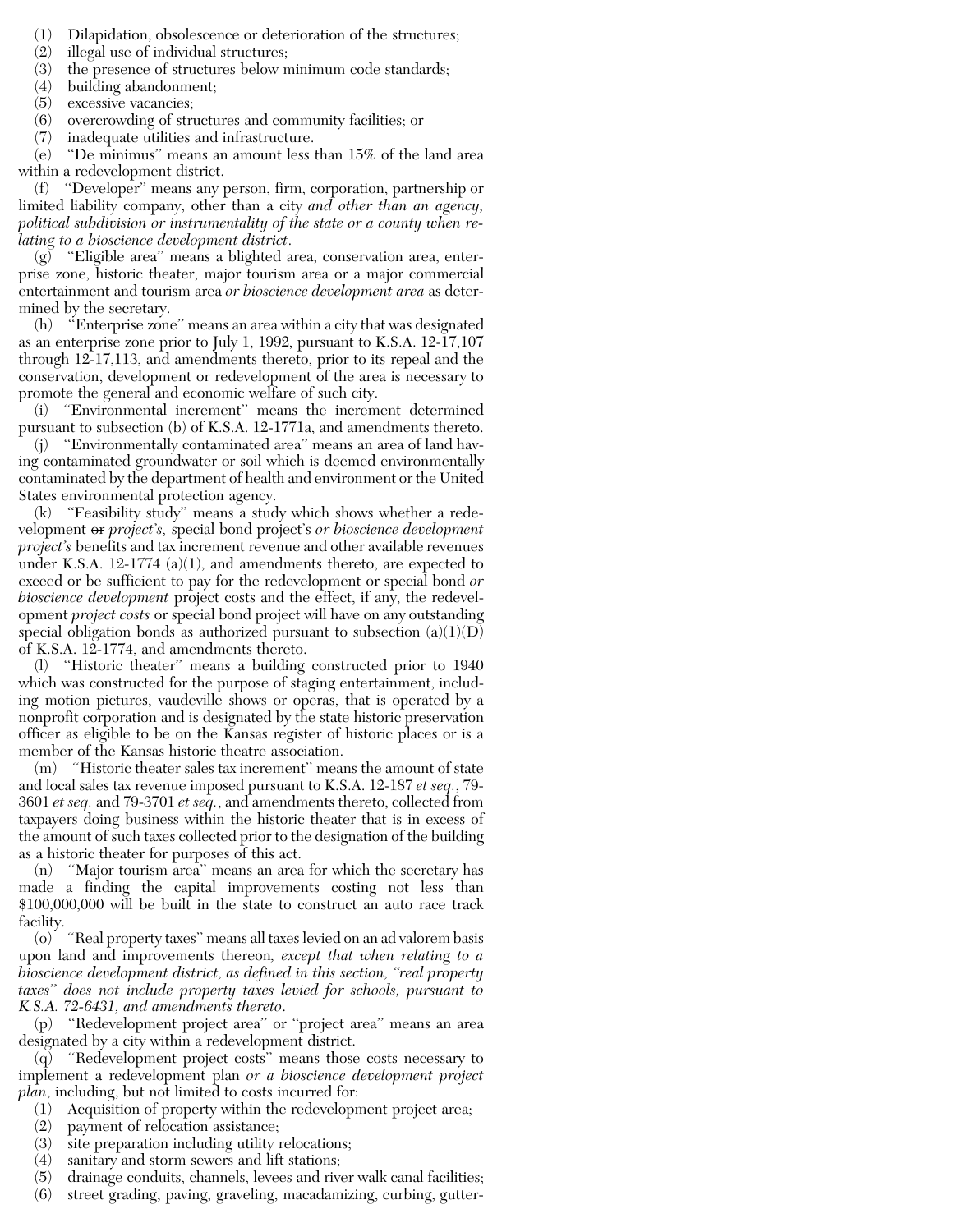(1) Dilapidation, obsolescence or deterioration of the structures;
(2) illegal use of individual structures;
(3) the presence of structures below minimum code standards;
(4) building abandonment;
(5) excessive vacancies;
(6) overcrowding of structures and community facilities; or
(7) inadequate utilities and infrastructure.

(e) "De minimus" means an amount less than 15% of the land area within a redevelopment district.

(f) "Developer" means any person, firm, corporation, partnership or limited liability company, other than a city *and other than an agency, political subdivision or instrumentality of the state or a county when relating to a bioscience development district*.

(g) "Eligible area" means a blighted area, conservation area, enterprise zone, historic theater, major tourism area or a major commercial entertainment and tourism area *or bioscience development area* as determined by the secretary.

(h) "Enterprise zone" means an area within a city that was designated as an enterprise zone prior to July 1, 1992, pursuant to K.S.A. 12-17,107 through 12-17,113, and amendments thereto, prior to its repeal and the conservation, development or redevelopment of the area is necessary to promote the general and economic welfare of such city.

(i) "Environmental increment" means the increment determined pursuant to subsection (b) of K.S.A. 12-1771a, and amendments thereto.

(j) "Environmentally contaminated area" means an area of land having contaminated groundwater or soil which is deemed environmentally contaminated by the department of health and environment or the United States environmental protection agency.

(k) "Feasibility study" means a study which shows whether a redevelopment ~~or~~ *project's,* special bond project's *or bioscience development project's* benefits and tax increment revenue and other available revenues under K.S.A. 12-1774 (a)(1), and amendments thereto, are expected to exceed or be sufficient to pay for the redevelopment or special bond *or bioscience development* project costs and the effect, if any, the redevelopment *project costs* or special bond project will have on any outstanding special obligation bonds as authorized pursuant to subsection (a)(1)(D) of K.S.A. 12-1774, and amendments thereto.

(l) "Historic theater" means a building constructed prior to 1940 which was constructed for the purpose of staging entertainment, including motion pictures, vaudeville shows or operas, that is operated by a nonprofit corporation and is designated by the state historic preservation officer as eligible to be on the Kansas register of historic places or is a member of the Kansas historic theatre association.

(m) "Historic theater sales tax increment" means the amount of state and local sales tax revenue imposed pursuant to K.S.A. 12-187 *et seq.*, 79-3601 *et seq.* and 79-3701 *et seq.*, and amendments thereto, collected from taxpayers doing business within the historic theater that is in excess of the amount of such taxes collected prior to the designation of the building as a historic theater for purposes of this act.

(n) "Major tourism area" means an area for which the secretary has made a finding the capital improvements costing not less than $100,000,000 will be built in the state to construct an auto race track facility.

(o) "Real property taxes" means all taxes levied on an ad valorem basis upon land and improvements thereon*, except that when relating to a bioscience development district, as defined in this section, "real property taxes" does not include property taxes levied for schools, pursuant to K.S.A. 72-6431, and amendments thereto*.

(p) "Redevelopment project area" or "project area" means an area designated by a city within a redevelopment district.

(q) "Redevelopment project costs" means those costs necessary to implement a redevelopment plan *or a bioscience development project plan*, including, but not limited to costs incurred for:

(1) Acquisition of property within the redevelopment project area;
(2) payment of relocation assistance;
(3) site preparation including utility relocations;
(4) sanitary and storm sewers and lift stations;
(5) drainage conduits, channels, levees and river walk canal facilities;
(6) street grading, paving, graveling, macadamizing, curbing, gutter-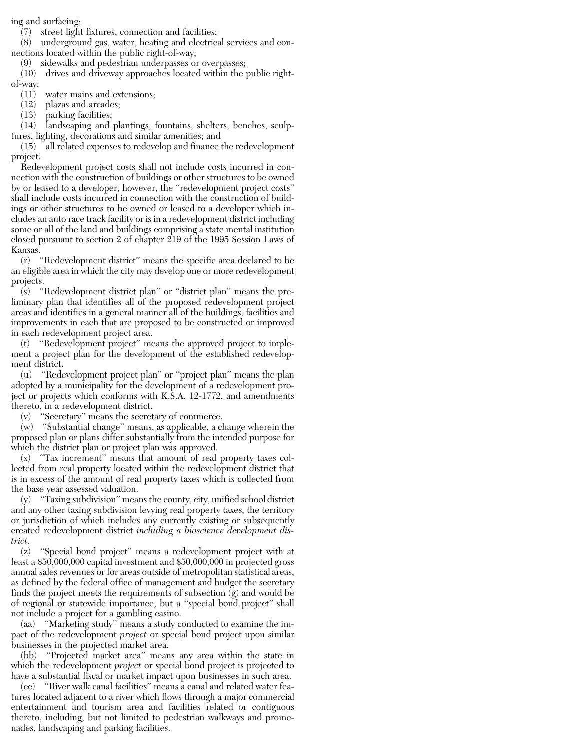ing and surfacing;

(7) street light fixtures, connection and facilities;

(8) underground gas, water, heating and electrical services and connections located within the public right-of-way;

(9) sidewalks and pedestrian underpasses or overpasses;

(10) drives and driveway approaches located within the public right-of-way;

(11) water mains and extensions;

(12) plazas and arcades;

(13) parking facilities;

(14) landscaping and plantings, fountains, shelters, benches, sculptures, lighting, decorations and similar amenities; and

(15) all related expenses to redevelop and finance the redevelopment project.

Redevelopment project costs shall not include costs incurred in connection with the construction of buildings or other structures to be owned by or leased to a developer, however, the "redevelopment project costs" shall include costs incurred in connection with the construction of buildings or other structures to be owned or leased to a developer which includes an auto race track facility or is in a redevelopment district including some or all of the land and buildings comprising a state mental institution closed pursuant to section 2 of chapter 219 of the 1995 Session Laws of Kansas.

(r) "Redevelopment district" means the specific area declared to be an eligible area in which the city may develop one or more redevelopment projects.

(s) "Redevelopment district plan" or "district plan" means the preliminary plan that identifies all of the proposed redevelopment project areas and identifies in a general manner all of the buildings, facilities and improvements in each that are proposed to be constructed or improved in each redevelopment project area.

(t) "Redevelopment project" means the approved project to implement a project plan for the development of the established redevelopment district.

(u) "Redevelopment project plan" or "project plan" means the plan adopted by a municipality for the development of a redevelopment project or projects which conforms with K.S.A. 12-1772, and amendments thereto, in a redevelopment district.

(v) "Secretary" means the secretary of commerce.

(w) "Substantial change" means, as applicable, a change wherein the proposed plan or plans differ substantially from the intended purpose for which the district plan or project plan was approved.

(x) "Tax increment" means that amount of real property taxes collected from real property located within the redevelopment district that is in excess of the amount of real property taxes which is collected from the base year assessed valuation.

(y) "Taxing subdivision" means the county, city, unified school district and any other taxing subdivision levying real property taxes, the territory or jurisdiction of which includes any currently existing or subsequently created redevelopment district *including a bioscience development district*.

(z) "Special bond project" means a redevelopment project with at least a $50,000,000 capital investment and $50,000,000 in projected gross annual sales revenues or for areas outside of metropolitan statistical areas, as defined by the federal office of management and budget the secretary finds the project meets the requirements of subsection (g) and would be of regional or statewide importance, but a "special bond project" shall not include a project for a gambling casino.

(aa) "Marketing study" means a study conducted to examine the impact of the redevelopment *project* or special bond project upon similar businesses in the projected market area.

(bb) "Projected market area" means any area within the state in which the redevelopment *project* or special bond project is projected to have a substantial fiscal or market impact upon businesses in such area.

(cc) "River walk canal facilities" means a canal and related water features located adjacent to a river which flows through a major commercial entertainment and tourism area and facilities related or contiguous thereto, including, but not limited to pedestrian walkways and promenades, landscaping and parking facilities.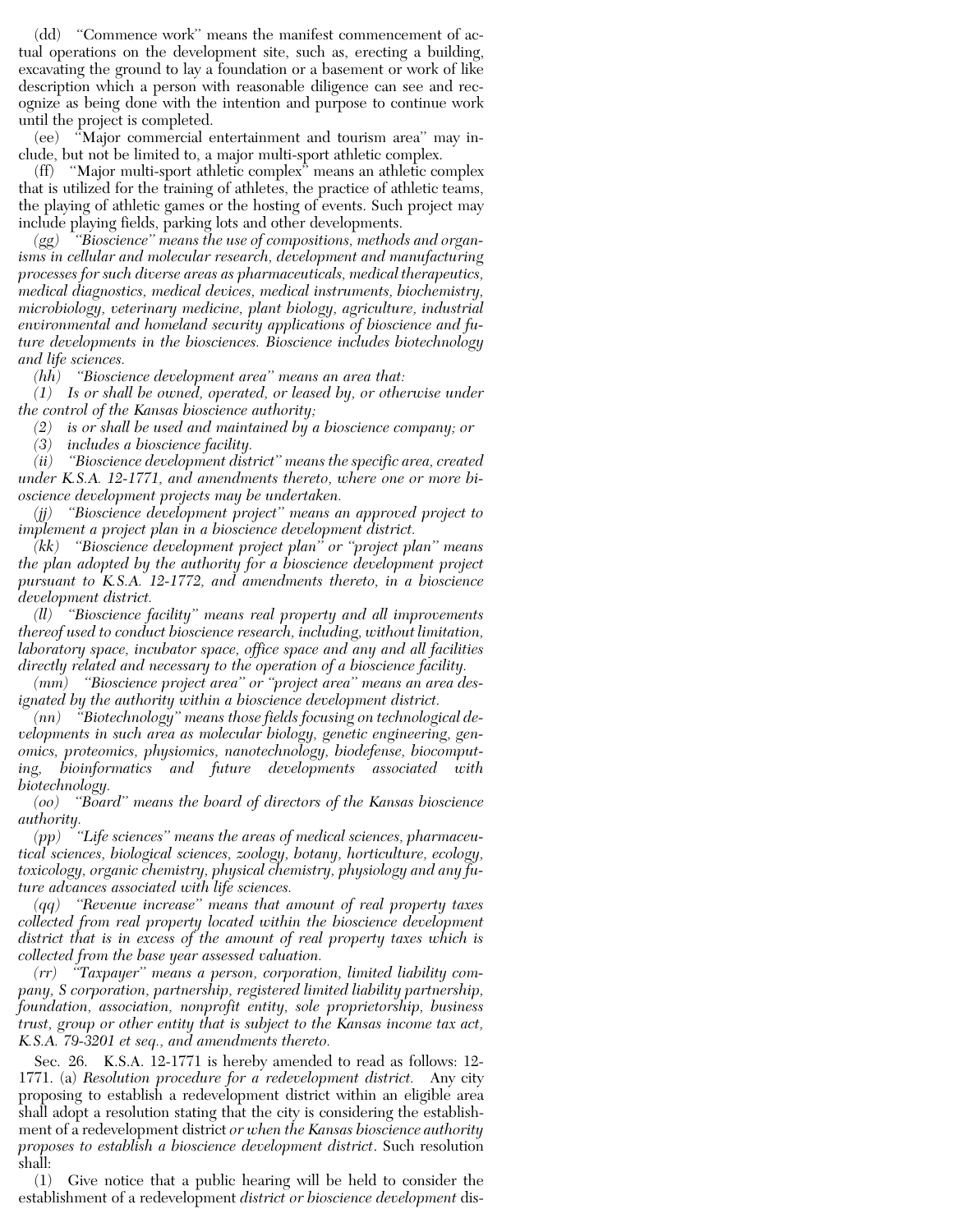(dd) "Commence work" means the manifest commencement of actual operations on the development site, such as, erecting a building, excavating the ground to lay a foundation or a basement or work of like description which a person with reasonable diligence can see and recognize as being done with the intention and purpose to continue work until the project is completed.

(ee) "Major commercial entertainment and tourism area" may include, but not be limited to, a major multi-sport athletic complex.

(ff) "Major multi-sport athletic complex" means an athletic complex that is utilized for the training of athletes, the practice of athletic teams, the playing of athletic games or the hosting of events. Such project may include playing fields, parking lots and other developments.

*(gg) "Bioscience" means the use of compositions, methods and organisms in cellular and molecular research, development and manufacturing processes for such diverse areas as pharmaceuticals, medical therapeutics, medical diagnostics, medical devices, medical instruments, biochemistry, microbiology, veterinary medicine, plant biology, agriculture, industrial environmental and homeland security applications of bioscience and future developments in the biosciences. Bioscience includes biotechnology and life sciences.*

*(hh) "Bioscience development area" means an area that:*

*(1) Is or shall be owned, operated, or leased by, or otherwise under the control of the Kansas bioscience authority;*

*(2) is or shall be used and maintained by a bioscience company; or*

*(3) includes a bioscience facility.*

*(ii) "Bioscience development district" means the specific area, created under K.S.A. 12-1771, and amendments thereto, where one or more bioscience development projects may be undertaken.*

*(jj) "Bioscience development project" means an approved project to implement a project plan in a bioscience development district.*

*(kk) "Bioscience development project plan" or "project plan" means the plan adopted by the authority for a bioscience development project pursuant to K.S.A. 12-1772, and amendments thereto, in a bioscience development district.*

*(ll) "Bioscience facility" means real property and all improvements thereof used to conduct bioscience research, including, without limitation, laboratory space, incubator space, office space and any and all facilities directly related and necessary to the operation of a bioscience facility.*

*(mm) "Bioscience project area" or "project area" means an area designated by the authority within a bioscience development district.*

*(nn) "Biotechnology" means those fields focusing on technological developments in such area as molecular biology, genetic engineering, genomics, proteomics, physiomics, nanotechnology, biodefense, biocomputing, bioinformatics and future developments associated with biotechnology.*

*(oo) "Board" means the board of directors of the Kansas bioscience authority.*

*(pp) "Life sciences" means the areas of medical sciences, pharmaceutical sciences, biological sciences, zoology, botany, horticulture, ecology, toxicology, organic chemistry, physical chemistry, physiology and any future advances associated with life sciences.*

*(qq) "Revenue increase" means that amount of real property taxes collected from real property located within the bioscience development district that is in excess of the amount of real property taxes which is collected from the base year assessed valuation.*

*(rr) "Taxpayer" means a person, corporation, limited liability company, S corporation, partnership, registered limited liability partnership, foundation, association, nonprofit entity, sole proprietorship, business trust, group or other entity that is subject to the Kansas income tax act, K.S.A. 79-3201 et seq., and amendments thereto.*

Sec. 26. K.S.A. 12-1771 is hereby amended to read as follows: 12-1771. (a) *Resolution procedure for a redevelopment district.* Any city proposing to establish a redevelopment district within an eligible area shall adopt a resolution stating that the city is considering the establishment of a redevelopment district *or when the Kansas bioscience authority proposes to establish a bioscience development district*. Such resolution shall:

(1) Give notice that a public hearing will be held to consider the establishment of a redevelopment *district or bioscience development* dis-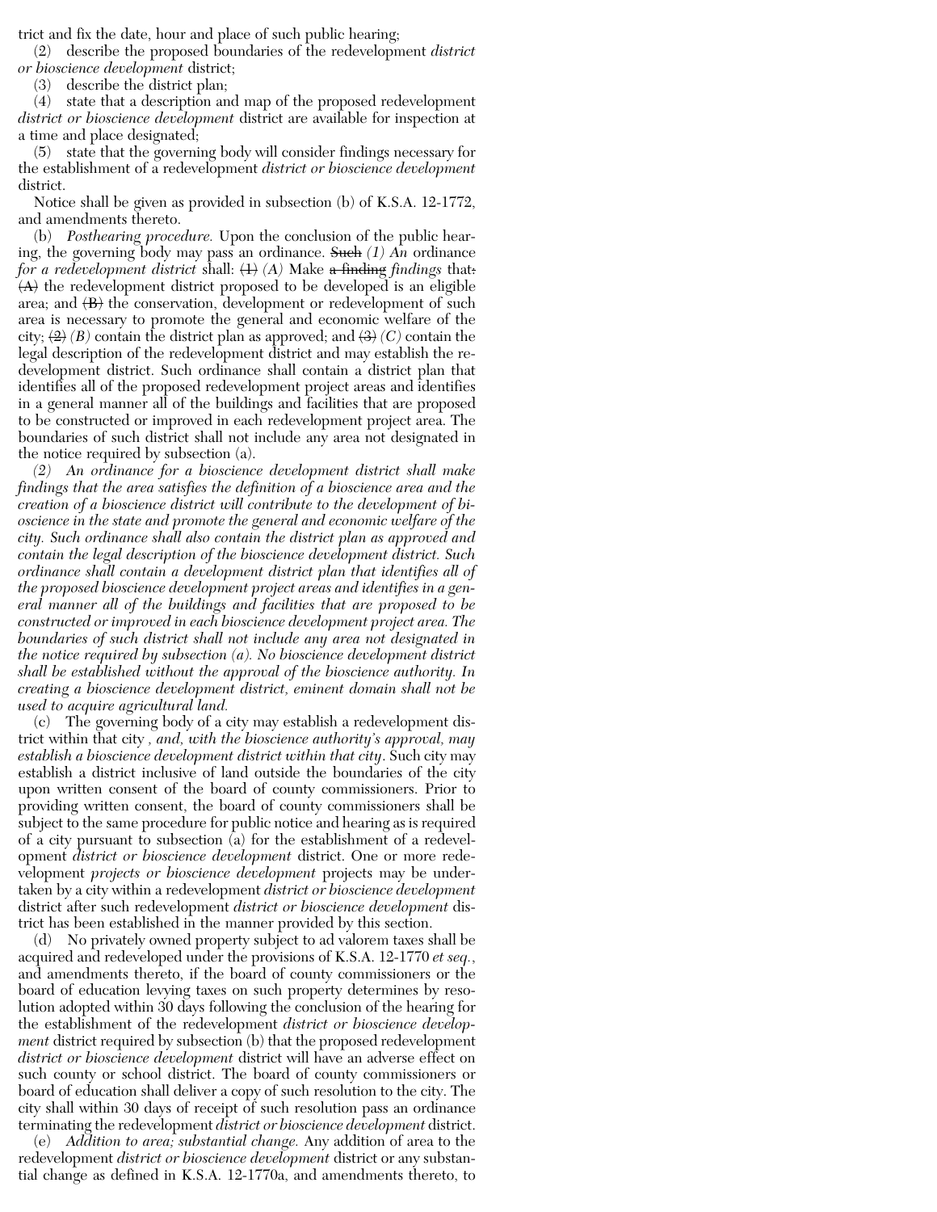trict and fix the date, hour and place of such public hearing;

(2) describe the proposed boundaries of the redevelopment *district or bioscience development* district;

(3) describe the district plan;

(4) state that a description and map of the proposed redevelopment *district or bioscience development* district are available for inspection at a time and place designated;

(5) state that the governing body will consider findings necessary for the establishment of a redevelopment *district or bioscience development* district.

Notice shall be given as provided in subsection (b) of K.S.A. 12-1772, and amendments thereto.

(b) *Posthearing procedure.* Upon the conclusion of the public hearing, the governing body may pass an ordinance. ~~Such~~ *(1) An* ordinance *for a redevelopment district* shall: ~~(1)~~ *(A)* Make ~~a finding~~ *findings* that~~:~~ ~~(A)~~ the redevelopment district proposed to be developed is an eligible area; and ~~(B)~~ the conservation, development or redevelopment of such area is necessary to promote the general and economic welfare of the city; ~~(2)~~ *(B)* contain the district plan as approved; and ~~(3)~~ *(C)* contain the legal description of the redevelopment district and may establish the redevelopment district. Such ordinance shall contain a district plan that identifies all of the proposed redevelopment project areas and identifies in a general manner all of the buildings and facilities that are proposed to be constructed or improved in each redevelopment project area. The boundaries of such district shall not include any area not designated in the notice required by subsection (a).

*(2) An ordinance for a bioscience development district shall make findings that the area satisfies the definition of a bioscience area and the creation of a bioscience district will contribute to the development of bioscience in the state and promote the general and economic welfare of the city. Such ordinance shall also contain the district plan as approved and contain the legal description of the bioscience development district. Such ordinance shall contain a development district plan that identifies all of the proposed bioscience development project areas and identifies in a general manner all of the buildings and facilities that are proposed to be constructed or improved in each bioscience development project area. The boundaries of such district shall not include any area not designated in the notice required by subsection (a). No bioscience development district shall be established without the approval of the bioscience authority. In creating a bioscience development district, eminent domain shall not be used to acquire agricultural land.*

(c) The governing body of a city may establish a redevelopment district within that city *, and, with the bioscience authority's approval, may establish a bioscience development district within that city*. Such city may establish a district inclusive of land outside the boundaries of the city upon written consent of the board of county commissioners. Prior to providing written consent, the board of county commissioners shall be subject to the same procedure for public notice and hearing as is required of a city pursuant to subsection (a) for the establishment of a redevelopment *district or bioscience development* district. One or more redevelopment *projects or bioscience development* projects may be undertaken by a city within a redevelopment *district or bioscience development* district after such redevelopment *district or bioscience development* district has been established in the manner provided by this section.

(d) No privately owned property subject to ad valorem taxes shall be acquired and redeveloped under the provisions of K.S.A. 12-1770 *et seq.*, and amendments thereto, if the board of county commissioners or the board of education levying taxes on such property determines by resolution adopted within 30 days following the conclusion of the hearing for the establishment of the redevelopment *district or bioscience development* district required by subsection (b) that the proposed redevelopment *district or bioscience development* district will have an adverse effect on such county or school district. The board of county commissioners or board of education shall deliver a copy of such resolution to the city. The city shall within 30 days of receipt of such resolution pass an ordinance terminating the redevelopment *district or bioscience development* district.

(e) *Addition to area; substantial change.* Any addition of area to the redevelopment *district or bioscience development* district or any substantial change as defined in K.S.A. 12-1770a, and amendments thereto, to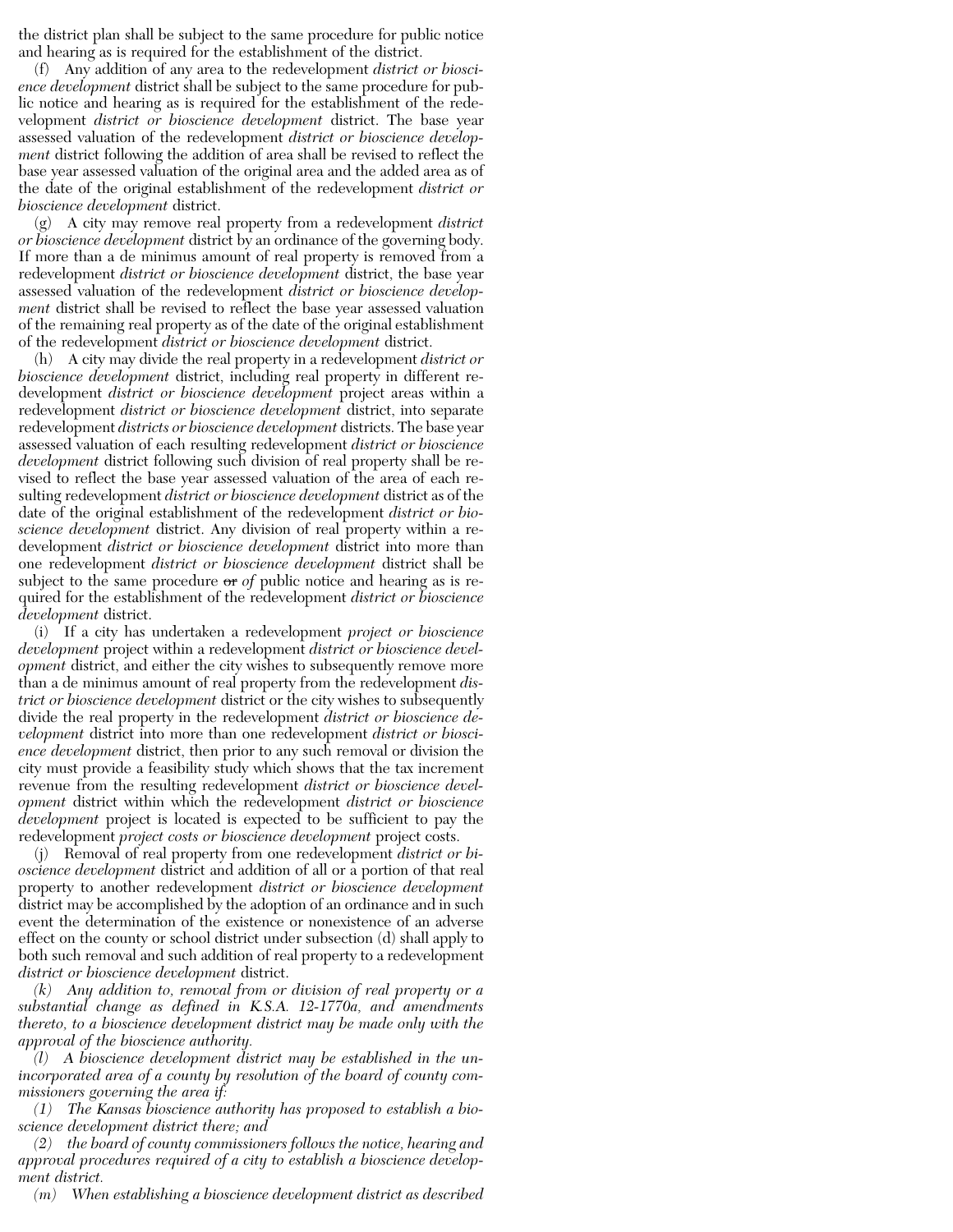the district plan shall be subject to the same procedure for public notice and hearing as is required for the establishment of the district.

(f) Any addition of any area to the redevelopment *district or bioscience development* district shall be subject to the same procedure for public notice and hearing as is required for the establishment of the redevelopment *district or bioscience development* district. The base year assessed valuation of the redevelopment *district or bioscience development* district following the addition of area shall be revised to reflect the base year assessed valuation of the original area and the added area as of the date of the original establishment of the redevelopment *district or bioscience development* district.

(g) A city may remove real property from a redevelopment *district or bioscience development* district by an ordinance of the governing body. If more than a de minimus amount of real property is removed from a redevelopment *district or bioscience development* district, the base year assessed valuation of the redevelopment *district or bioscience development* district shall be revised to reflect the base year assessed valuation of the remaining real property as of the date of the original establishment of the redevelopment *district or bioscience development* district.

(h) A city may divide the real property in a redevelopment *district or bioscience development* district, including real property in different redevelopment *district or bioscience development* project areas within a redevelopment *district or bioscience development* district, into separate redevelopment *districts or bioscience development* districts. The base year assessed valuation of each resulting redevelopment *district or bioscience development* district following such division of real property shall be revised to reflect the base year assessed valuation of the area of each resulting redevelopment *district or bioscience development* district as of the date of the original establishment of the redevelopment *district or bioscience development* district. Any division of real property within a redevelopment *district or bioscience development* district into more than one redevelopment *district or bioscience development* district shall be subject to the same procedure ~~or~~ *of* public notice and hearing as is required for the establishment of the redevelopment *district or bioscience development* district.

(i) If a city has undertaken a redevelopment *project or bioscience development* project within a redevelopment *district or bioscience development* district, and either the city wishes to subsequently remove more than a de minimus amount of real property from the redevelopment *district or bioscience development* district or the city wishes to subsequently divide the real property in the redevelopment *district or bioscience development* district into more than one redevelopment *district or bioscience development* district, then prior to any such removal or division the city must provide a feasibility study which shows that the tax increment revenue from the resulting redevelopment *district or bioscience development* district within which the redevelopment *district or bioscience development* project is located is expected to be sufficient to pay the redevelopment *project costs or bioscience development* project costs.

(j) Removal of real property from one redevelopment *district or bioscience development* district and addition of all or a portion of that real property to another redevelopment *district or bioscience development* district may be accomplished by the adoption of an ordinance and in such event the determination of the existence or nonexistence of an adverse effect on the county or school district under subsection (d) shall apply to both such removal and such addition of real property to a redevelopment *district or bioscience development* district.

*(k) Any addition to, removal from or division of real property or a substantial change as defined in K.S.A. 12-1770a, and amendments thereto, to a bioscience development district may be made only with the approval of the bioscience authority.*

*(l) A bioscience development district may be established in the unincorporated area of a county by resolution of the board of county commissioners governing the area if:*

*(1) The Kansas bioscience authority has proposed to establish a bioscience development district there; and*

*(2) the board of county commissioners follows the notice, hearing and approval procedures required of a city to establish a bioscience development district.*

*(m) When establishing a bioscience development district as described*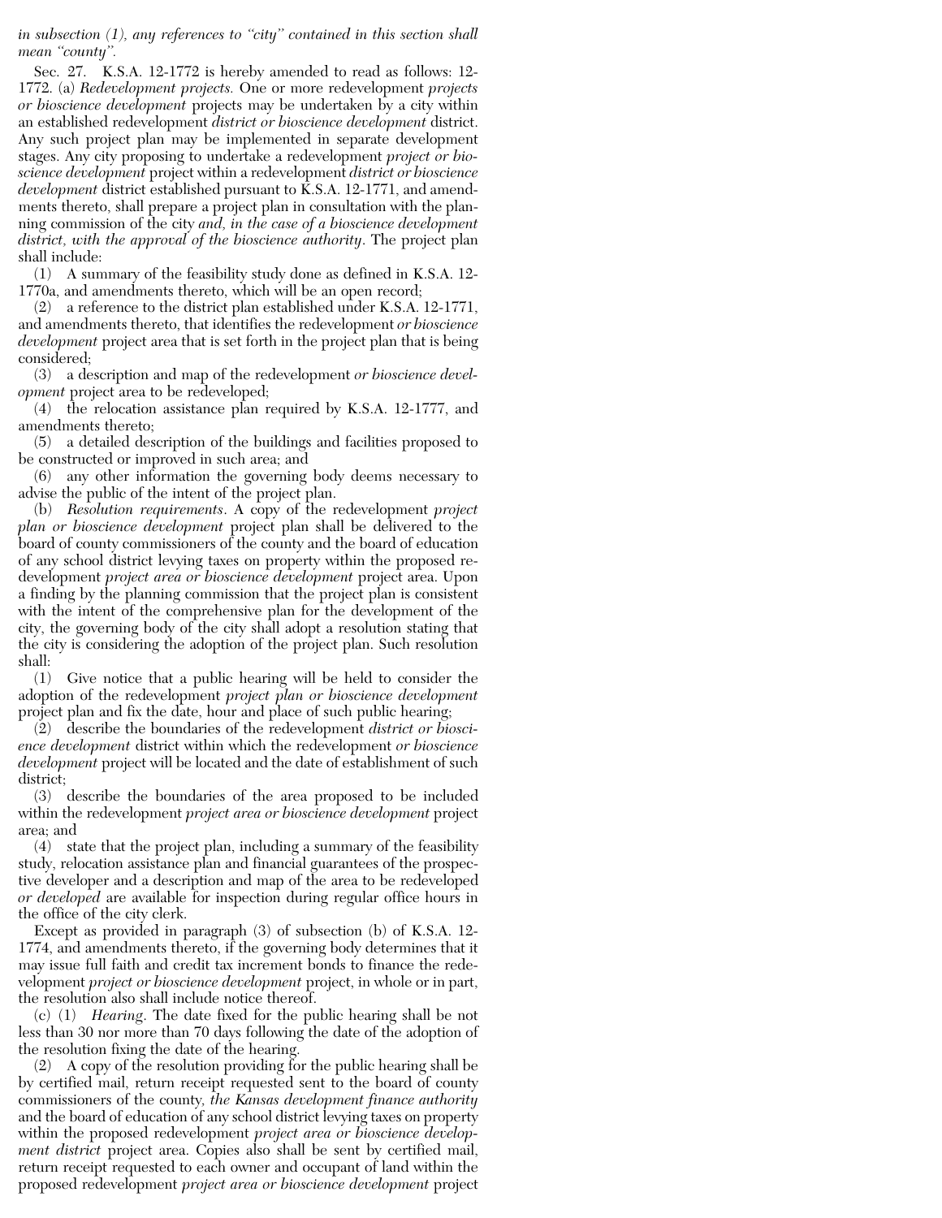*in subsection (1), any references to "city" contained in this section shall mean "county".*

Sec. 27. K.S.A. 12-1772 is hereby amended to read as follows: 12-1772. (a) *Redevelopment projects.* One or more redevelopment *projects or bioscience development* projects may be undertaken by a city within an established redevelopment *district or bioscience development* district. Any such project plan may be implemented in separate development stages. Any city proposing to undertake a redevelopment *project or bioscience development* project within a redevelopment *district or bioscience development* district established pursuant to K.S.A. 12-1771, and amendments thereto, shall prepare a project plan in consultation with the planning commission of the city *and, in the case of a bioscience development district, with the approval of the bioscience authority*. The project plan shall include:

(1) A summary of the feasibility study done as defined in K.S.A. 12-1770a, and amendments thereto, which will be an open record;

(2) a reference to the district plan established under K.S.A. 12-1771, and amendments thereto, that identifies the redevelopment *or bioscience development* project area that is set forth in the project plan that is being considered;

(3) a description and map of the redevelopment *or bioscience development* project area to be redeveloped;

(4) the relocation assistance plan required by K.S.A. 12-1777, and amendments thereto;

(5) a detailed description of the buildings and facilities proposed to be constructed or improved in such area; and

(6) any other information the governing body deems necessary to advise the public of the intent of the project plan.

(b) *Resolution requirements*. A copy of the redevelopment *project plan or bioscience development* project plan shall be delivered to the board of county commissioners of the county and the board of education of any school district levying taxes on property within the proposed redevelopment *project area or bioscience development* project area. Upon a finding by the planning commission that the project plan is consistent with the intent of the comprehensive plan for the development of the city, the governing body of the city shall adopt a resolution stating that the city is considering the adoption of the project plan. Such resolution shall:

(1) Give notice that a public hearing will be held to consider the adoption of the redevelopment *project plan or bioscience development* project plan and fix the date, hour and place of such public hearing;

(2) describe the boundaries of the redevelopment *district or bioscience development* district within which the redevelopment *or bioscience development* project will be located and the date of establishment of such district;

(3) describe the boundaries of the area proposed to be included within the redevelopment *project area or bioscience development* project area; and

(4) state that the project plan, including a summary of the feasibility study, relocation assistance plan and financial guarantees of the prospective developer and a description and map of the area to be redeveloped *or developed* are available for inspection during regular office hours in the office of the city clerk.

Except as provided in paragraph (3) of subsection (b) of K.S.A. 12-1774, and amendments thereto, if the governing body determines that it may issue full faith and credit tax increment bonds to finance the redevelopment *project or bioscience development* project, in whole or in part, the resolution also shall include notice thereof.

(c) (1) *Hearing*. The date fixed for the public hearing shall be not less than 30 nor more than 70 days following the date of the adoption of the resolution fixing the date of the hearing.

(2) A copy of the resolution providing for the public hearing shall be by certified mail, return receipt requested sent to the board of county commissioners of the county, *the Kansas development finance authority* and the board of education of any school district levying taxes on property within the proposed redevelopment *project area or bioscience development district* project area. Copies also shall be sent by certified mail, return receipt requested to each owner and occupant of land within the proposed redevelopment *project area or bioscience development* project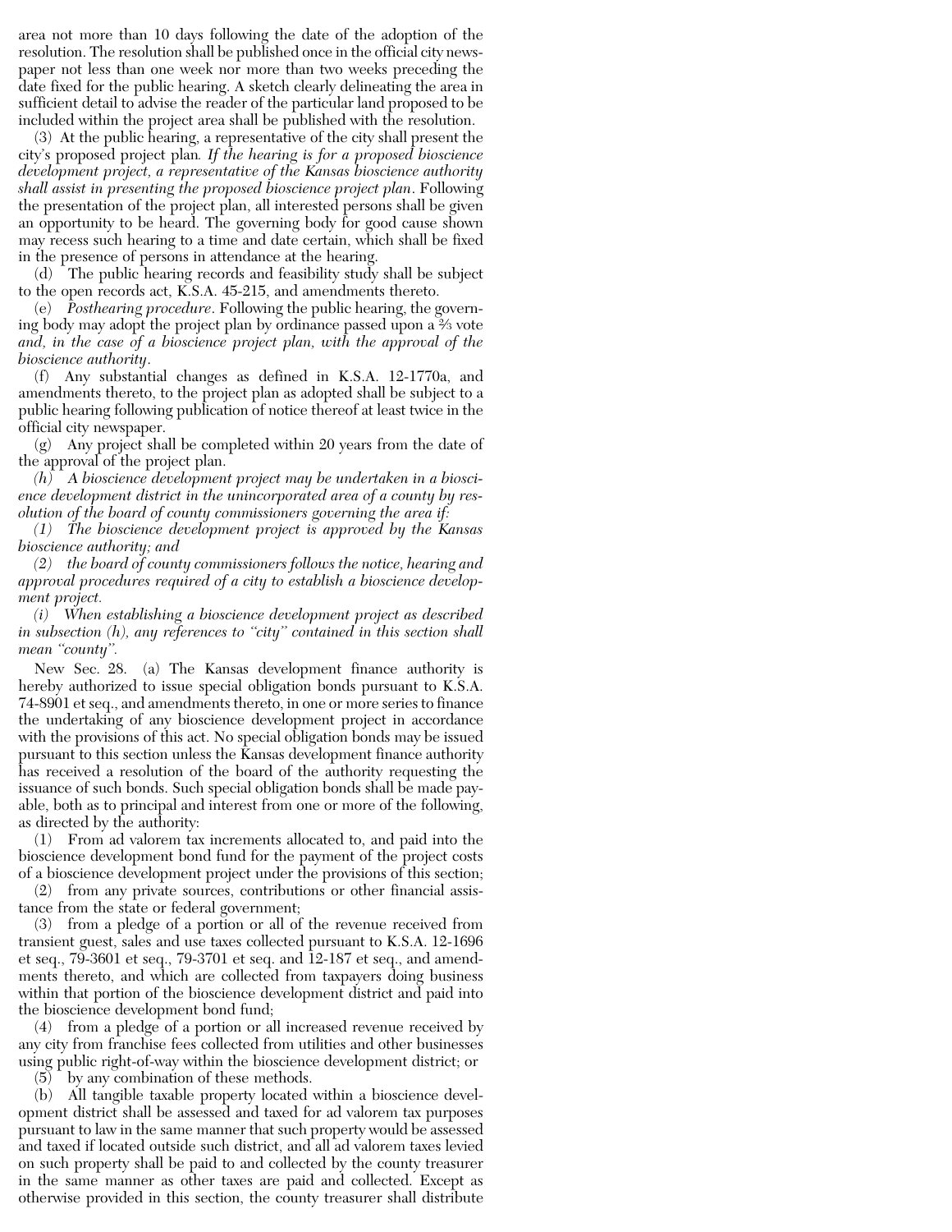area not more than 10 days following the date of the adoption of the resolution. The resolution shall be published once in the official city newspaper not less than one week nor more than two weeks preceding the date fixed for the public hearing. A sketch clearly delineating the area in sufficient detail to advise the reader of the particular land proposed to be included within the project area shall be published with the resolution.

(3) At the public hearing, a representative of the city shall present the city's proposed project plan. *If the hearing is for a proposed bioscience development project, a representative of the Kansas bioscience authority shall assist in presenting the proposed bioscience project plan.* Following the presentation of the project plan, all interested persons shall be given an opportunity to be heard. The governing body for good cause shown may recess such hearing to a time and date certain, which shall be fixed in the presence of persons in attendance at the hearing.

(d) The public hearing records and feasibility study shall be subject to the open records act, K.S.A. 45-215, and amendments thereto.

(e) *Posthearing procedure.* Following the public hearing, the governing body may adopt the project plan by ordinance passed upon a ⅔ vote *and, in the case of a bioscience project plan, with the approval of the bioscience authority.*

(f) Any substantial changes as defined in K.S.A. 12-1770a, and amendments thereto, to the project plan as adopted shall be subject to a public hearing following publication of notice thereof at least twice in the official city newspaper.

(g) Any project shall be completed within 20 years from the date of the approval of the project plan.

*(h) A bioscience development project may be undertaken in a bioscience development district in the unincorporated area of a county by resolution of the board of county commissioners governing the area if:*

*(1) The bioscience development project is approved by the Kansas bioscience authority; and*

*(2) the board of county commissioners follows the notice, hearing and approval procedures required of a city to establish a bioscience development project.*

*(i) When establishing a bioscience development project as described in subsection (h), any references to "city" contained in this section shall mean "county".*

New Sec. 28. (a) The Kansas development finance authority is hereby authorized to issue special obligation bonds pursuant to K.S.A. 74-8901 et seq., and amendments thereto, in one or more series to finance the undertaking of any bioscience development project in accordance with the provisions of this act. No special obligation bonds may be issued pursuant to this section unless the Kansas development finance authority has received a resolution of the board of the authority requesting the issuance of such bonds. Such special obligation bonds shall be made payable, both as to principal and interest from one or more of the following, as directed by the authority:

(1) From ad valorem tax increments allocated to, and paid into the bioscience development bond fund for the payment of the project costs of a bioscience development project under the provisions of this section;

(2) from any private sources, contributions or other financial assistance from the state or federal government;

(3) from a pledge of a portion or all of the revenue received from transient guest, sales and use taxes collected pursuant to K.S.A. 12-1696 et seq., 79-3601 et seq., 79-3701 et seq. and 12-187 et seq., and amendments thereto, and which are collected from taxpayers doing business within that portion of the bioscience development district and paid into the bioscience development bond fund;

(4) from a pledge of a portion or all increased revenue received by any city from franchise fees collected from utilities and other businesses using public right-of-way within the bioscience development district; or

(5) by any combination of these methods.

(b) All tangible taxable property located within a bioscience development district shall be assessed and taxed for ad valorem tax purposes pursuant to law in the same manner that such property would be assessed and taxed if located outside such district, and all ad valorem taxes levied on such property shall be paid to and collected by the county treasurer in the same manner as other taxes are paid and collected. Except as otherwise provided in this section, the county treasurer shall distribute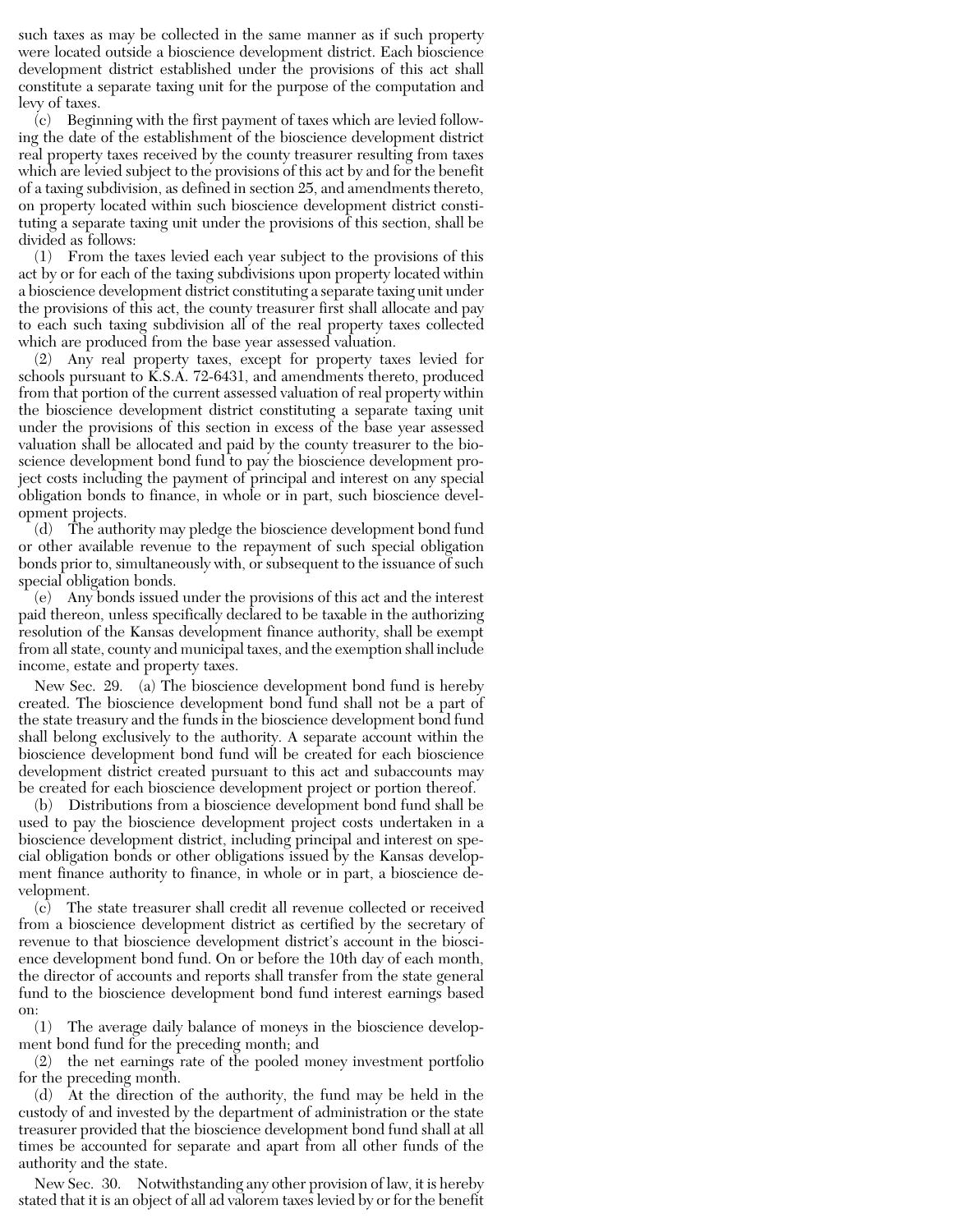such taxes as may be collected in the same manner as if such property were located outside a bioscience development district. Each bioscience development district established under the provisions of this act shall constitute a separate taxing unit for the purpose of the computation and levy of taxes.

(c) Beginning with the first payment of taxes which are levied following the date of the establishment of the bioscience development district real property taxes received by the county treasurer resulting from taxes which are levied subject to the provisions of this act by and for the benefit of a taxing subdivision, as defined in section 25, and amendments thereto, on property located within such bioscience development district constituting a separate taxing unit under the provisions of this section, shall be divided as follows:

(1) From the taxes levied each year subject to the provisions of this act by or for each of the taxing subdivisions upon property located within a bioscience development district constituting a separate taxing unit under the provisions of this act, the county treasurer first shall allocate and pay to each such taxing subdivision all of the real property taxes collected which are produced from the base year assessed valuation.

(2) Any real property taxes, except for property taxes levied for schools pursuant to K.S.A. 72-6431, and amendments thereto, produced from that portion of the current assessed valuation of real property within the bioscience development district constituting a separate taxing unit under the provisions of this section in excess of the base year assessed valuation shall be allocated and paid by the county treasurer to the bioscience development bond fund to pay the bioscience development project costs including the payment of principal and interest on any special obligation bonds to finance, in whole or in part, such bioscience development projects.

(d) The authority may pledge the bioscience development bond fund or other available revenue to the repayment of such special obligation bonds prior to, simultaneously with, or subsequent to the issuance of such special obligation bonds.

(e) Any bonds issued under the provisions of this act and the interest paid thereon, unless specifically declared to be taxable in the authorizing resolution of the Kansas development finance authority, shall be exempt from all state, county and municipal taxes, and the exemption shall include income, estate and property taxes.

New Sec. 29. (a) The bioscience development bond fund is hereby created. The bioscience development bond fund shall not be a part of the state treasury and the funds in the bioscience development bond fund shall belong exclusively to the authority. A separate account within the bioscience development bond fund will be created for each bioscience development district created pursuant to this act and subaccounts may be created for each bioscience development project or portion thereof.

(b) Distributions from a bioscience development bond fund shall be used to pay the bioscience development project costs undertaken in a bioscience development district, including principal and interest on special obligation bonds or other obligations issued by the Kansas development finance authority to finance, in whole or in part, a bioscience development.

(c) The state treasurer shall credit all revenue collected or received from a bioscience development district as certified by the secretary of revenue to that bioscience development district's account in the bioscience development bond fund. On or before the 10th day of each month, the director of accounts and reports shall transfer from the state general fund to the bioscience development bond fund interest earnings based on:

(1) The average daily balance of moneys in the bioscience development bond fund for the preceding month; and

(2) the net earnings rate of the pooled money investment portfolio for the preceding month.

(d) At the direction of the authority, the fund may be held in the custody of and invested by the department of administration or the state treasurer provided that the bioscience development bond fund shall at all times be accounted for separate and apart from all other funds of the authority and the state.

New Sec. 30. Notwithstanding any other provision of law, it is hereby stated that it is an object of all ad valorem taxes levied by or for the benefit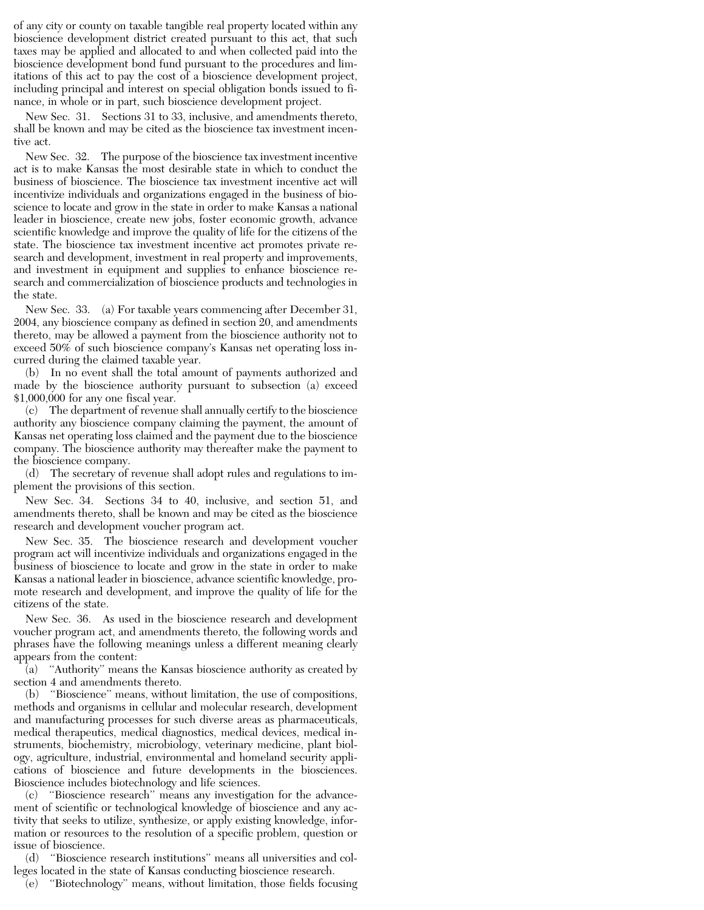of any city or county on taxable tangible real property located within any bioscience development district created pursuant to this act, that such taxes may be applied and allocated to and when collected paid into the bioscience development bond fund pursuant to the procedures and limitations of this act to pay the cost of a bioscience development project, including principal and interest on special obligation bonds issued to finance, in whole or in part, such bioscience development project.

New Sec. 31. Sections 31 to 33, inclusive, and amendments thereto, shall be known and may be cited as the bioscience tax investment incentive act.

New Sec. 32. The purpose of the bioscience tax investment incentive act is to make Kansas the most desirable state in which to conduct the business of bioscience. The bioscience tax investment incentive act will incentivize individuals and organizations engaged in the business of bioscience to locate and grow in the state in order to make Kansas a national leader in bioscience, create new jobs, foster economic growth, advance scientific knowledge and improve the quality of life for the citizens of the state. The bioscience tax investment incentive act promotes private research and development, investment in real property and improvements, and investment in equipment and supplies to enhance bioscience research and commercialization of bioscience products and technologies in the state.

New Sec. 33. (a) For taxable years commencing after December 31, 2004, any bioscience company as defined in section 20, and amendments thereto, may be allowed a payment from the bioscience authority not to exceed 50% of such bioscience company's Kansas net operating loss incurred during the claimed taxable year.

(b) In no event shall the total amount of payments authorized and made by the bioscience authority pursuant to subsection (a) exceed $1,000,000 for any one fiscal year.

(c) The department of revenue shall annually certify to the bioscience authority any bioscience company claiming the payment, the amount of Kansas net operating loss claimed and the payment due to the bioscience company. The bioscience authority may thereafter make the payment to the bioscience company.

(d) The secretary of revenue shall adopt rules and regulations to implement the provisions of this section.

New Sec. 34. Sections 34 to 40, inclusive, and section 51, and amendments thereto, shall be known and may be cited as the bioscience research and development voucher program act.

New Sec. 35. The bioscience research and development voucher program act will incentivize individuals and organizations engaged in the business of bioscience to locate and grow in the state in order to make Kansas a national leader in bioscience, advance scientific knowledge, promote research and development, and improve the quality of life for the citizens of the state.

New Sec. 36. As used in the bioscience research and development voucher program act, and amendments thereto, the following words and phrases have the following meanings unless a different meaning clearly appears from the content:

(a) "Authority" means the Kansas bioscience authority as created by section 4 and amendments thereto.

(b) "Bioscience" means, without limitation, the use of compositions, methods and organisms in cellular and molecular research, development and manufacturing processes for such diverse areas as pharmaceuticals, medical therapeutics, medical diagnostics, medical devices, medical instruments, biochemistry, microbiology, veterinary medicine, plant biology, agriculture, industrial, environmental and homeland security applications of bioscience and future developments in the biosciences. Bioscience includes biotechnology and life sciences.

(c) "Bioscience research" means any investigation for the advancement of scientific or technological knowledge of bioscience and any activity that seeks to utilize, synthesize, or apply existing knowledge, information or resources to the resolution of a specific problem, question or issue of bioscience.

(d) "Bioscience research institutions" means all universities and colleges located in the state of Kansas conducting bioscience research.

(e) "Biotechnology" means, without limitation, those fields focusing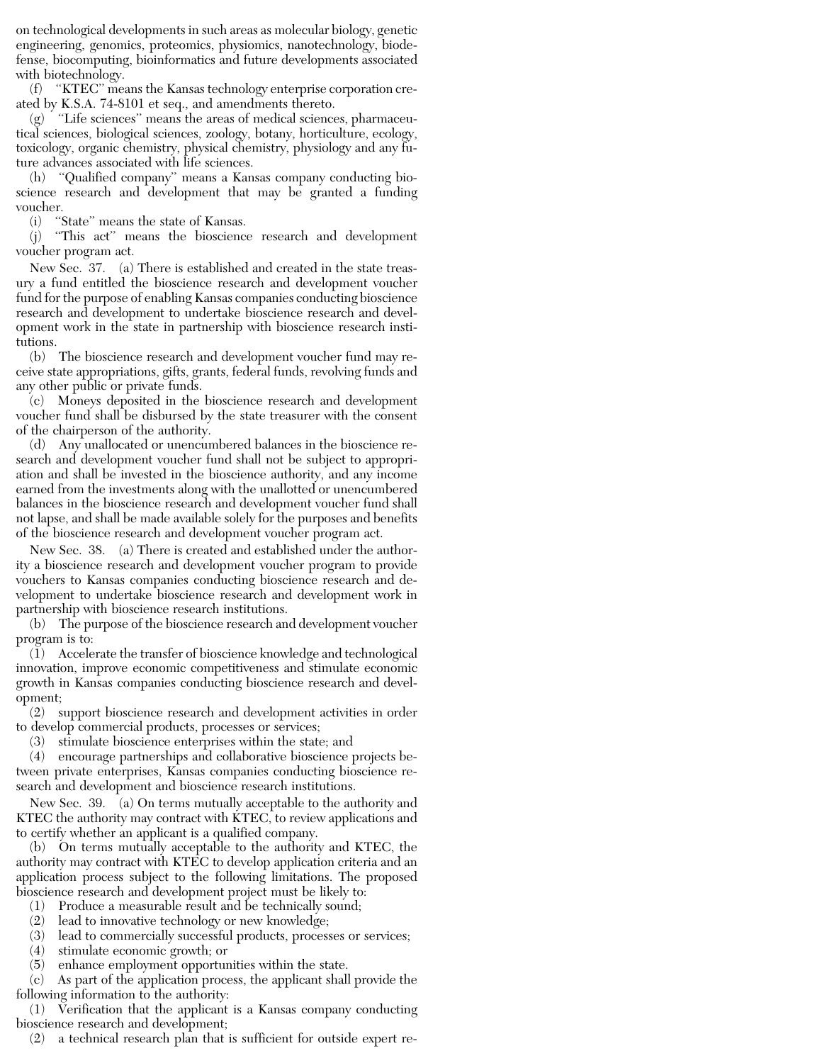on technological developments in such areas as molecular biology, genetic engineering, genomics, proteomics, physiomics, nanotechnology, biodefense, biocomputing, bioinformatics and future developments associated with biotechnology.

(f) "KTEC" means the Kansas technology enterprise corporation created by K.S.A. 74-8101 et seq., and amendments thereto.

(g) "Life sciences" means the areas of medical sciences, pharmaceutical sciences, biological sciences, zoology, botany, horticulture, ecology, toxicology, organic chemistry, physical chemistry, physiology and any future advances associated with life sciences.

(h) "Qualified company" means a Kansas company conducting bioscience research and development that may be granted a funding voucher.

(i) "State" means the state of Kansas.

(j) "This act" means the bioscience research and development voucher program act.

New Sec. 37. (a) There is established and created in the state treasury a fund entitled the bioscience research and development voucher fund for the purpose of enabling Kansas companies conducting bioscience research and development to undertake bioscience research and development work in the state in partnership with bioscience research institutions.

(b) The bioscience research and development voucher fund may receive state appropriations, gifts, grants, federal funds, revolving funds and any other public or private funds.

(c) Moneys deposited in the bioscience research and development voucher fund shall be disbursed by the state treasurer with the consent of the chairperson of the authority.

(d) Any unallocated or unencumbered balances in the bioscience research and development voucher fund shall not be subject to appropriation and shall be invested in the bioscience authority, and any income earned from the investments along with the unallotted or unencumbered balances in the bioscience research and development voucher fund shall not lapse, and shall be made available solely for the purposes and benefits of the bioscience research and development voucher program act.

New Sec. 38. (a) There is created and established under the authority a bioscience research and development voucher program to provide vouchers to Kansas companies conducting bioscience research and development to undertake bioscience research and development work in partnership with bioscience research institutions.

(b) The purpose of the bioscience research and development voucher program is to:

(1) Accelerate the transfer of bioscience knowledge and technological innovation, improve economic competitiveness and stimulate economic growth in Kansas companies conducting bioscience research and development;

(2) support bioscience research and development activities in order to develop commercial products, processes or services;

(3) stimulate bioscience enterprises within the state; and

(4) encourage partnerships and collaborative bioscience projects between private enterprises, Kansas companies conducting bioscience research and development and bioscience research institutions.

New Sec. 39. (a) On terms mutually acceptable to the authority and KTEC the authority may contract with KTEC, to review applications and to certify whether an applicant is a qualified company.

(b) On terms mutually acceptable to the authority and KTEC, the authority may contract with KTEC to develop application criteria and an application process subject to the following limitations. The proposed bioscience research and development project must be likely to:

(1) Produce a measurable result and be technically sound;

(2) lead to innovative technology or new knowledge;

(3) lead to commercially successful products, processes or services;

(4) stimulate economic growth; or

(5) enhance employment opportunities within the state.

(c) As part of the application process, the applicant shall provide the following information to the authority:

(1) Verification that the applicant is a Kansas company conducting bioscience research and development;

(2) a technical research plan that is sufficient for outside expert re-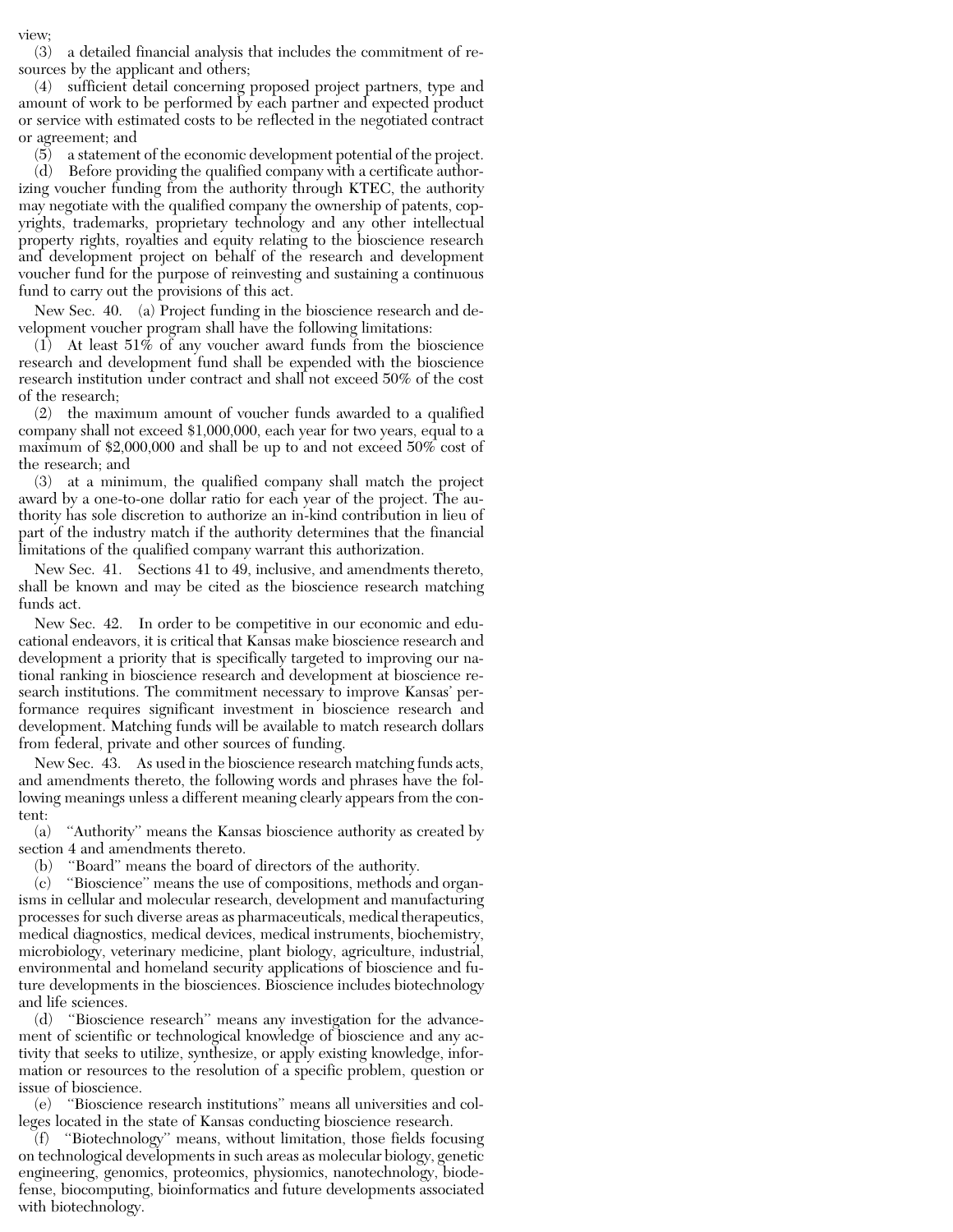view;

(3) a detailed financial analysis that includes the commitment of resources by the applicant and others;

(4) sufficient detail concerning proposed project partners, type and amount of work to be performed by each partner and expected product or service with estimated costs to be reflected in the negotiated contract or agreement; and

(5) a statement of the economic development potential of the project.

(d) Before providing the qualified company with a certificate authorizing voucher funding from the authority through KTEC, the authority may negotiate with the qualified company the ownership of patents, copyrights, trademarks, proprietary technology and any other intellectual property rights, royalties and equity relating to the bioscience research and development project on behalf of the research and development voucher fund for the purpose of reinvesting and sustaining a continuous fund to carry out the provisions of this act.

New Sec. 40. (a) Project funding in the bioscience research and development voucher program shall have the following limitations:

(1) At least 51% of any voucher award funds from the bioscience research and development fund shall be expended with the bioscience research institution under contract and shall not exceed 50% of the cost of the research;

(2) the maximum amount of voucher funds awarded to a qualified company shall not exceed $1,000,000, each year for two years, equal to a maximum of $2,000,000 and shall be up to and not exceed 50% cost of the research; and

(3) at a minimum, the qualified company shall match the project award by a one-to-one dollar ratio for each year of the project. The authority has sole discretion to authorize an in-kind contribution in lieu of part of the industry match if the authority determines that the financial limitations of the qualified company warrant this authorization.

New Sec. 41. Sections 41 to 49, inclusive, and amendments thereto, shall be known and may be cited as the bioscience research matching funds act.

New Sec. 42. In order to be competitive in our economic and educational endeavors, it is critical that Kansas make bioscience research and development a priority that is specifically targeted to improving our national ranking in bioscience research and development at bioscience research institutions. The commitment necessary to improve Kansas' performance requires significant investment in bioscience research and development. Matching funds will be available to match research dollars from federal, private and other sources of funding.

New Sec. 43. As used in the bioscience research matching funds acts, and amendments thereto, the following words and phrases have the following meanings unless a different meaning clearly appears from the content:

(a) "Authority" means the Kansas bioscience authority as created by section 4 and amendments thereto.

(b) "Board" means the board of directors of the authority.

(c) "Bioscience" means the use of compositions, methods and organisms in cellular and molecular research, development and manufacturing processes for such diverse areas as pharmaceuticals, medical therapeutics, medical diagnostics, medical devices, medical instruments, biochemistry, microbiology, veterinary medicine, plant biology, agriculture, industrial, environmental and homeland security applications of bioscience and future developments in the biosciences. Bioscience includes biotechnology and life sciences.

(d) "Bioscience research" means any investigation for the advancement of scientific or technological knowledge of bioscience and any activity that seeks to utilize, synthesize, or apply existing knowledge, information or resources to the resolution of a specific problem, question or issue of bioscience.

(e) "Bioscience research institutions" means all universities and colleges located in the state of Kansas conducting bioscience research.

(f) "Biotechnology" means, without limitation, those fields focusing on technological developments in such areas as molecular biology, genetic engineering, genomics, proteomics, physiomics, nanotechnology, biodefense, biocomputing, bioinformatics and future developments associated with biotechnology.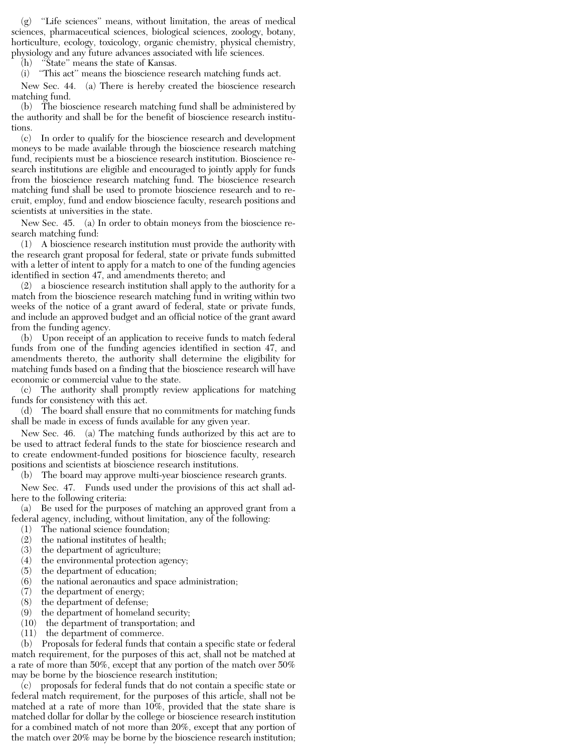(g) "Life sciences" means, without limitation, the areas of medical sciences, pharmaceutical sciences, biological sciences, zoology, botany, horticulture, ecology, toxicology, organic chemistry, physical chemistry, physiology and any future advances associated with life sciences.

(h) "State" means the state of Kansas.

(i) "This act" means the bioscience research matching funds act.

New Sec. 44. (a) There is hereby created the bioscience research matching fund.

(b) The bioscience research matching fund shall be administered by the authority and shall be for the benefit of bioscience research institutions.

(c) In order to qualify for the bioscience research and development moneys to be made available through the bioscience research matching fund, recipients must be a bioscience research institution. Bioscience research institutions are eligible and encouraged to jointly apply for funds from the bioscience research matching fund. The bioscience research matching fund shall be used to promote bioscience research and to recruit, employ, fund and endow bioscience faculty, research positions and scientists at universities in the state.

New Sec. 45. (a) In order to obtain moneys from the bioscience research matching fund:

(1) A bioscience research institution must provide the authority with the research grant proposal for federal, state or private funds submitted with a letter of intent to apply for a match to one of the funding agencies identified in section 47, and amendments thereto; and

(2) a bioscience research institution shall apply to the authority for a match from the bioscience research matching fund in writing within two weeks of the notice of a grant award of federal, state or private funds, and include an approved budget and an official notice of the grant award from the funding agency.

(b) Upon receipt of an application to receive funds to match federal funds from one of the funding agencies identified in section 47, and amendments thereto, the authority shall determine the eligibility for matching funds based on a finding that the bioscience research will have economic or commercial value to the state.

(c) The authority shall promptly review applications for matching funds for consistency with this act.

(d) The board shall ensure that no commitments for matching funds shall be made in excess of funds available for any given year.

New Sec. 46. (a) The matching funds authorized by this act are to be used to attract federal funds to the state for bioscience research and to create endowment-funded positions for bioscience faculty, research positions and scientists at bioscience research institutions.

(b) The board may approve multi-year bioscience research grants.

New Sec. 47. Funds used under the provisions of this act shall adhere to the following criteria:

(a) Be used for the purposes of matching an approved grant from a federal agency, including, without limitation, any of the following:

(1) The national science foundation;

(2) the national institutes of health;

(3) the department of agriculture;

(4) the environmental protection agency;

(5) the department of education;

(6) the national aeronautics and space administration;

(7) the department of energy;

(8) the department of defense;

(9) the department of homeland security;

(10) the department of transportation; and

(11) the department of commerce.

(b) Proposals for federal funds that contain a specific state or federal match requirement, for the purposes of this act, shall not be matched at a rate of more than 50%, except that any portion of the match over 50% may be borne by the bioscience research institution;

(c) proposals for federal funds that do not contain a specific state or federal match requirement, for the purposes of this article, shall not be matched at a rate of more than 10%, provided that the state share is matched dollar for dollar by the college or bioscience research institution for a combined match of not more than 20%, except that any portion of the match over 20% may be borne by the bioscience research institution;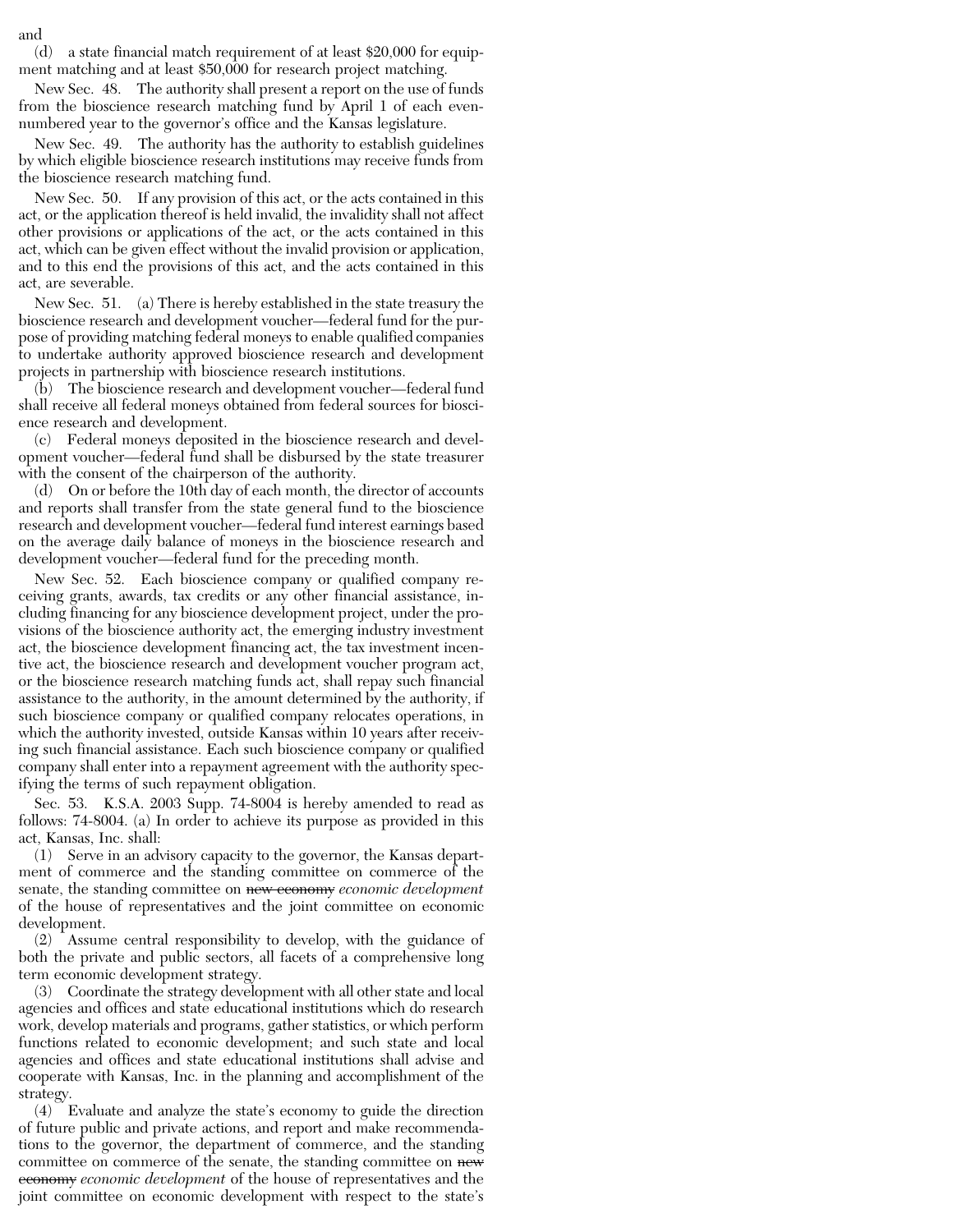and

(d) a state financial match requirement of at least $20,000 for equipment matching and at least $50,000 for research project matching.

New Sec. 48. The authority shall present a report on the use of funds from the bioscience research matching fund by April 1 of each even-numbered year to the governor's office and the Kansas legislature.

New Sec. 49. The authority has the authority to establish guidelines by which eligible bioscience research institutions may receive funds from the bioscience research matching fund.

New Sec. 50. If any provision of this act, or the acts contained in this act, or the application thereof is held invalid, the invalidity shall not affect other provisions or applications of the act, or the acts contained in this act, which can be given effect without the invalid provision or application, and to this end the provisions of this act, and the acts contained in this act, are severable.

New Sec. 51. (a) There is hereby established in the state treasury the bioscience research and development voucher—federal fund for the purpose of providing matching federal moneys to enable qualified companies to undertake authority approved bioscience research and development projects in partnership with bioscience research institutions.

(b) The bioscience research and development voucher—federal fund shall receive all federal moneys obtained from federal sources for bioscience research and development.

(c) Federal moneys deposited in the bioscience research and development voucher—federal fund shall be disbursed by the state treasurer with the consent of the chairperson of the authority.

(d) On or before the 10th day of each month, the director of accounts and reports shall transfer from the state general fund to the bioscience research and development voucher—federal fund interest earnings based on the average daily balance of moneys in the bioscience research and development voucher—federal fund for the preceding month.

New Sec. 52. Each bioscience company or qualified company receiving grants, awards, tax credits or any other financial assistance, including financing for any bioscience development project, under the provisions of the bioscience authority act, the emerging industry investment act, the bioscience development financing act, the tax investment incentive act, the bioscience research and development voucher program act, or the bioscience research matching funds act, shall repay such financial assistance to the authority, in the amount determined by the authority, if such bioscience company or qualified company relocates operations, in which the authority invested, outside Kansas within 10 years after receiving such financial assistance. Each such bioscience company or qualified company shall enter into a repayment agreement with the authority specifying the terms of such repayment obligation.

Sec. 53. K.S.A. 2003 Supp. 74-8004 is hereby amended to read as follows: 74-8004. (a) In order to achieve its purpose as provided in this act, Kansas, Inc. shall:

(1) Serve in an advisory capacity to the governor, the Kansas department of commerce and the standing committee on commerce of the senate, the standing committee on ~~new economy~~ *economic development* of the house of representatives and the joint committee on economic development.

(2) Assume central responsibility to develop, with the guidance of both the private and public sectors, all facets of a comprehensive long term economic development strategy.

(3) Coordinate the strategy development with all other state and local agencies and offices and state educational institutions which do research work, develop materials and programs, gather statistics, or which perform functions related to economic development; and such state and local agencies and offices and state educational institutions shall advise and cooperate with Kansas, Inc. in the planning and accomplishment of the strategy.

(4) Evaluate and analyze the state's economy to guide the direction of future public and private actions, and report and make recommendations to the governor, the department of commerce, and the standing committee on commerce of the senate, the standing committee on ~~new economy~~ *economic development* of the house of representatives and the joint committee on economic development with respect to the state's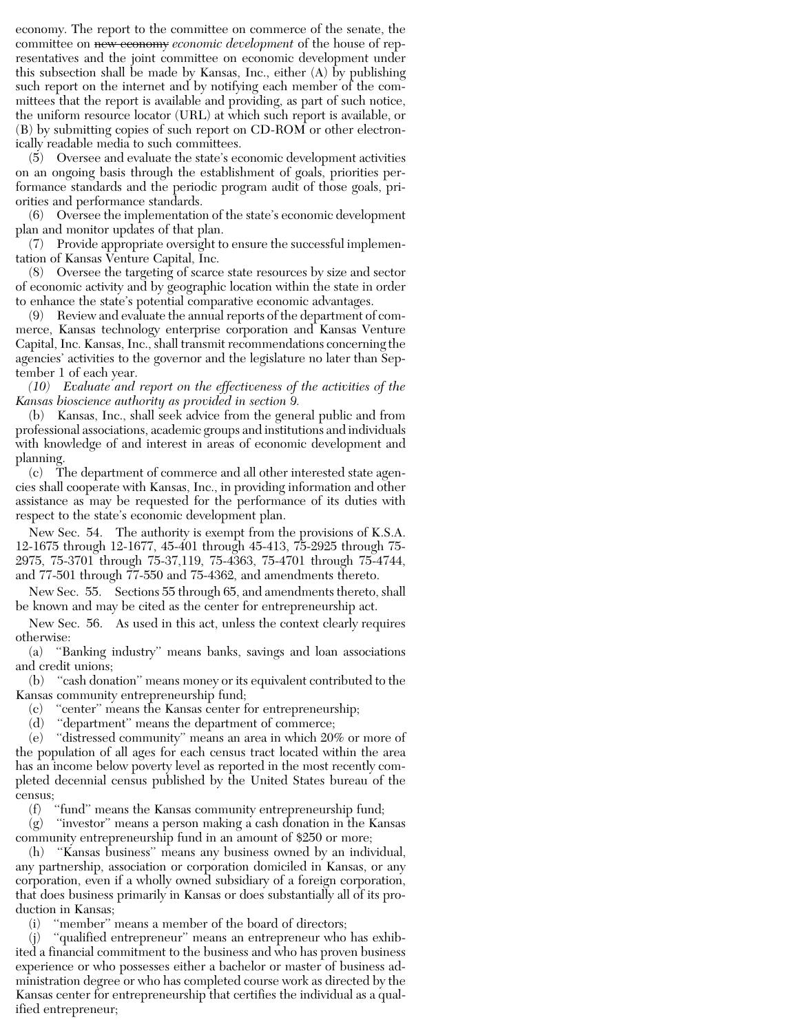economy. The report to the committee on commerce of the senate, the committee on ~~new economy~~ *economic development* of the house of representatives and the joint committee on economic development under this subsection shall be made by Kansas, Inc., either (A) by publishing such report on the internet and by notifying each member of the committees that the report is available and providing, as part of such notice, the uniform resource locator (URL) at which such report is available, or (B) by submitting copies of such report on CD-ROM or other electronically readable media to such committees.

(5) Oversee and evaluate the state's economic development activities on an ongoing basis through the establishment of goals, priorities performance standards and the periodic program audit of those goals, priorities and performance standards.

(6) Oversee the implementation of the state's economic development plan and monitor updates of that plan.

(7) Provide appropriate oversight to ensure the successful implementation of Kansas Venture Capital, Inc.

(8) Oversee the targeting of scarce state resources by size and sector of economic activity and by geographic location within the state in order to enhance the state's potential comparative economic advantages.

(9) Review and evaluate the annual reports of the department of commerce, Kansas technology enterprise corporation and Kansas Venture Capital, Inc. Kansas, Inc., shall transmit recommendations concerning the agencies' activities to the governor and the legislature no later than September 1 of each year.

*(10) Evaluate and report on the effectiveness of the activities of the Kansas bioscience authority as provided in section 9.*

(b) Kansas, Inc., shall seek advice from the general public and from professional associations, academic groups and institutions and individuals with knowledge of and interest in areas of economic development and planning.

(c) The department of commerce and all other interested state agencies shall cooperate with Kansas, Inc., in providing information and other assistance as may be requested for the performance of its duties with respect to the state's economic development plan.

New Sec. 54. The authority is exempt from the provisions of K.S.A. 12-1675 through 12-1677, 45-401 through 45-413, 75-2925 through 75-2975, 75-3701 through 75-37,119, 75-4363, 75-4701 through 75-4744, and 77-501 through 77-550 and 75-4362, and amendments thereto.

New Sec. 55. Sections 55 through 65, and amendments thereto, shall be known and may be cited as the center for entrepreneurship act.

New Sec. 56. As used in this act, unless the context clearly requires otherwise:

(a) ''Banking industry'' means banks, savings and loan associations and credit unions;

(b) ''cash donation'' means money or its equivalent contributed to the Kansas community entrepreneurship fund;

(c) ''center'' means the Kansas center for entrepreneurship;

(d) ''department'' means the department of commerce;

(e) ''distressed community'' means an area in which 20% or more of the population of all ages for each census tract located within the area has an income below poverty level as reported in the most recently completed decennial census published by the United States bureau of the census;

(f) ''fund'' means the Kansas community entrepreneurship fund;

(g) ''investor'' means a person making a cash donation in the Kansas community entrepreneurship fund in an amount of $250 or more;

(h) ''Kansas business'' means any business owned by an individual, any partnership, association or corporation domiciled in Kansas, or any corporation, even if a wholly owned subsidiary of a foreign corporation, that does business primarily in Kansas or does substantially all of its production in Kansas;

(i) ''member'' means a member of the board of directors;

(j) ''qualified entrepreneur'' means an entrepreneur who has exhibited a financial commitment to the business and who has proven business experience or who possesses either a bachelor or master of business administration degree or who has completed course work as directed by the Kansas center for entrepreneurship that certifies the individual as a qualified entrepreneur;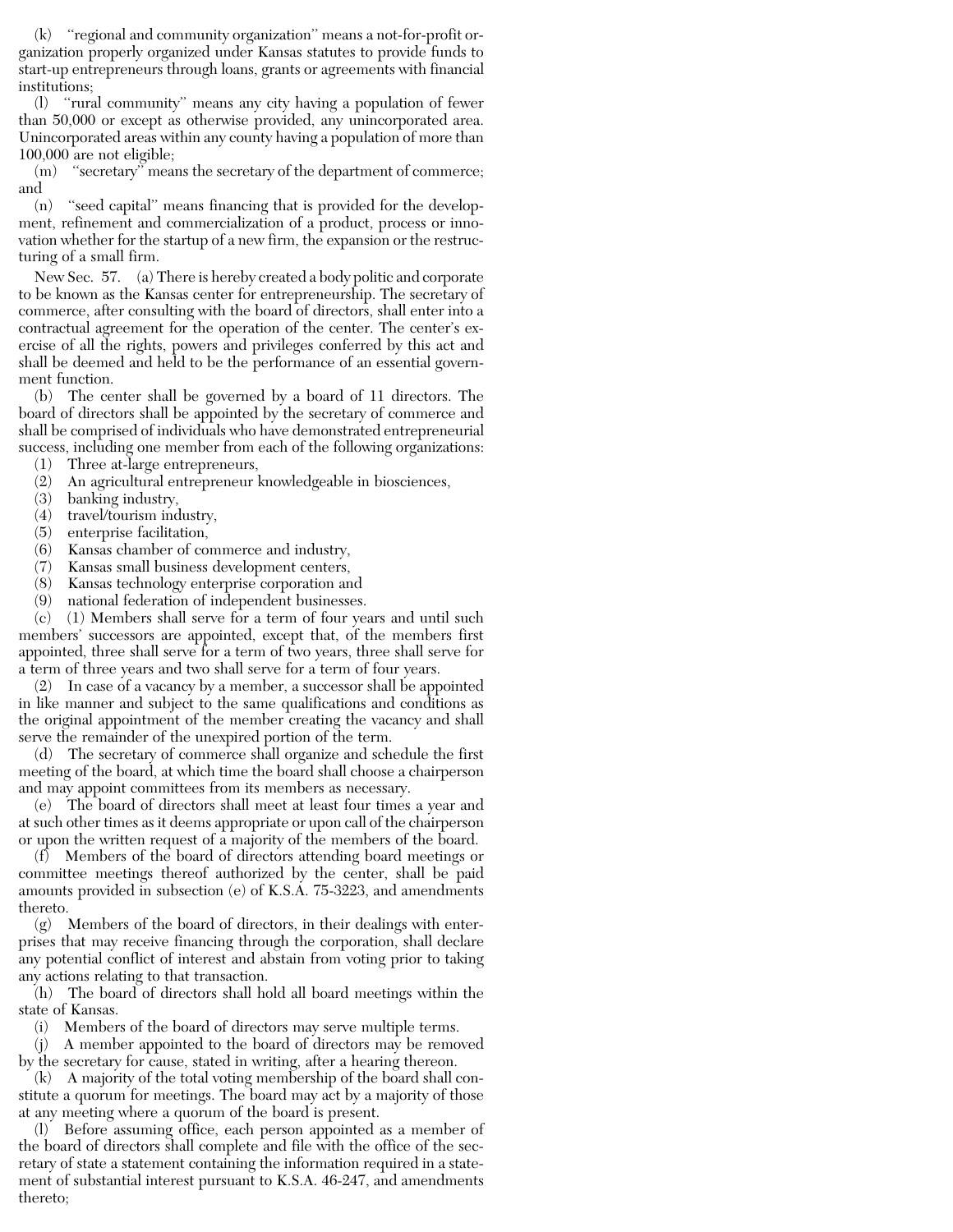(k) "regional and community organization" means a not-for-profit organization properly organized under Kansas statutes to provide funds to start-up entrepreneurs through loans, grants or agreements with financial institutions;

(l) "rural community" means any city having a population of fewer than 50,000 or except as otherwise provided, any unincorporated area. Unincorporated areas within any county having a population of more than 100,000 are not eligible;

(m) "secretary" means the secretary of the department of commerce; and

(n) "seed capital" means financing that is provided for the development, refinement and commercialization of a product, process or innovation whether for the startup of a new firm, the expansion or the restructuring of a small firm.

New Sec. 57. (a) There is hereby created a body politic and corporate to be known as the Kansas center for entrepreneurship. The secretary of commerce, after consulting with the board of directors, shall enter into a contractual agreement for the operation of the center. The center's exercise of all the rights, powers and privileges conferred by this act and shall be deemed and held to be the performance of an essential government function.

(b) The center shall be governed by a board of 11 directors. The board of directors shall be appointed by the secretary of commerce and shall be comprised of individuals who have demonstrated entrepreneurial success, including one member from each of the following organizations:

(1) Three at-large entrepreneurs,
(2) An agricultural entrepreneur knowledgeable in biosciences,
(3) banking industry,
(4) travel/tourism industry,
(5) enterprise facilitation,
(6) Kansas chamber of commerce and industry,
(7) Kansas small business development centers,
(8) Kansas technology enterprise corporation and
(9) national federation of independent businesses.

(c) (1) Members shall serve for a term of four years and until such members' successors are appointed, except that, of the members first appointed, three shall serve for a term of two years, three shall serve for a term of three years and two shall serve for a term of four years.

(2) In case of a vacancy by a member, a successor shall be appointed in like manner and subject to the same qualifications and conditions as the original appointment of the member creating the vacancy and shall serve the remainder of the unexpired portion of the term.

(d) The secretary of commerce shall organize and schedule the first meeting of the board, at which time the board shall choose a chairperson and may appoint committees from its members as necessary.

(e) The board of directors shall meet at least four times a year and at such other times as it deems appropriate or upon call of the chairperson or upon the written request of a majority of the members of the board.

(f) Members of the board of directors attending board meetings or committee meetings thereof authorized by the center, shall be paid amounts provided in subsection (e) of K.S.A. 75-3223, and amendments thereto.

(g) Members of the board of directors, in their dealings with enterprises that may receive financing through the corporation, shall declare any potential conflict of interest and abstain from voting prior to taking any actions relating to that transaction.

(h) The board of directors shall hold all board meetings within the state of Kansas.

(i) Members of the board of directors may serve multiple terms.

(j) A member appointed to the board of directors may be removed by the secretary for cause, stated in writing, after a hearing thereon.

(k) A majority of the total voting membership of the board shall constitute a quorum for meetings. The board may act by a majority of those at any meeting where a quorum of the board is present.

(l) Before assuming office, each person appointed as a member of the board of directors shall complete and file with the office of the secretary of state a statement containing the information required in a statement of substantial interest pursuant to K.S.A. 46-247, and amendments thereto;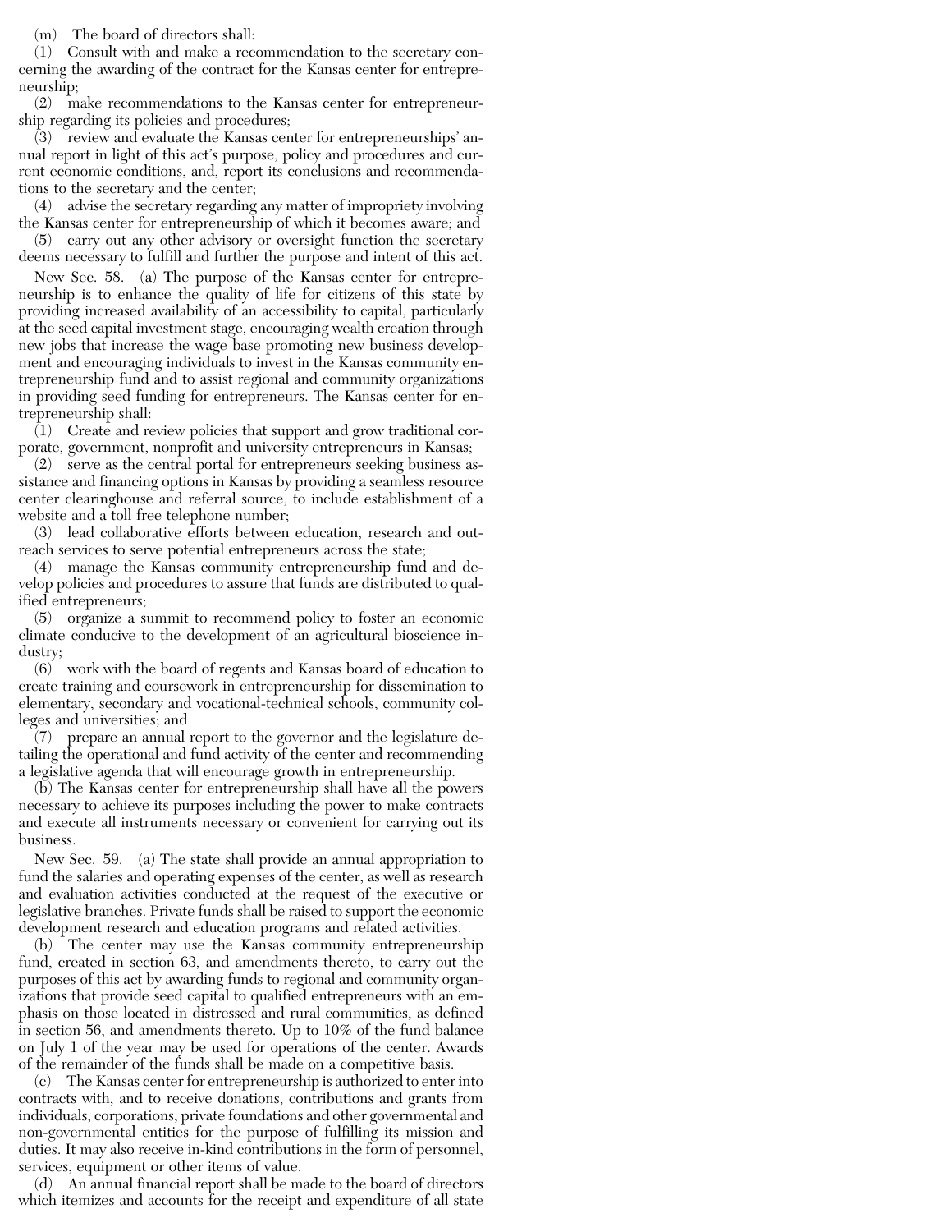(m) The board of directors shall:

(1) Consult with and make a recommendation to the secretary concerning the awarding of the contract for the Kansas center for entrepreneurship;

(2) make recommendations to the Kansas center for entrepreneurship regarding its policies and procedures;

(3) review and evaluate the Kansas center for entrepreneurships' annual report in light of this act's purpose, policy and procedures and current economic conditions, and, report its conclusions and recommendations to the secretary and the center;

(4) advise the secretary regarding any matter of impropriety involving the Kansas center for entrepreneurship of which it becomes aware; and

(5) carry out any other advisory or oversight function the secretary deems necessary to fulfill and further the purpose and intent of this act.

New Sec. 58. (a) The purpose of the Kansas center for entrepreneurship is to enhance the quality of life for citizens of this state by providing increased availability of an accessibility to capital, particularly at the seed capital investment stage, encouraging wealth creation through new jobs that increase the wage base promoting new business development and encouraging individuals to invest in the Kansas community entrepreneurship fund and to assist regional and community organizations in providing seed funding for entrepreneurs. The Kansas center for entrepreneurship shall:

(1) Create and review policies that support and grow traditional corporate, government, nonprofit and university entrepreneurs in Kansas;

(2) serve as the central portal for entrepreneurs seeking business assistance and financing options in Kansas by providing a seamless resource center clearinghouse and referral source, to include establishment of a website and a toll free telephone number;

(3) lead collaborative efforts between education, research and outreach services to serve potential entrepreneurs across the state;

(4) manage the Kansas community entrepreneurship fund and develop policies and procedures to assure that funds are distributed to qualified entrepreneurs;

(5) organize a summit to recommend policy to foster an economic climate conducive to the development of an agricultural bioscience industry;

(6) work with the board of regents and Kansas board of education to create training and coursework in entrepreneurship for dissemination to elementary, secondary and vocational-technical schools, community colleges and universities; and

(7) prepare an annual report to the governor and the legislature detailing the operational and fund activity of the center and recommending a legislative agenda that will encourage growth in entrepreneurship.

(b) The Kansas center for entrepreneurship shall have all the powers necessary to achieve its purposes including the power to make contracts and execute all instruments necessary or convenient for carrying out its business.

New Sec. 59. (a) The state shall provide an annual appropriation to fund the salaries and operating expenses of the center, as well as research and evaluation activities conducted at the request of the executive or legislative branches. Private funds shall be raised to support the economic development research and education programs and related activities.

(b) The center may use the Kansas community entrepreneurship fund, created in section 63, and amendments thereto, to carry out the purposes of this act by awarding funds to regional and community organizations that provide seed capital to qualified entrepreneurs with an emphasis on those located in distressed and rural communities, as defined in section 56, and amendments thereto. Up to 10% of the fund balance on July 1 of the year may be used for operations of the center. Awards of the remainder of the funds shall be made on a competitive basis.

(c) The Kansas center for entrepreneurship is authorized to enter into contracts with, and to receive donations, contributions and grants from individuals, corporations, private foundations and other governmental and non-governmental entities for the purpose of fulfilling its mission and duties. It may also receive in-kind contributions in the form of personnel, services, equipment or other items of value.

(d) An annual financial report shall be made to the board of directors which itemizes and accounts for the receipt and expenditure of all state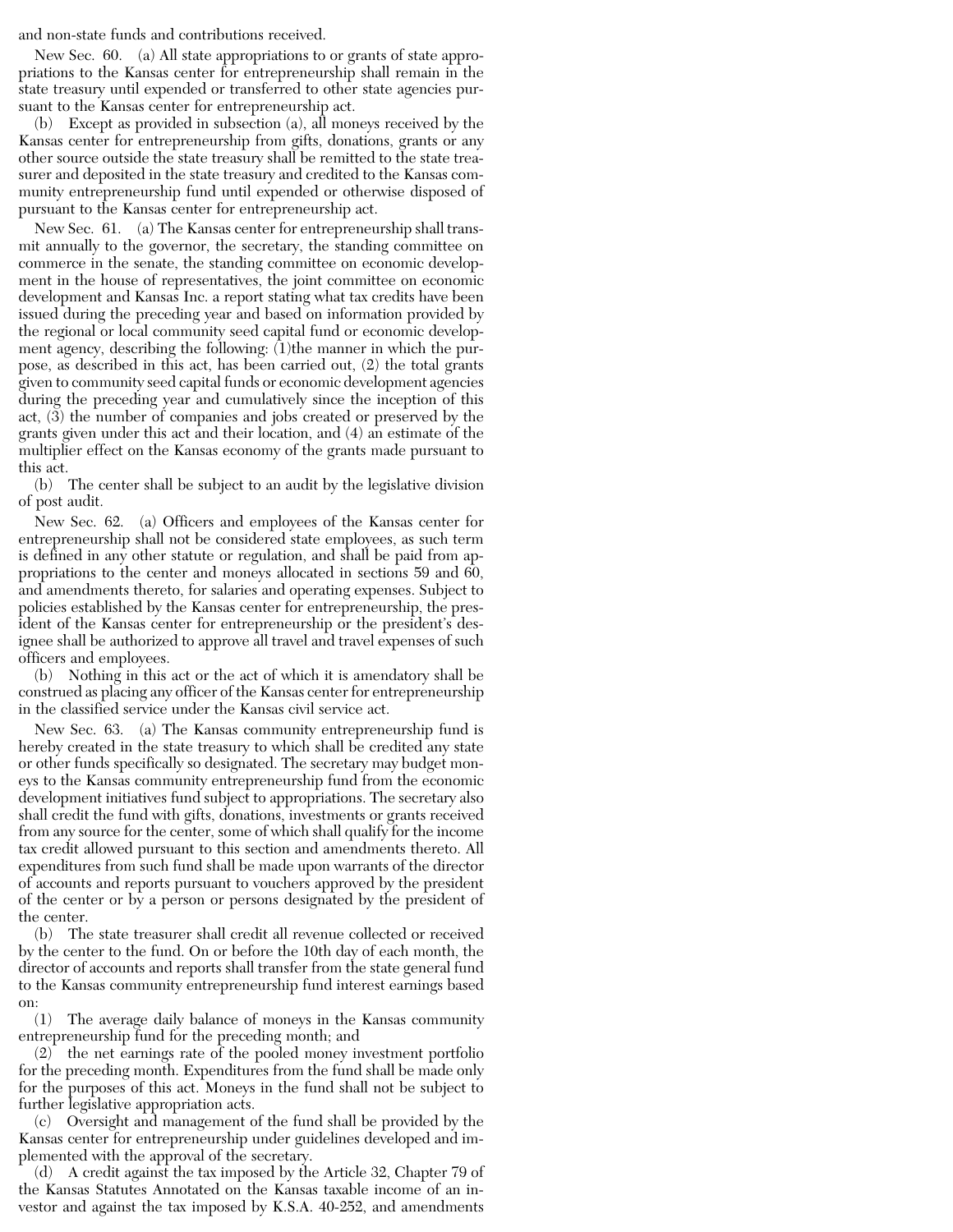and non-state funds and contributions received.

New Sec. 60. (a) All state appropriations to or grants of state appropriations to the Kansas center for entrepreneurship shall remain in the state treasury until expended or transferred to other state agencies pursuant to the Kansas center for entrepreneurship act.

(b) Except as provided in subsection (a), all moneys received by the Kansas center for entrepreneurship from gifts, donations, grants or any other source outside the state treasury shall be remitted to the state treasurer and deposited in the state treasury and credited to the Kansas community entrepreneurship fund until expended or otherwise disposed of pursuant to the Kansas center for entrepreneurship act.

New Sec. 61. (a) The Kansas center for entrepreneurship shall transmit annually to the governor, the secretary, the standing committee on commerce in the senate, the standing committee on economic development in the house of representatives, the joint committee on economic development and Kansas Inc. a report stating what tax credits have been issued during the preceding year and based on information provided by the regional or local community seed capital fund or economic development agency, describing the following: (1)the manner in which the purpose, as described in this act, has been carried out, (2) the total grants given to community seed capital funds or economic development agencies during the preceding year and cumulatively since the inception of this act, (3) the number of companies and jobs created or preserved by the grants given under this act and their location, and (4) an estimate of the multiplier effect on the Kansas economy of the grants made pursuant to this act.

(b) The center shall be subject to an audit by the legislative division of post audit.

New Sec. 62. (a) Officers and employees of the Kansas center for entrepreneurship shall not be considered state employees, as such term is defined in any other statute or regulation, and shall be paid from appropriations to the center and moneys allocated in sections 59 and 60, and amendments thereto, for salaries and operating expenses. Subject to policies established by the Kansas center for entrepreneurship, the president of the Kansas center for entrepreneurship or the president's designee shall be authorized to approve all travel and travel expenses of such officers and employees.

(b) Nothing in this act or the act of which it is amendatory shall be construed as placing any officer of the Kansas center for entrepreneurship in the classified service under the Kansas civil service act.

New Sec. 63. (a) The Kansas community entrepreneurship fund is hereby created in the state treasury to which shall be credited any state or other funds specifically so designated. The secretary may budget moneys to the Kansas community entrepreneurship fund from the economic development initiatives fund subject to appropriations. The secretary also shall credit the fund with gifts, donations, investments or grants received from any source for the center, some of which shall qualify for the income tax credit allowed pursuant to this section and amendments thereto. All expenditures from such fund shall be made upon warrants of the director of accounts and reports pursuant to vouchers approved by the president of the center or by a person or persons designated by the president of the center.

(b) The state treasurer shall credit all revenue collected or received by the center to the fund. On or before the 10th day of each month, the director of accounts and reports shall transfer from the state general fund to the Kansas community entrepreneurship fund interest earnings based on:

(1) The average daily balance of moneys in the Kansas community entrepreneurship fund for the preceding month; and

(2) the net earnings rate of the pooled money investment portfolio for the preceding month. Expenditures from the fund shall be made only for the purposes of this act. Moneys in the fund shall not be subject to further legislative appropriation acts.

(c) Oversight and management of the fund shall be provided by the Kansas center for entrepreneurship under guidelines developed and implemented with the approval of the secretary.

(d) A credit against the tax imposed by the Article 32, Chapter 79 of the Kansas Statutes Annotated on the Kansas taxable income of an investor and against the tax imposed by K.S.A. 40-252, and amendments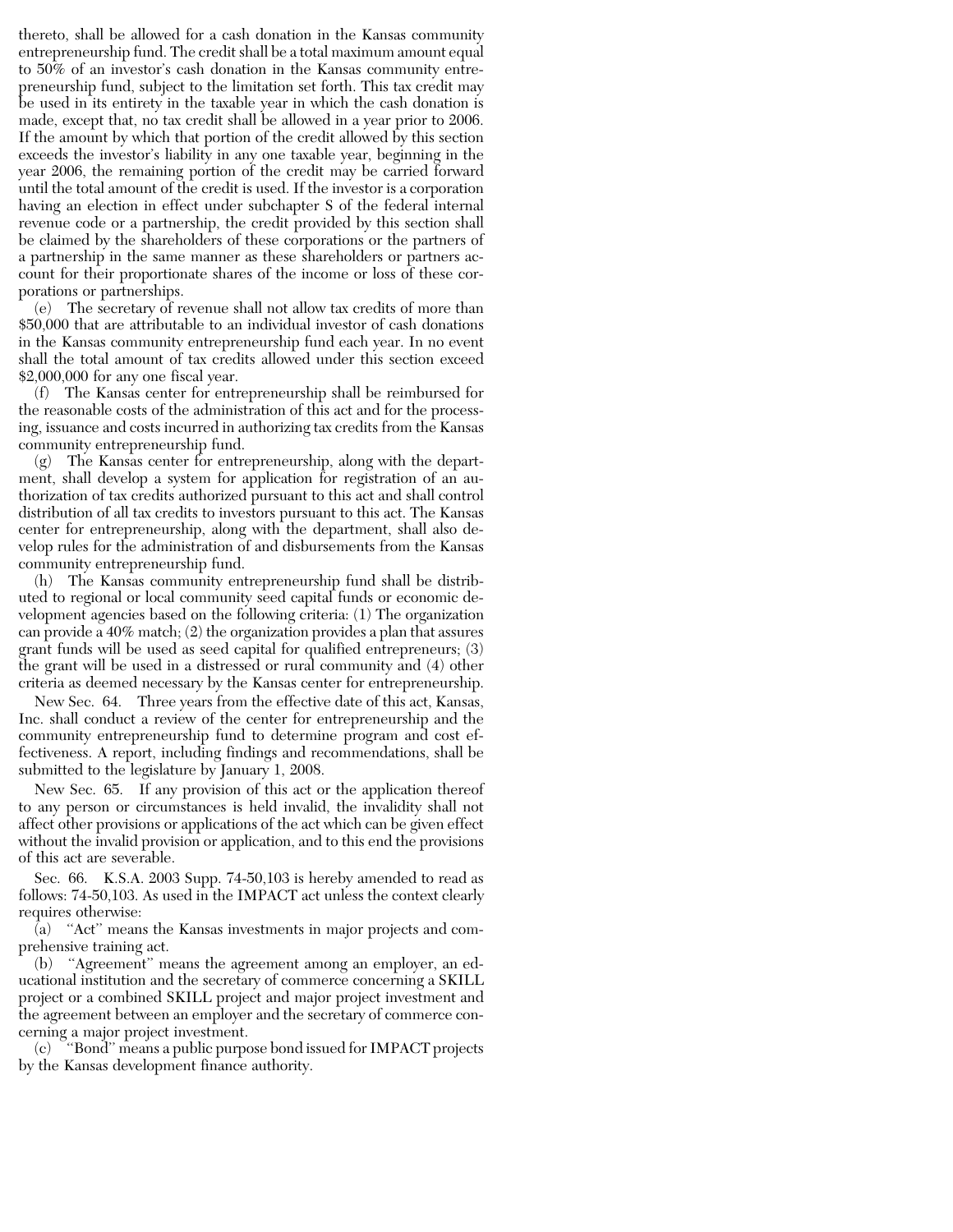thereto, shall be allowed for a cash donation in the Kansas community entrepreneurship fund. The credit shall be a total maximum amount equal to 50% of an investor's cash donation in the Kansas community entrepreneurship fund, subject to the limitation set forth. This tax credit may be used in its entirety in the taxable year in which the cash donation is made, except that, no tax credit shall be allowed in a year prior to 2006. If the amount by which that portion of the credit allowed by this section exceeds the investor's liability in any one taxable year, beginning in the year 2006, the remaining portion of the credit may be carried forward until the total amount of the credit is used. If the investor is a corporation having an election in effect under subchapter S of the federal internal revenue code or a partnership, the credit provided by this section shall be claimed by the shareholders of these corporations or the partners of a partnership in the same manner as these shareholders or partners account for their proportionate shares of the income or loss of these corporations or partnerships.

(e) The secretary of revenue shall not allow tax credits of more than $50,000 that are attributable to an individual investor of cash donations in the Kansas community entrepreneurship fund each year. In no event shall the total amount of tax credits allowed under this section exceed $2,000,000 for any one fiscal year.

(f) The Kansas center for entrepreneurship shall be reimbursed for the reasonable costs of the administration of this act and for the processing, issuance and costs incurred in authorizing tax credits from the Kansas community entrepreneurship fund.

(g) The Kansas center for entrepreneurship, along with the department, shall develop a system for application for registration of an authorization of tax credits authorized pursuant to this act and shall control distribution of all tax credits to investors pursuant to this act. The Kansas center for entrepreneurship, along with the department, shall also develop rules for the administration of and disbursements from the Kansas community entrepreneurship fund.

(h) The Kansas community entrepreneurship fund shall be distributed to regional or local community seed capital funds or economic development agencies based on the following criteria: (1) The organization can provide a 40% match; (2) the organization provides a plan that assures grant funds will be used as seed capital for qualified entrepreneurs; (3) the grant will be used in a distressed or rural community and (4) other criteria as deemed necessary by the Kansas center for entrepreneurship.

New Sec. 64. Three years from the effective date of this act, Kansas, Inc. shall conduct a review of the center for entrepreneurship and the community entrepreneurship fund to determine program and cost effectiveness. A report, including findings and recommendations, shall be submitted to the legislature by January 1, 2008.

New Sec. 65. If any provision of this act or the application thereof to any person or circumstances is held invalid, the invalidity shall not affect other provisions or applications of the act which can be given effect without the invalid provision or application, and to this end the provisions of this act are severable.

Sec. 66. K.S.A. 2003 Supp. 74-50,103 is hereby amended to read as follows: 74-50,103. As used in the IMPACT act unless the context clearly requires otherwise:

(a) ''Act'' means the Kansas investments in major projects and comprehensive training act.

(b) ''Agreement'' means the agreement among an employer, an educational institution and the secretary of commerce concerning a SKILL project or a combined SKILL project and major project investment and the agreement between an employer and the secretary of commerce concerning a major project investment.

(c) ''Bond'' means a public purpose bond issued for IMPACT projects by the Kansas development finance authority.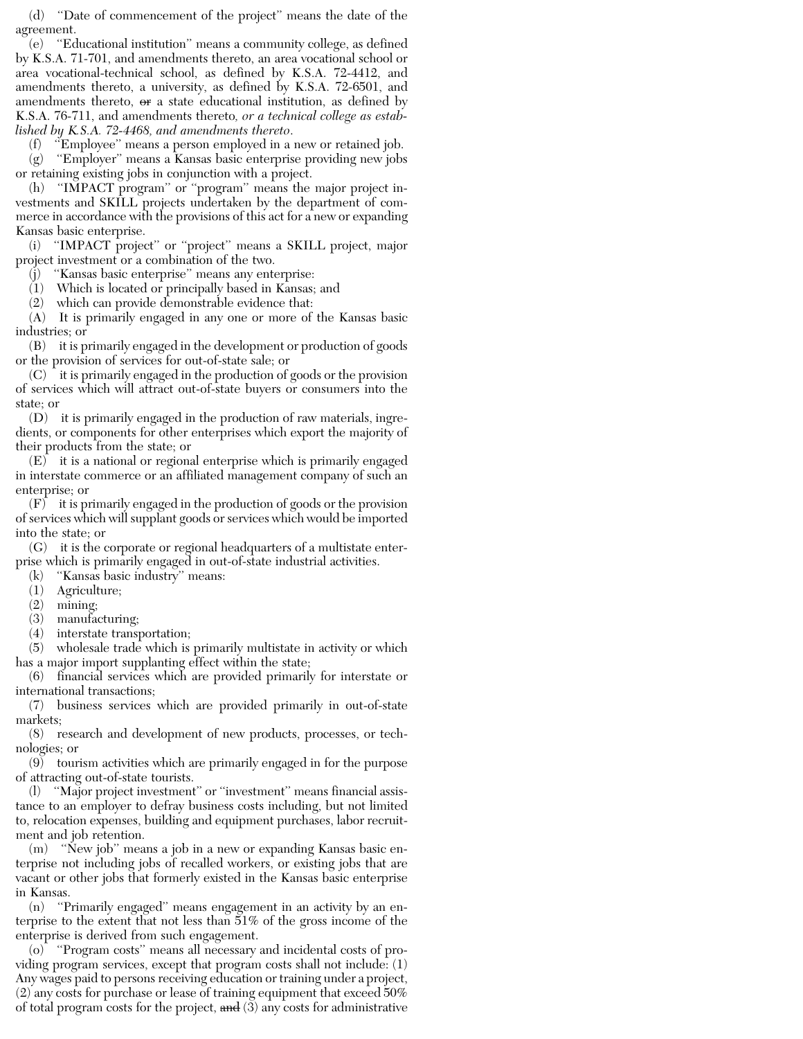(d) "Date of commencement of the project" means the date of the agreement.

(e) "Educational institution" means a community college, as defined by K.S.A. 71-701, and amendments thereto, an area vocational school or area vocational-technical school, as defined by K.S.A. 72-4412, and amendments thereto, a university, as defined by K.S.A. 72-6501, and amendments thereto, ~~or~~ a state educational institution, as defined by K.S.A. 76-711, and amendments thereto*, or a technical college as established by K.S.A. 72-4468, and amendments thereto*.

(f) "Employee" means a person employed in a new or retained job.

(g) "Employer" means a Kansas basic enterprise providing new jobs or retaining existing jobs in conjunction with a project.

(h) "IMPACT program" or "program" means the major project investments and SKILL projects undertaken by the department of commerce in accordance with the provisions of this act for a new or expanding Kansas basic enterprise.

(i) "IMPACT project" or "project" means a SKILL project, major project investment or a combination of the two.

(j) "Kansas basic enterprise" means any enterprise:

(1) Which is located or principally based in Kansas; and

(2) which can provide demonstrable evidence that:

(A) It is primarily engaged in any one or more of the Kansas basic industries; or

(B) it is primarily engaged in the development or production of goods or the provision of services for out-of-state sale; or

(C) it is primarily engaged in the production of goods or the provision of services which will attract out-of-state buyers or consumers into the state; or

(D) it is primarily engaged in the production of raw materials, ingredients, or components for other enterprises which export the majority of their products from the state; or

(E) it is a national or regional enterprise which is primarily engaged in interstate commerce or an affiliated management company of such an enterprise; or

(F) it is primarily engaged in the production of goods or the provision of services which will supplant goods or services which would be imported into the state; or

(G) it is the corporate or regional headquarters of a multistate enterprise which is primarily engaged in out-of-state industrial activities.

(k) "Kansas basic industry" means:

(1) Agriculture;

(2) mining;

(3) manufacturing;

(4) interstate transportation;

(5) wholesale trade which is primarily multistate in activity or which has a major import supplanting effect within the state;

(6) financial services which are provided primarily for interstate or international transactions;

(7) business services which are provided primarily in out-of-state markets;

(8) research and development of new products, processes, or technologies; or

(9) tourism activities which are primarily engaged in for the purpose of attracting out-of-state tourists.

(l) "Major project investment" or "investment" means financial assistance to an employer to defray business costs including, but not limited to, relocation expenses, building and equipment purchases, labor recruitment and job retention.

(m) "New job" means a job in a new or expanding Kansas basic enterprise not including jobs of recalled workers, or existing jobs that are vacant or other jobs that formerly existed in the Kansas basic enterprise in Kansas.

(n) "Primarily engaged" means engagement in an activity by an enterprise to the extent that not less than 51% of the gross income of the enterprise is derived from such engagement.

(o) "Program costs" means all necessary and incidental costs of providing program services, except that program costs shall not include: (1) Any wages paid to persons receiving education or training under a project, (2) any costs for purchase or lease of training equipment that exceed 50% of total program costs for the project, ~~and~~ (3) any costs for administrative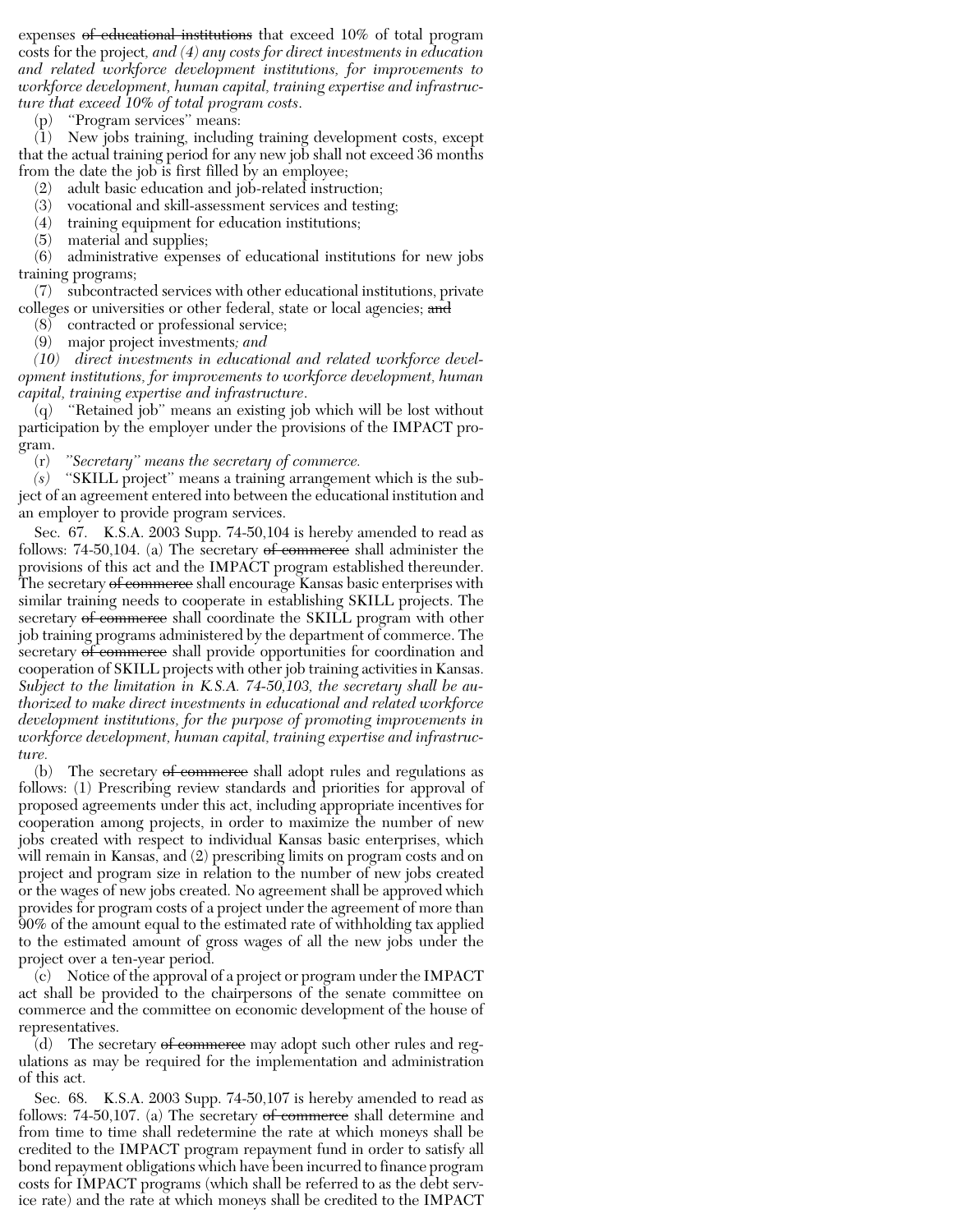expenses ~~of educational institutions~~ that exceed 10% of total program costs for the project*, and (4) any costs for direct investments in education and related workforce development institutions, for improvements to workforce development, human capital, training expertise and infrastructure that exceed 10% of total program costs*.

(p) "Program services" means:

(1) New jobs training, including training development costs, except that the actual training period for any new job shall not exceed 36 months from the date the job is first filled by an employee;

(2) adult basic education and job-related instruction;

(3) vocational and skill-assessment services and testing;

(4) training equipment for education institutions;

(5) material and supplies;

(6) administrative expenses of educational institutions for new jobs training programs;

(7) subcontracted services with other educational institutions, private colleges or universities or other federal, state or local agencies; ~~and~~

(8) contracted or professional service;

(9) major project investments*; and*

*(10) direct investments in educational and related workforce development institutions, for improvements to workforce development, human capital, training expertise and infrastructure*.

(q) "Retained job" means an existing job which will be lost without participation by the employer under the provisions of the IMPACT program.

(r) *"Secretary" means the secretary of commerce.*

*(s)* "SKILL project" means a training arrangement which is the subject of an agreement entered into between the educational institution and an employer to provide program services.

Sec. 67. K.S.A. 2003 Supp. 74-50,104 is hereby amended to read as follows: 74-50,104. (a) The secretary ~~of commerce~~ shall administer the provisions of this act and the IMPACT program established thereunder. The secretary ~~of commerce~~ shall encourage Kansas basic enterprises with similar training needs to cooperate in establishing SKILL projects. The secretary ~~of commerce~~ shall coordinate the SKILL program with other job training programs administered by the department of commerce. The secretary ~~of commerce~~ shall provide opportunities for coordination and cooperation of SKILL projects with other job training activities in Kansas. *Subject to the limitation in K.S.A. 74-50,103, the secretary shall be authorized to make direct investments in educational and related workforce development institutions, for the purpose of promoting improvements in workforce development, human capital, training expertise and infrastructure.*

(b) The secretary ~~of commerce~~ shall adopt rules and regulations as follows: (1) Prescribing review standards and priorities for approval of proposed agreements under this act, including appropriate incentives for cooperation among projects, in order to maximize the number of new jobs created with respect to individual Kansas basic enterprises, which will remain in Kansas, and (2) prescribing limits on program costs and on project and program size in relation to the number of new jobs created or the wages of new jobs created. No agreement shall be approved which provides for program costs of a project under the agreement of more than 90% of the amount equal to the estimated rate of withholding tax applied to the estimated amount of gross wages of all the new jobs under the project over a ten-year period.

(c) Notice of the approval of a project or program under the IMPACT act shall be provided to the chairpersons of the senate committee on commerce and the committee on economic development of the house of representatives.

(d) The secretary ~~of commerce~~ may adopt such other rules and regulations as may be required for the implementation and administration of this act.

Sec. 68. K.S.A. 2003 Supp. 74-50,107 is hereby amended to read as follows: 74-50,107. (a) The secretary ~~of commerce~~ shall determine and from time to time shall redetermine the rate at which moneys shall be credited to the IMPACT program repayment fund in order to satisfy all bond repayment obligations which have been incurred to finance program costs for IMPACT programs (which shall be referred to as the debt service rate) and the rate at which moneys shall be credited to the IMPACT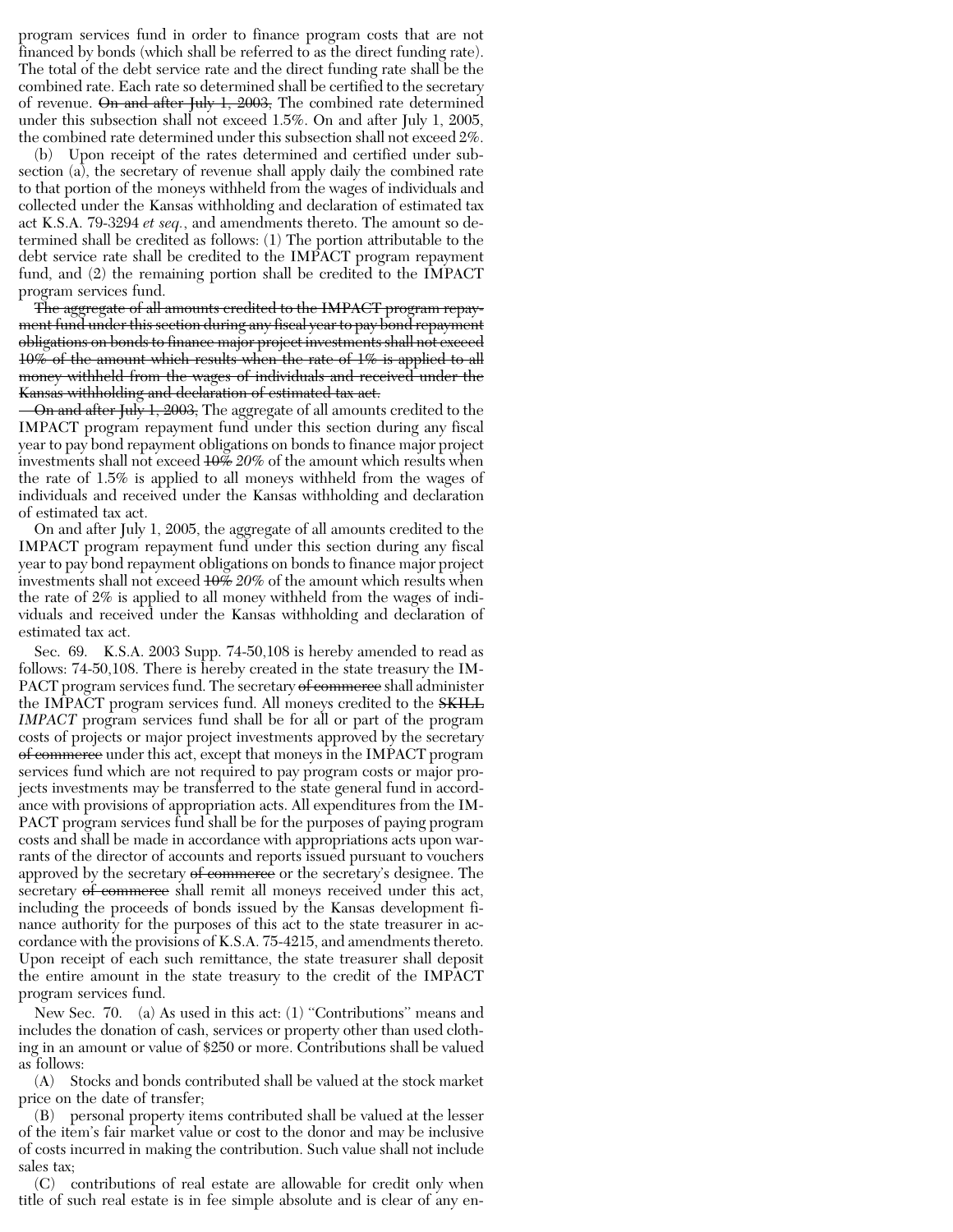program services fund in order to finance program costs that are not financed by bonds (which shall be referred to as the direct funding rate). The total of the debt service rate and the direct funding rate shall be the combined rate. Each rate so determined shall be certified to the secretary of revenue. ~~On and after July 1, 2003,~~ The combined rate determined under this subsection shall not exceed 1.5%. On and after July 1, 2005, the combined rate determined under this subsection shall not exceed 2%.

(b) Upon receipt of the rates determined and certified under subsection (a), the secretary of revenue shall apply daily the combined rate to that portion of the moneys withheld from the wages of individuals and collected under the Kansas withholding and declaration of estimated tax act K.S.A. 79-3294 *et seq.*, and amendments thereto. The amount so determined shall be credited as follows: (1) The portion attributable to the debt service rate shall be credited to the IMPACT program repayment fund, and (2) the remaining portion shall be credited to the IMPACT program services fund.

~~The aggregate of all amounts credited to the IMPACT program repayment fund under this section during any fiscal year to pay bond repayment obligations on bonds to finance major project investments shall not exceed 10% of the amount which results when the rate of 1% is applied to all money withheld from the wages of individuals and received under the Kansas withholding and declaration of estimated tax act.~~

~~On and after July 1, 2003,~~ The aggregate of all amounts credited to the IMPACT program repayment fund under this section during any fiscal year to pay bond repayment obligations on bonds to finance major project investments shall not exceed ~~10%~~ *20%* of the amount which results when the rate of 1.5% is applied to all moneys withheld from the wages of individuals and received under the Kansas withholding and declaration of estimated tax act.

On and after July 1, 2005, the aggregate of all amounts credited to the IMPACT program repayment fund under this section during any fiscal year to pay bond repayment obligations on bonds to finance major project investments shall not exceed ~~10%~~ *20%* of the amount which results when the rate of 2% is applied to all money withheld from the wages of individuals and received under the Kansas withholding and declaration of estimated tax act.

Sec. 69. K.S.A. 2003 Supp. 74-50,108 is hereby amended to read as follows: 74-50,108. There is hereby created in the state treasury the IMPACT program services fund. The secretary ~~of commerce~~ shall administer the IMPACT program services fund. All moneys credited to the ~~SKILL~~ *IMPACT* program services fund shall be for all or part of the program costs of projects or major project investments approved by the secretary ~~of commerce~~ under this act, except that moneys in the IMPACT program services fund which are not required to pay program costs or major projects investments may be transferred to the state general fund in accordance with provisions of appropriation acts. All expenditures from the IMPACT program services fund shall be for the purposes of paying program costs and shall be made in accordance with appropriations acts upon warrants of the director of accounts and reports issued pursuant to vouchers approved by the secretary ~~of commerce~~ or the secretary's designee. The secretary ~~of commerce~~ shall remit all moneys received under this act, including the proceeds of bonds issued by the Kansas development finance authority for the purposes of this act to the state treasurer in accordance with the provisions of K.S.A. 75-4215, and amendments thereto. Upon receipt of each such remittance, the state treasurer shall deposit the entire amount in the state treasury to the credit of the IMPACT program services fund.

New Sec. 70. (a) As used in this act: (1) "Contributions" means and includes the donation of cash, services or property other than used clothing in an amount or value of $250 or more. Contributions shall be valued as follows:

(A) Stocks and bonds contributed shall be valued at the stock market price on the date of transfer;

(B) personal property items contributed shall be valued at the lesser of the item's fair market value or cost to the donor and may be inclusive of costs incurred in making the contribution. Such value shall not include sales tax;

(C) contributions of real estate are allowable for credit only when title of such real estate is in fee simple absolute and is clear of any en-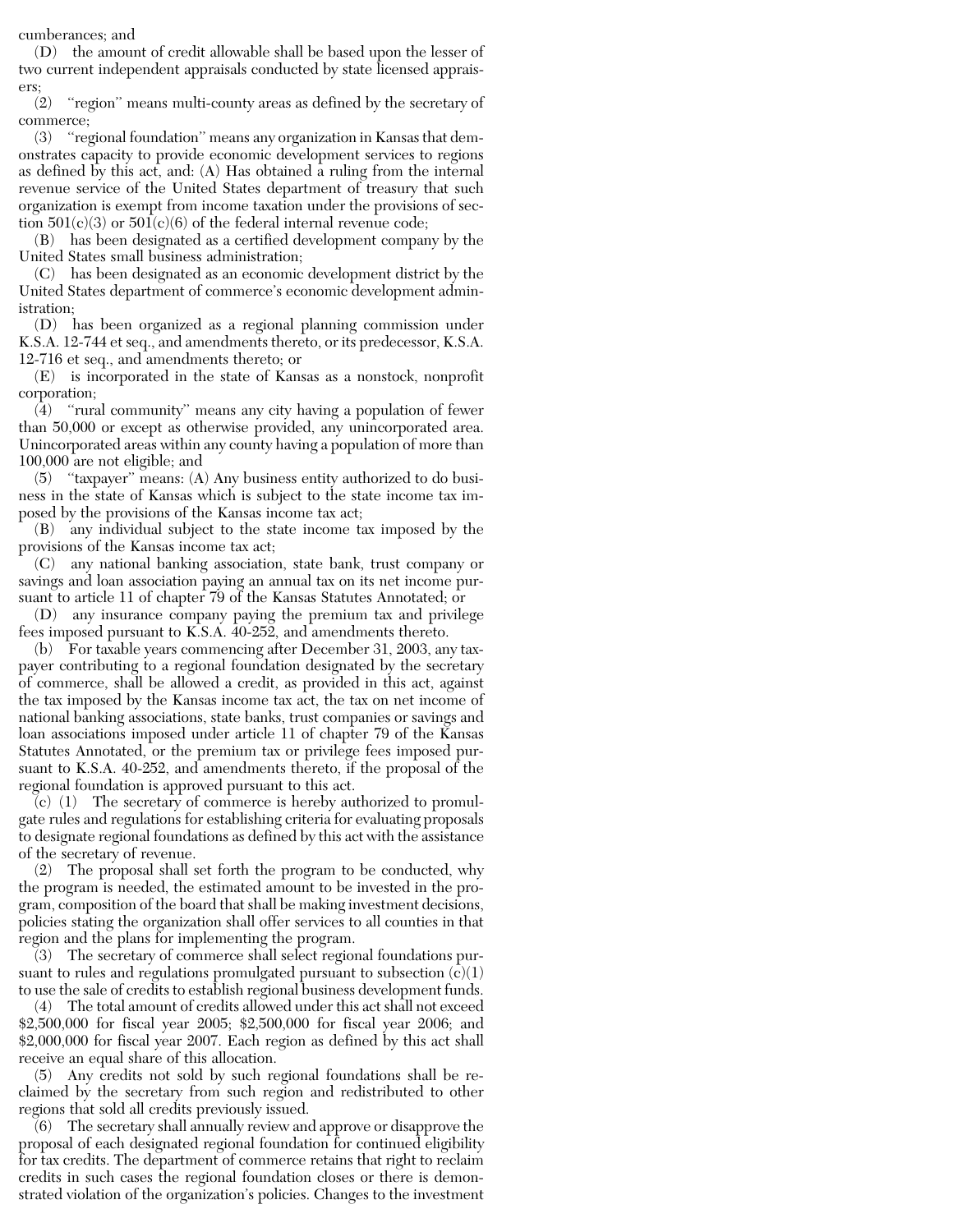cumberances; and

(D) the amount of credit allowable shall be based upon the lesser of two current independent appraisals conducted by state licensed appraisers;

(2) "region" means multi-county areas as defined by the secretary of commerce;

(3) "regional foundation" means any organization in Kansas that demonstrates capacity to provide economic development services to regions as defined by this act, and: (A) Has obtained a ruling from the internal revenue service of the United States department of treasury that such organization is exempt from income taxation under the provisions of section 501(c)(3) or 501(c)(6) of the federal internal revenue code;

(B) has been designated as a certified development company by the United States small business administration;

(C) has been designated as an economic development district by the United States department of commerce's economic development administration;

(D) has been organized as a regional planning commission under K.S.A. 12-744 et seq., and amendments thereto, or its predecessor, K.S.A. 12-716 et seq., and amendments thereto; or

(E) is incorporated in the state of Kansas as a nonstock, nonprofit corporation;

(4) "rural community" means any city having a population of fewer than 50,000 or except as otherwise provided, any unincorporated area. Unincorporated areas within any county having a population of more than 100,000 are not eligible; and

(5) "taxpayer" means: (A) Any business entity authorized to do business in the state of Kansas which is subject to the state income tax imposed by the provisions of the Kansas income tax act;

(B) any individual subject to the state income tax imposed by the provisions of the Kansas income tax act;

(C) any national banking association, state bank, trust company or savings and loan association paying an annual tax on its net income pursuant to article 11 of chapter 79 of the Kansas Statutes Annotated; or

(D) any insurance company paying the premium tax and privilege fees imposed pursuant to K.S.A. 40-252, and amendments thereto.

(b) For taxable years commencing after December 31, 2003, any taxpayer contributing to a regional foundation designated by the secretary of commerce, shall be allowed a credit, as provided in this act, against the tax imposed by the Kansas income tax act, the tax on net income of national banking associations, state banks, trust companies or savings and loan associations imposed under article 11 of chapter 79 of the Kansas Statutes Annotated, or the premium tax or privilege fees imposed pursuant to K.S.A. 40-252, and amendments thereto, if the proposal of the regional foundation is approved pursuant to this act.

(c) (1) The secretary of commerce is hereby authorized to promulgate rules and regulations for establishing criteria for evaluating proposals to designate regional foundations as defined by this act with the assistance of the secretary of revenue.

(2) The proposal shall set forth the program to be conducted, why the program is needed, the estimated amount to be invested in the program, composition of the board that shall be making investment decisions, policies stating the organization shall offer services to all counties in that region and the plans for implementing the program.

(3) The secretary of commerce shall select regional foundations pursuant to rules and regulations promulgated pursuant to subsection (c)(1) to use the sale of credits to establish regional business development funds.

(4) The total amount of credits allowed under this act shall not exceed $2,500,000 for fiscal year 2005; $2,500,000 for fiscal year 2006; and $2,000,000 for fiscal year 2007. Each region as defined by this act shall receive an equal share of this allocation.

(5) Any credits not sold by such regional foundations shall be reclaimed by the secretary from such region and redistributed to other regions that sold all credits previously issued.

(6) The secretary shall annually review and approve or disapprove the proposal of each designated regional foundation for continued eligibility for tax credits. The department of commerce retains that right to reclaim credits in such cases the regional foundation closes or there is demonstrated violation of the organization's policies. Changes to the investment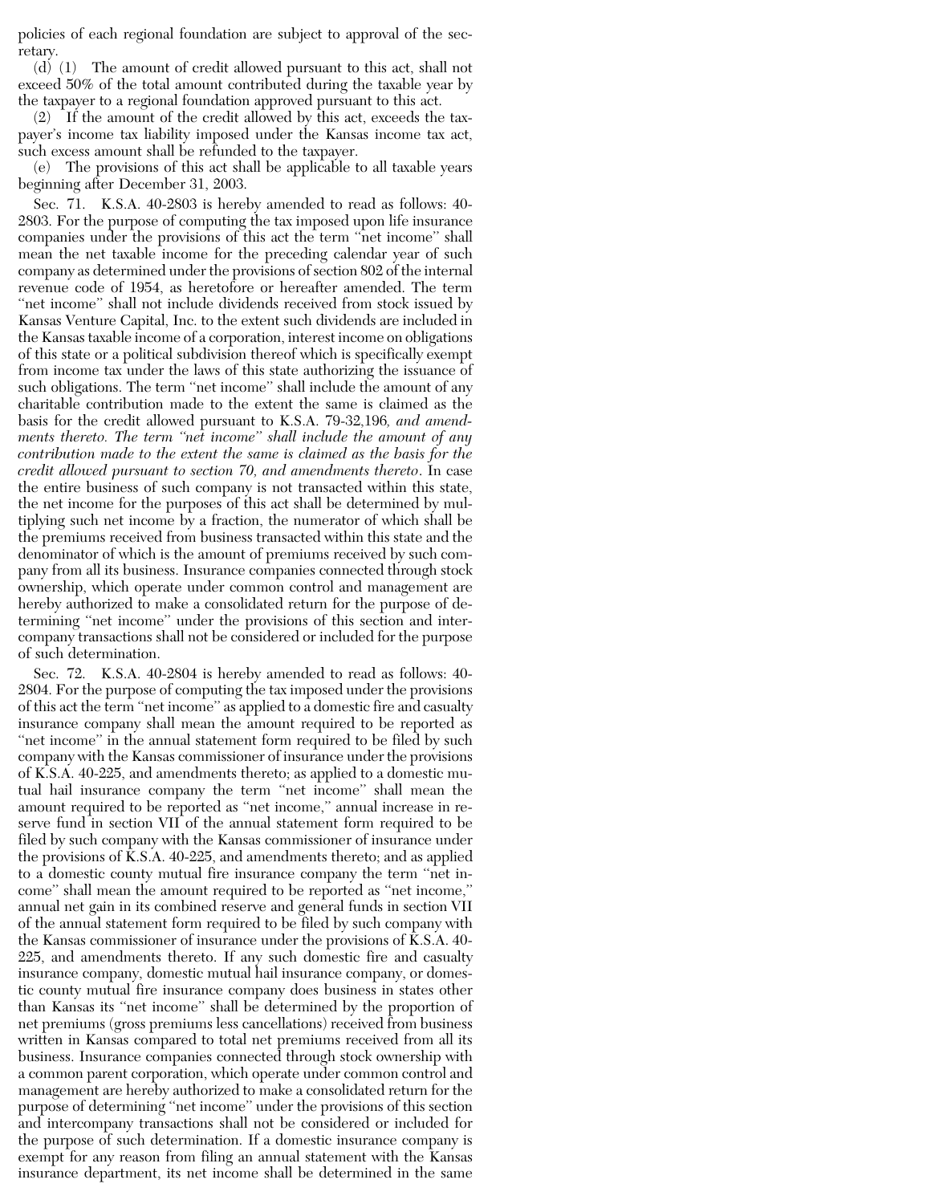policies of each regional foundation are subject to approval of the secretary.

(d) (1) The amount of credit allowed pursuant to this act, shall not exceed 50% of the total amount contributed during the taxable year by the taxpayer to a regional foundation approved pursuant to this act.

(2) If the amount of the credit allowed by this act, exceeds the taxpayer's income tax liability imposed under the Kansas income tax act, such excess amount shall be refunded to the taxpayer.

(e) The provisions of this act shall be applicable to all taxable years beginning after December 31, 2003.

Sec. 71. K.S.A. 40-2803 is hereby amended to read as follows: 40-2803. For the purpose of computing the tax imposed upon life insurance companies under the provisions of this act the term ''net income'' shall mean the net taxable income for the preceding calendar year of such company as determined under the provisions of section 802 of the internal revenue code of 1954, as heretofore or hereafter amended. The term ''net income'' shall not include dividends received from stock issued by Kansas Venture Capital, Inc. to the extent such dividends are included in the Kansas taxable income of a corporation, interest income on obligations of this state or a political subdivision thereof which is specifically exempt from income tax under the laws of this state authorizing the issuance of such obligations. The term ''net income'' shall include the amount of any charitable contribution made to the extent the same is claimed as the basis for the credit allowed pursuant to K.S.A. 79-32,196*, and amendments thereto. The term ''net income'' shall include the amount of any contribution made to the extent the same is claimed as the basis for the credit allowed pursuant to section 70, and amendments thereto*. In case the entire business of such company is not transacted within this state, the net income for the purposes of this act shall be determined by multiplying such net income by a fraction, the numerator of which shall be the premiums received from business transacted within this state and the denominator of which is the amount of premiums received by such company from all its business. Insurance companies connected through stock ownership, which operate under common control and management are hereby authorized to make a consolidated return for the purpose of determining ''net income'' under the provisions of this section and intercompany transactions shall not be considered or included for the purpose of such determination.

Sec. 72. K.S.A. 40-2804 is hereby amended to read as follows: 40-2804. For the purpose of computing the tax imposed under the provisions of this act the term ''net income'' as applied to a domestic fire and casualty insurance company shall mean the amount required to be reported as ''net income'' in the annual statement form required to be filed by such company with the Kansas commissioner of insurance under the provisions of K.S.A. 40-225, and amendments thereto; as applied to a domestic mutual hail insurance company the term ''net income'' shall mean the amount required to be reported as ''net income,'' annual increase in reserve fund in section VII of the annual statement form required to be filed by such company with the Kansas commissioner of insurance under the provisions of K.S.A. 40-225, and amendments thereto; and as applied to a domestic county mutual fire insurance company the term ''net income'' shall mean the amount required to be reported as ''net income,'' annual net gain in its combined reserve and general funds in section VII of the annual statement form required to be filed by such company with the Kansas commissioner of insurance under the provisions of K.S.A. 40-225, and amendments thereto. If any such domestic fire and casualty insurance company, domestic mutual hail insurance company, or domestic county mutual fire insurance company does business in states other than Kansas its ''net income'' shall be determined by the proportion of net premiums (gross premiums less cancellations) received from business written in Kansas compared to total net premiums received from all its business. Insurance companies connected through stock ownership with a common parent corporation, which operate under common control and management are hereby authorized to make a consolidated return for the purpose of determining ''net income'' under the provisions of this section and intercompany transactions shall not be considered or included for the purpose of such determination. If a domestic insurance company is exempt for any reason from filing an annual statement with the Kansas insurance department, its net income shall be determined in the same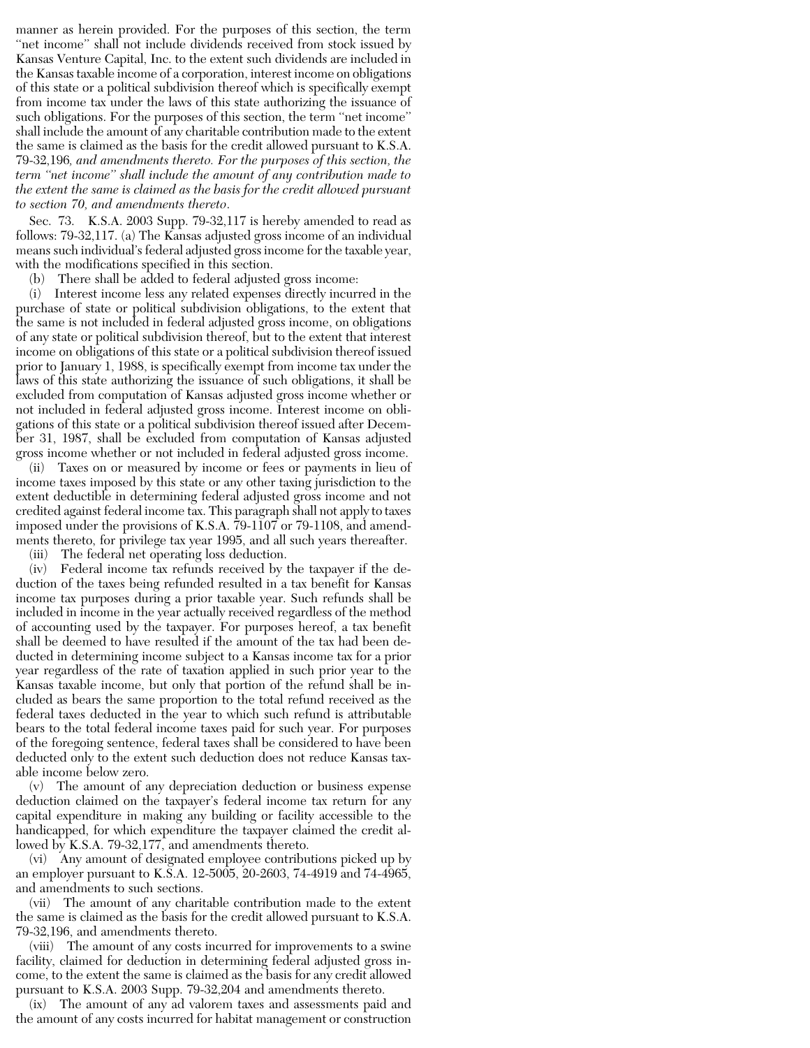manner as herein provided. For the purposes of this section, the term "net income" shall not include dividends received from stock issued by Kansas Venture Capital, Inc. to the extent such dividends are included in the Kansas taxable income of a corporation, interest income on obligations of this state or a political subdivision thereof which is specifically exempt from income tax under the laws of this state authorizing the issuance of such obligations. For the purposes of this section, the term "net income" shall include the amount of any charitable contribution made to the extent the same is claimed as the basis for the credit allowed pursuant to K.S.A. 79-32,196*, and amendments thereto. For the purposes of this section, the term "net income" shall include the amount of any contribution made to the extent the same is claimed as the basis for the credit allowed pursuant to section 70, and amendments thereto*.

Sec. 73. K.S.A. 2003 Supp. 79-32,117 is hereby amended to read as follows: 79-32,117. (a) The Kansas adjusted gross income of an individual means such individual's federal adjusted gross income for the taxable year, with the modifications specified in this section.

(b) There shall be added to federal adjusted gross income:

(i) Interest income less any related expenses directly incurred in the purchase of state or political subdivision obligations, to the extent that the same is not included in federal adjusted gross income, on obligations of any state or political subdivision thereof, but to the extent that interest income on obligations of this state or a political subdivision thereof issued prior to January 1, 1988, is specifically exempt from income tax under the laws of this state authorizing the issuance of such obligations, it shall be excluded from computation of Kansas adjusted gross income whether or not included in federal adjusted gross income. Interest income on obligations of this state or a political subdivision thereof issued after December 31, 1987, shall be excluded from computation of Kansas adjusted gross income whether or not included in federal adjusted gross income.

(ii) Taxes on or measured by income or fees or payments in lieu of income taxes imposed by this state or any other taxing jurisdiction to the extent deductible in determining federal adjusted gross income and not credited against federal income tax. This paragraph shall not apply to taxes imposed under the provisions of K.S.A. 79-1107 or 79-1108, and amendments thereto, for privilege tax year 1995, and all such years thereafter.

(iii) The federal net operating loss deduction.

(iv) Federal income tax refunds received by the taxpayer if the deduction of the taxes being refunded resulted in a tax benefit for Kansas income tax purposes during a prior taxable year. Such refunds shall be included in income in the year actually received regardless of the method of accounting used by the taxpayer. For purposes hereof, a tax benefit shall be deemed to have resulted if the amount of the tax had been deducted in determining income subject to a Kansas income tax for a prior year regardless of the rate of taxation applied in such prior year to the Kansas taxable income, but only that portion of the refund shall be included as bears the same proportion to the total refund received as the federal taxes deducted in the year to which such refund is attributable bears to the total federal income taxes paid for such year. For purposes of the foregoing sentence, federal taxes shall be considered to have been deducted only to the extent such deduction does not reduce Kansas taxable income below zero.

(v) The amount of any depreciation deduction or business expense deduction claimed on the taxpayer's federal income tax return for any capital expenditure in making any building or facility accessible to the handicapped, for which expenditure the taxpayer claimed the credit allowed by K.S.A. 79-32,177, and amendments thereto.

(vi) Any amount of designated employee contributions picked up by an employer pursuant to K.S.A. 12-5005, 20-2603, 74-4919 and 74-4965, and amendments to such sections.

(vii) The amount of any charitable contribution made to the extent the same is claimed as the basis for the credit allowed pursuant to K.S.A. 79-32,196, and amendments thereto.

(viii) The amount of any costs incurred for improvements to a swine facility, claimed for deduction in determining federal adjusted gross income, to the extent the same is claimed as the basis for any credit allowed pursuant to K.S.A. 2003 Supp. 79-32,204 and amendments thereto.

(ix) The amount of any ad valorem taxes and assessments paid and the amount of any costs incurred for habitat management or construction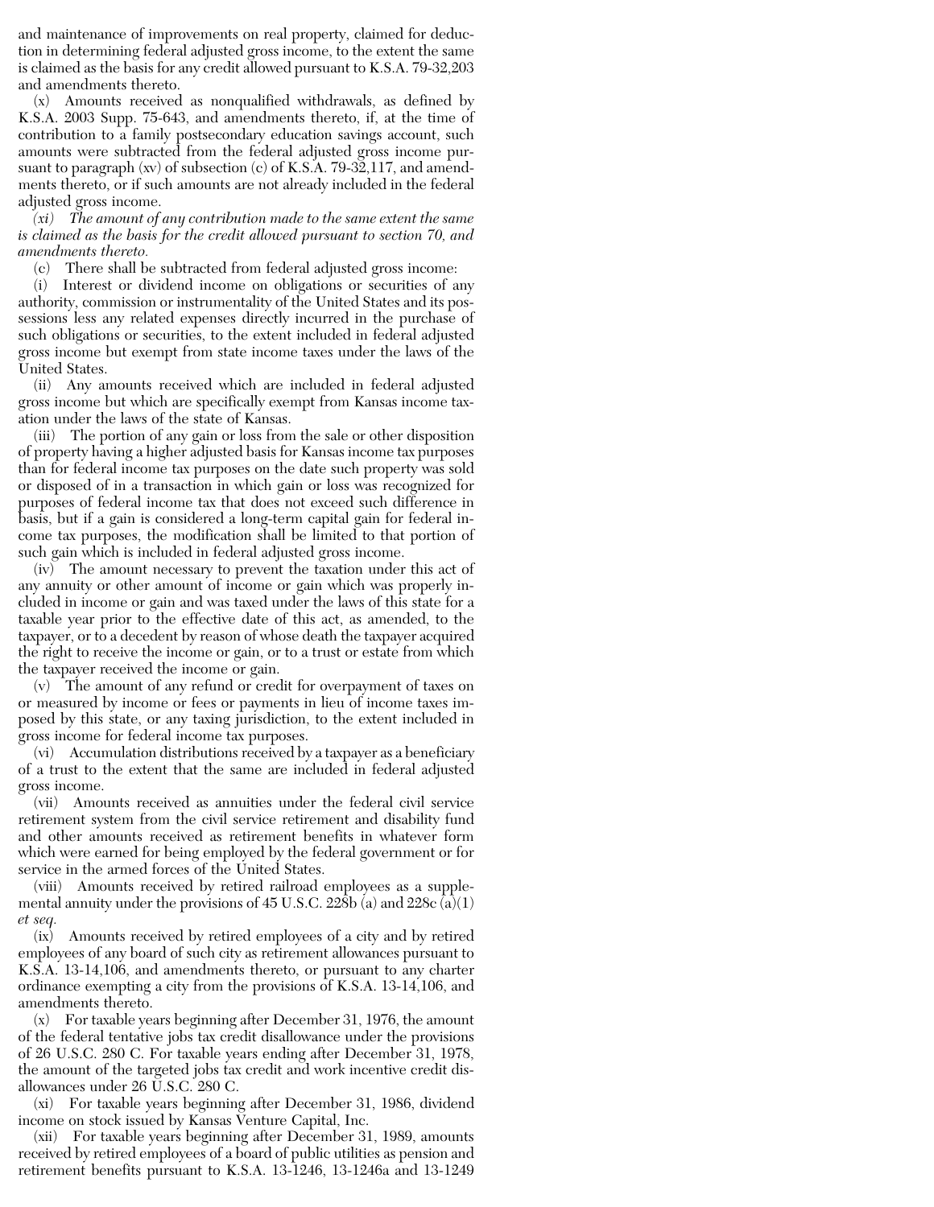and maintenance of improvements on real property, claimed for deduction in determining federal adjusted gross income, to the extent the same is claimed as the basis for any credit allowed pursuant to K.S.A. 79-32,203 and amendments thereto.

(x) Amounts received as nonqualified withdrawals, as defined by K.S.A. 2003 Supp. 75-643, and amendments thereto, if, at the time of contribution to a family postsecondary education savings account, such amounts were subtracted from the federal adjusted gross income pursuant to paragraph (xv) of subsection (c) of K.S.A. 79-32,117, and amendments thereto, or if such amounts are not already included in the federal adjusted gross income.

*(xi) The amount of any contribution made to the same extent the same is claimed as the basis for the credit allowed pursuant to section 70, and amendments thereto.*

(c) There shall be subtracted from federal adjusted gross income:

(i) Interest or dividend income on obligations or securities of any authority, commission or instrumentality of the United States and its possessions less any related expenses directly incurred in the purchase of such obligations or securities, to the extent included in federal adjusted gross income but exempt from state income taxes under the laws of the United States.

(ii) Any amounts received which are included in federal adjusted gross income but which are specifically exempt from Kansas income taxation under the laws of the state of Kansas.

(iii) The portion of any gain or loss from the sale or other disposition of property having a higher adjusted basis for Kansas income tax purposes than for federal income tax purposes on the date such property was sold or disposed of in a transaction in which gain or loss was recognized for purposes of federal income tax that does not exceed such difference in basis, but if a gain is considered a long-term capital gain for federal income tax purposes, the modification shall be limited to that portion of such gain which is included in federal adjusted gross income.

(iv) The amount necessary to prevent the taxation under this act of any annuity or other amount of income or gain which was properly included in income or gain and was taxed under the laws of this state for a taxable year prior to the effective date of this act, as amended, to the taxpayer, or to a decedent by reason of whose death the taxpayer acquired the right to receive the income or gain, or to a trust or estate from which the taxpayer received the income or gain.

(v) The amount of any refund or credit for overpayment of taxes on or measured by income or fees or payments in lieu of income taxes imposed by this state, or any taxing jurisdiction, to the extent included in gross income for federal income tax purposes.

(vi) Accumulation distributions received by a taxpayer as a beneficiary of a trust to the extent that the same are included in federal adjusted gross income.

(vii) Amounts received as annuities under the federal civil service retirement system from the civil service retirement and disability fund and other amounts received as retirement benefits in whatever form which were earned for being employed by the federal government or for service in the armed forces of the United States.

(viii) Amounts received by retired railroad employees as a supplemental annuity under the provisions of 45 U.S.C. 228b (a) and 228c (a)(1) *et seq.*

(ix) Amounts received by retired employees of a city and by retired employees of any board of such city as retirement allowances pursuant to K.S.A. 13-14,106, and amendments thereto, or pursuant to any charter ordinance exempting a city from the provisions of K.S.A. 13-14,106, and amendments thereto.

(x) For taxable years beginning after December 31, 1976, the amount of the federal tentative jobs tax credit disallowance under the provisions of 26 U.S.C. 280 C. For taxable years ending after December 31, 1978, the amount of the targeted jobs tax credit and work incentive credit disallowances under 26 U.S.C. 280 C.

(xi) For taxable years beginning after December 31, 1986, dividend income on stock issued by Kansas Venture Capital, Inc.

(xii) For taxable years beginning after December 31, 1989, amounts received by retired employees of a board of public utilities as pension and retirement benefits pursuant to K.S.A. 13-1246, 13-1246a and 13-1249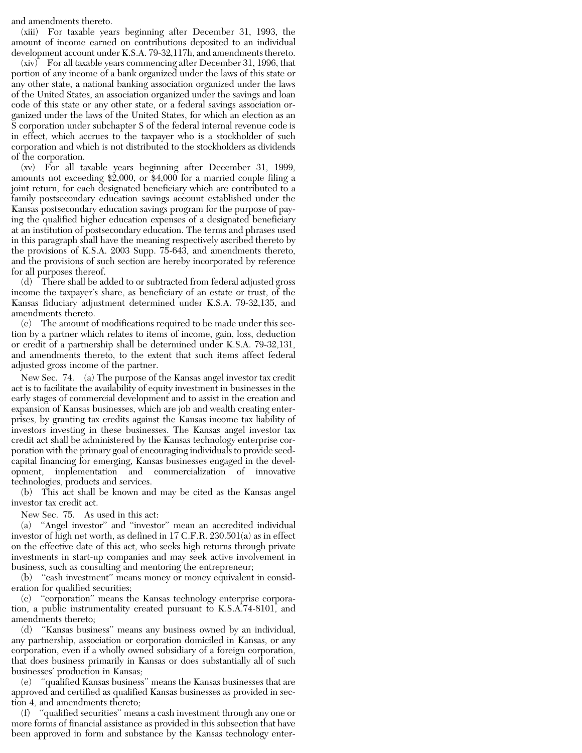and amendments thereto.

(xiii) For taxable years beginning after December 31, 1993, the amount of income earned on contributions deposited to an individual development account under K.S.A. 79-32,117h, and amendments thereto.

(xiv) For all taxable years commencing after December 31, 1996, that portion of any income of a bank organized under the laws of this state or any other state, a national banking association organized under the laws of the United States, an association organized under the savings and loan code of this state or any other state, or a federal savings association organized under the laws of the United States, for which an election as an S corporation under subchapter S of the federal internal revenue code is in effect, which accrues to the taxpayer who is a stockholder of such corporation and which is not distributed to the stockholders as dividends of the corporation.

(xv) For all taxable years beginning after December 31, 1999, amounts not exceeding $2,000, or $4,000 for a married couple filing a joint return, for each designated beneficiary which are contributed to a family postsecondary education savings account established under the Kansas postsecondary education savings program for the purpose of paying the qualified higher education expenses of a designated beneficiary at an institution of postsecondary education. The terms and phrases used in this paragraph shall have the meaning respectively ascribed thereto by the provisions of K.S.A. 2003 Supp. 75-643, and amendments thereto, and the provisions of such section are hereby incorporated by reference for all purposes thereof.

(d) There shall be added to or subtracted from federal adjusted gross income the taxpayer's share, as beneficiary of an estate or trust, of the Kansas fiduciary adjustment determined under K.S.A. 79-32,135, and amendments thereto.

(e) The amount of modifications required to be made under this section by a partner which relates to items of income, gain, loss, deduction or credit of a partnership shall be determined under K.S.A. 79-32,131, and amendments thereto, to the extent that such items affect federal adjusted gross income of the partner.

New Sec. 74. (a) The purpose of the Kansas angel investor tax credit act is to facilitate the availability of equity investment in businesses in the early stages of commercial development and to assist in the creation and expansion of Kansas businesses, which are job and wealth creating enterprises, by granting tax credits against the Kansas income tax liability of investors investing in these businesses. The Kansas angel investor tax credit act shall be administered by the Kansas technology enterprise corporation with the primary goal of encouraging individuals to provide seed-capital financing for emerging, Kansas businesses engaged in the development, implementation and commercialization of innovative technologies, products and services.

(b) This act shall be known and may be cited as the Kansas angel investor tax credit act.

New Sec. 75. As used in this act:

(a) "Angel investor" and "investor" mean an accredited individual investor of high net worth, as defined in 17 C.F.R. 230.501(a) as in effect on the effective date of this act, who seeks high returns through private investments in start-up companies and may seek active involvement in business, such as consulting and mentoring the entrepreneur;

(b) "cash investment" means money or money equivalent in consideration for qualified securities;

(c) "corporation" means the Kansas technology enterprise corporation, a public instrumentality created pursuant to K.S.A.74-8101, and amendments thereto;

(d) "Kansas business" means any business owned by an individual, any partnership, association or corporation domiciled in Kansas, or any corporation, even if a wholly owned subsidiary of a foreign corporation, that does business primarily in Kansas or does substantially all of such businesses' production in Kansas;

(e) "qualified Kansas business" means the Kansas businesses that are approved and certified as qualified Kansas businesses as provided in section 4, and amendments thereto;

(f) "qualified securities" means a cash investment through any one or more forms of financial assistance as provided in this subsection that have been approved in form and substance by the Kansas technology enter-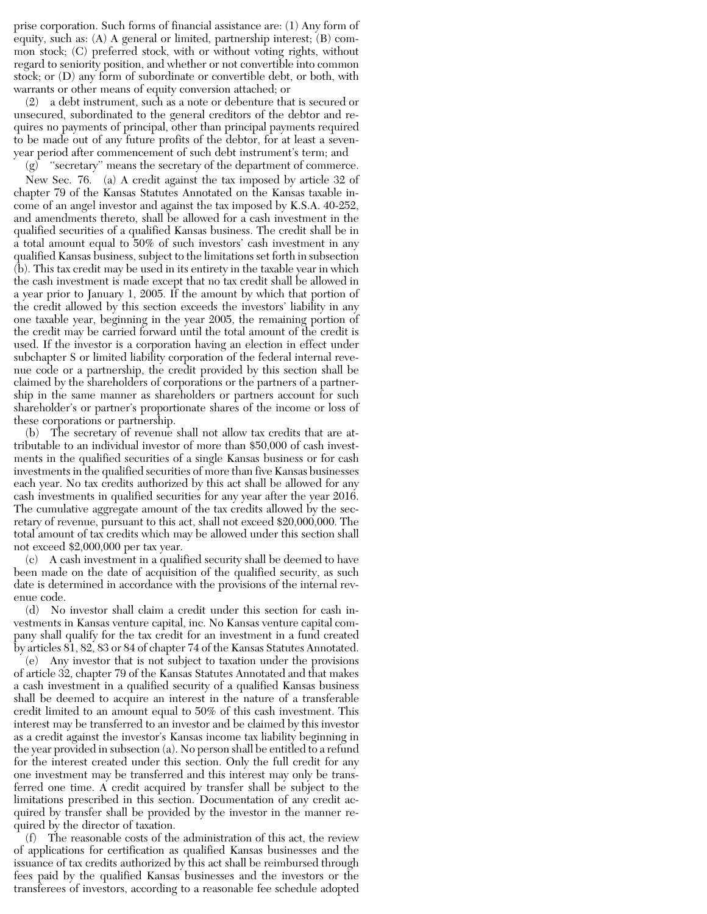prise corporation. Such forms of financial assistance are: (1) Any form of equity, such as: (A) A general or limited, partnership interest; (B) common stock; (C) preferred stock, with or without voting rights, without regard to seniority position, and whether or not convertible into common stock; or (D) any form of subordinate or convertible debt, or both, with warrants or other means of equity conversion attached; or

(2) a debt instrument, such as a note or debenture that is secured or unsecured, subordinated to the general creditors of the debtor and requires no payments of principal, other than principal payments required to be made out of any future profits of the debtor, for at least a seven-year period after commencement of such debt instrument's term; and

(g) "secretary" means the secretary of the department of commerce.

New Sec. 76. (a) A credit against the tax imposed by article 32 of chapter 79 of the Kansas Statutes Annotated on the Kansas taxable income of an angel investor and against the tax imposed by K.S.A. 40-252, and amendments thereto, shall be allowed for a cash investment in the qualified securities of a qualified Kansas business. The credit shall be in a total amount equal to 50% of such investors' cash investment in any qualified Kansas business, subject to the limitations set forth in subsection (b). This tax credit may be used in its entirety in the taxable year in which the cash investment is made except that no tax credit shall be allowed in a year prior to January 1, 2005. If the amount by which that portion of the credit allowed by this section exceeds the investors' liability in any one taxable year, beginning in the year 2005, the remaining portion of the credit may be carried forward until the total amount of the credit is used. If the investor is a corporation having an election in effect under subchapter S or limited liability corporation of the federal internal revenue code or a partnership, the credit provided by this section shall be claimed by the shareholders of corporations or the partners of a partnership in the same manner as shareholders or partners account for such shareholder's or partner's proportionate shares of the income or loss of these corporations or partnership.

(b) The secretary of revenue shall not allow tax credits that are attributable to an individual investor of more than $50,000 of cash investments in the qualified securities of a single Kansas business or for cash investments in the qualified securities of more than five Kansas businesses each year. No tax credits authorized by this act shall be allowed for any cash investments in qualified securities for any year after the year 2016. The cumulative aggregate amount of the tax credits allowed by the secretary of revenue, pursuant to this act, shall not exceed $20,000,000. The total amount of tax credits which may be allowed under this section shall not exceed $2,000,000 per tax year.

(c) A cash investment in a qualified security shall be deemed to have been made on the date of acquisition of the qualified security, as such date is determined in accordance with the provisions of the internal revenue code.

(d) No investor shall claim a credit under this section for cash investments in Kansas venture capital, inc. No Kansas venture capital company shall qualify for the tax credit for an investment in a fund created by articles 81, 82, 83 or 84 of chapter 74 of the Kansas Statutes Annotated.

(e) Any investor that is not subject to taxation under the provisions of article 32, chapter 79 of the Kansas Statutes Annotated and that makes a cash investment in a qualified security of a qualified Kansas business shall be deemed to acquire an interest in the nature of a transferable credit limited to an amount equal to 50% of this cash investment. This interest may be transferred to an investor and be claimed by this investor as a credit against the investor's Kansas income tax liability beginning in the year provided in subsection (a). No person shall be entitled to a refund for the interest created under this section. Only the full credit for any one investment may be transferred and this interest may only be transferred one time. A credit acquired by transfer shall be subject to the limitations prescribed in this section. Documentation of any credit acquired by transfer shall be provided by the investor in the manner required by the director of taxation.

(f) The reasonable costs of the administration of this act, the review of applications for certification as qualified Kansas businesses and the issuance of tax credits authorized by this act shall be reimbursed through fees paid by the qualified Kansas businesses and the investors or the transferees of investors, according to a reasonable fee schedule adopted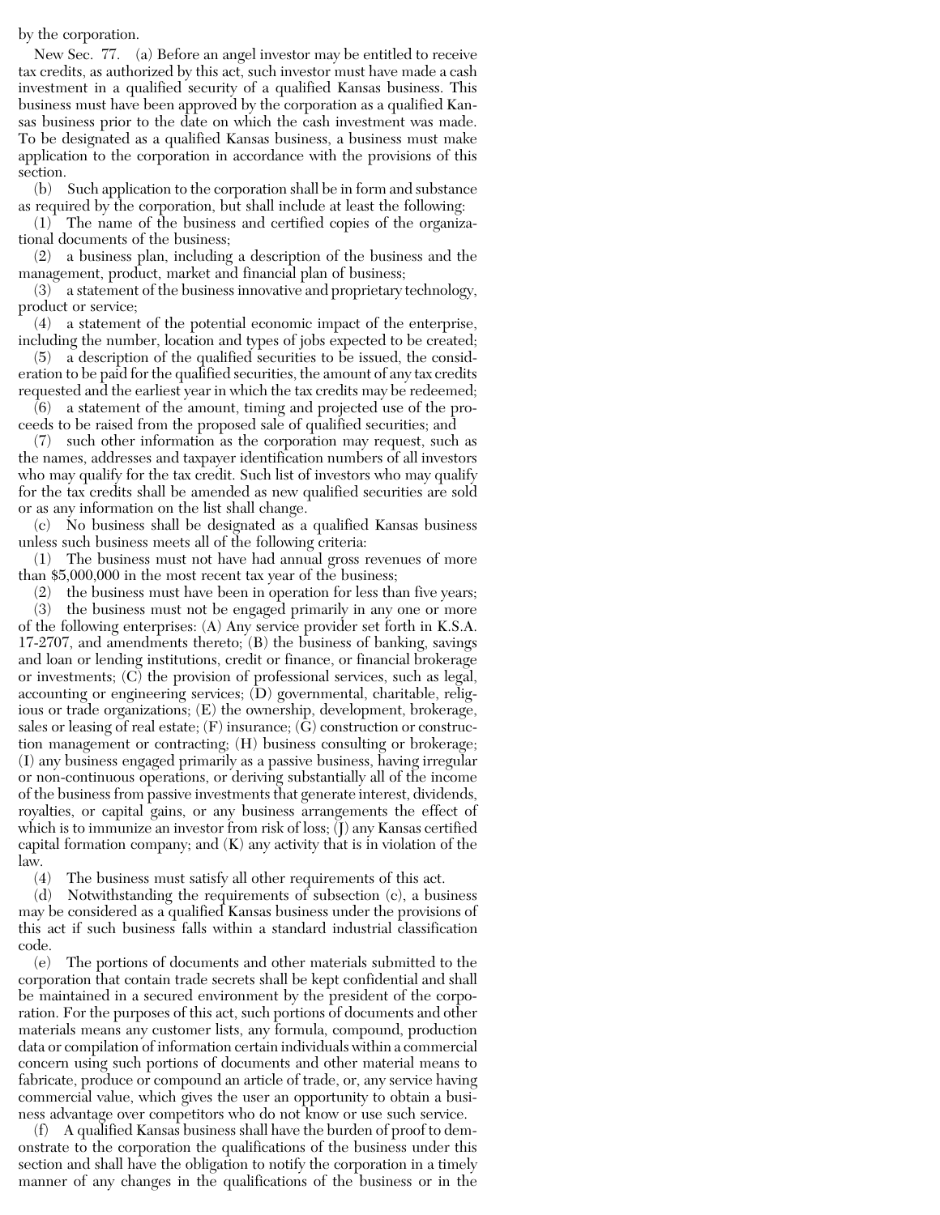by the corporation.

New Sec. 77. (a) Before an angel investor may be entitled to receive tax credits, as authorized by this act, such investor must have made a cash investment in a qualified security of a qualified Kansas business. This business must have been approved by the corporation as a qualified Kansas business prior to the date on which the cash investment was made. To be designated as a qualified Kansas business, a business must make application to the corporation in accordance with the provisions of this section.

(b) Such application to the corporation shall be in form and substance as required by the corporation, but shall include at least the following:

(1) The name of the business and certified copies of the organizational documents of the business;

(2) a business plan, including a description of the business and the management, product, market and financial plan of business;

(3) a statement of the business innovative and proprietary technology, product or service;

(4) a statement of the potential economic impact of the enterprise, including the number, location and types of jobs expected to be created;

(5) a description of the qualified securities to be issued, the consideration to be paid for the qualified securities, the amount of any tax credits requested and the earliest year in which the tax credits may be redeemed;

(6) a statement of the amount, timing and projected use of the proceeds to be raised from the proposed sale of qualified securities; and

(7) such other information as the corporation may request, such as the names, addresses and taxpayer identification numbers of all investors who may qualify for the tax credit. Such list of investors who may qualify for the tax credits shall be amended as new qualified securities are sold or as any information on the list shall change.

(c) No business shall be designated as a qualified Kansas business unless such business meets all of the following criteria:

(1) The business must not have had annual gross revenues of more than $5,000,000 in the most recent tax year of the business;

(2) the business must have been in operation for less than five years;

(3) the business must not be engaged primarily in any one or more of the following enterprises: (A) Any service provider set forth in K.S.A. 17-2707, and amendments thereto; (B) the business of banking, savings and loan or lending institutions, credit or finance, or financial brokerage or investments; (C) the provision of professional services, such as legal, accounting or engineering services; (D) governmental, charitable, religious or trade organizations; (E) the ownership, development, brokerage, sales or leasing of real estate; (F) insurance; (G) construction or construction management or contracting; (H) business consulting or brokerage; (I) any business engaged primarily as a passive business, having irregular or non-continuous operations, or deriving substantially all of the income of the business from passive investments that generate interest, dividends, royalties, or capital gains, or any business arrangements the effect of which is to immunize an investor from risk of loss; (J) any Kansas certified capital formation company; and (K) any activity that is in violation of the law.

(4) The business must satisfy all other requirements of this act.

(d) Notwithstanding the requirements of subsection (c), a business may be considered as a qualified Kansas business under the provisions of this act if such business falls within a standard industrial classification code.

(e) The portions of documents and other materials submitted to the corporation that contain trade secrets shall be kept confidential and shall be maintained in a secured environment by the president of the corporation. For the purposes of this act, such portions of documents and other materials means any customer lists, any formula, compound, production data or compilation of information certain individuals within a commercial concern using such portions of documents and other material means to fabricate, produce or compound an article of trade, or, any service having commercial value, which gives the user an opportunity to obtain a business advantage over competitors who do not know or use such service.

(f) A qualified Kansas business shall have the burden of proof to demonstrate to the corporation the qualifications of the business under this section and shall have the obligation to notify the corporation in a timely manner of any changes in the qualifications of the business or in the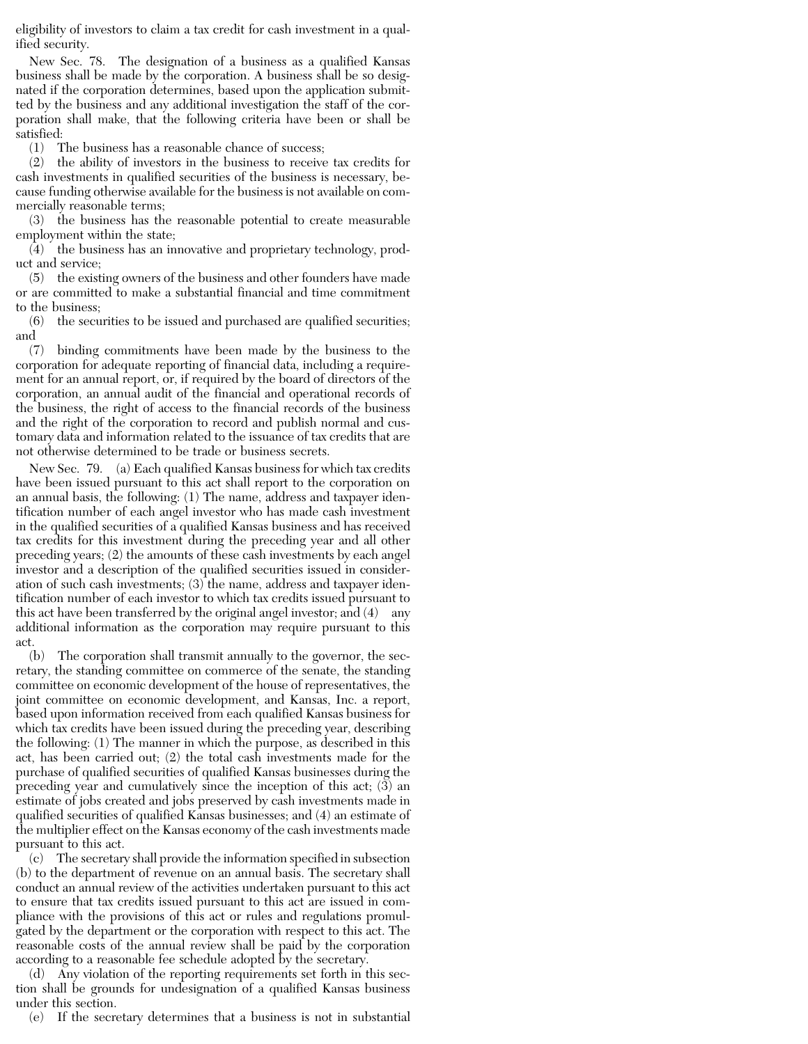eligibility of investors to claim a tax credit for cash investment in a qualified security.

New Sec. 78. The designation of a business as a qualified Kansas business shall be made by the corporation. A business shall be so designated if the corporation determines, based upon the application submitted by the business and any additional investigation the staff of the corporation shall make, that the following criteria have been or shall be satisfied:

(1) The business has a reasonable chance of success;

(2) the ability of investors in the business to receive tax credits for cash investments in qualified securities of the business is necessary, because funding otherwise available for the business is not available on commercially reasonable terms;

(3) the business has the reasonable potential to create measurable employment within the state;

(4) the business has an innovative and proprietary technology, product and service;

(5) the existing owners of the business and other founders have made or are committed to make a substantial financial and time commitment to the business;

(6) the securities to be issued and purchased are qualified securities; and

(7) binding commitments have been made by the business to the corporation for adequate reporting of financial data, including a requirement for an annual report, or, if required by the board of directors of the corporation, an annual audit of the financial and operational records of the business, the right of access to the financial records of the business and the right of the corporation to record and publish normal and customary data and information related to the issuance of tax credits that are not otherwise determined to be trade or business secrets.

New Sec. 79. (a) Each qualified Kansas business for which tax credits have been issued pursuant to this act shall report to the corporation on an annual basis, the following: (1) The name, address and taxpayer identification number of each angel investor who has made cash investment in the qualified securities of a qualified Kansas business and has received tax credits for this investment during the preceding year and all other preceding years; (2) the amounts of these cash investments by each angel investor and a description of the qualified securities issued in consideration of such cash investments; (3) the name, address and taxpayer identification number of each investor to which tax credits issued pursuant to this act have been transferred by the original angel investor; and (4) any additional information as the corporation may require pursuant to this act.

(b) The corporation shall transmit annually to the governor, the secretary, the standing committee on commerce of the senate, the standing committee on economic development of the house of representatives, the joint committee on economic development, and Kansas, Inc. a report, based upon information received from each qualified Kansas business for which tax credits have been issued during the preceding year, describing the following: (1) The manner in which the purpose, as described in this act, has been carried out; (2) the total cash investments made for the purchase of qualified securities of qualified Kansas businesses during the preceding year and cumulatively since the inception of this act; (3) an estimate of jobs created and jobs preserved by cash investments made in qualified securities of qualified Kansas businesses; and (4) an estimate of the multiplier effect on the Kansas economy of the cash investments made pursuant to this act.

(c) The secretary shall provide the information specified in subsection (b) to the department of revenue on an annual basis. The secretary shall conduct an annual review of the activities undertaken pursuant to this act to ensure that tax credits issued pursuant to this act are issued in compliance with the provisions of this act or rules and regulations promulgated by the department or the corporation with respect to this act. The reasonable costs of the annual review shall be paid by the corporation according to a reasonable fee schedule adopted by the secretary.

(d) Any violation of the reporting requirements set forth in this section shall be grounds for undesignation of a qualified Kansas business under this section.

(e) If the secretary determines that a business is not in substantial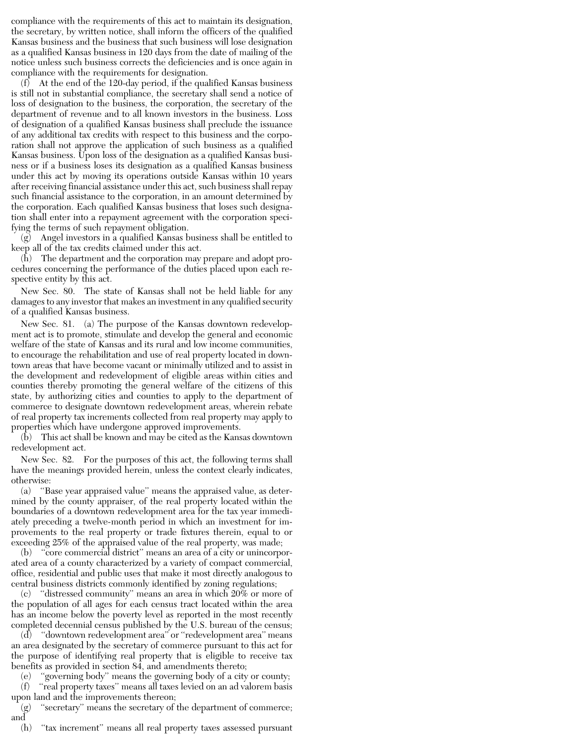compliance with the requirements of this act to maintain its designation, the secretary, by written notice, shall inform the officers of the qualified Kansas business and the business that such business will lose designation as a qualified Kansas business in 120 days from the date of mailing of the notice unless such business corrects the deficiencies and is once again in compliance with the requirements for designation.

(f) At the end of the 120-day period, if the qualified Kansas business is still not in substantial compliance, the secretary shall send a notice of loss of designation to the business, the corporation, the secretary of the department of revenue and to all known investors in the business. Loss of designation of a qualified Kansas business shall preclude the issuance of any additional tax credits with respect to this business and the corporation shall not approve the application of such business as a qualified Kansas business. Upon loss of the designation as a qualified Kansas business or if a business loses its designation as a qualified Kansas business under this act by moving its operations outside Kansas within 10 years after receiving financial assistance under this act, such business shall repay such financial assistance to the corporation, in an amount determined by the corporation. Each qualified Kansas business that loses such designation shall enter into a repayment agreement with the corporation specifying the terms of such repayment obligation.

(g) Angel investors in a qualified Kansas business shall be entitled to keep all of the tax credits claimed under this act.

(h) The department and the corporation may prepare and adopt procedures concerning the performance of the duties placed upon each respective entity by this act.

New Sec. 80. The state of Kansas shall not be held liable for any damages to any investor that makes an investment in any qualified security of a qualified Kansas business.

New Sec. 81. (a) The purpose of the Kansas downtown redevelopment act is to promote, stimulate and develop the general and economic welfare of the state of Kansas and its rural and low income communities, to encourage the rehabilitation and use of real property located in downtown areas that have become vacant or minimally utilized and to assist in the development and redevelopment of eligible areas within cities and counties thereby promoting the general welfare of the citizens of this state, by authorizing cities and counties to apply to the department of commerce to designate downtown redevelopment areas, wherein rebate of real property tax increments collected from real property may apply to properties which have undergone approved improvements.

(b) This act shall be known and may be cited as the Kansas downtown redevelopment act.

New Sec. 82. For the purposes of this act, the following terms shall have the meanings provided herein, unless the context clearly indicates, otherwise:

(a) "Base year appraised value" means the appraised value, as determined by the county appraiser, of the real property located within the boundaries of a downtown redevelopment area for the tax year immediately preceding a twelve-month period in which an investment for improvements to the real property or trade fixtures therein, equal to or exceeding 25% of the appraised value of the real property, was made;

(b) "core commercial district" means an area of a city or unincorporated area of a county characterized by a variety of compact commercial, office, residential and public uses that make it most directly analogous to central business districts commonly identified by zoning regulations;

(c) "distressed community" means an area in which 20% or more of the population of all ages for each census tract located within the area has an income below the poverty level as reported in the most recently completed decennial census published by the U.S. bureau of the census;

(d) "downtown redevelopment area" or "redevelopment area" means an area designated by the secretary of commerce pursuant to this act for the purpose of identifying real property that is eligible to receive tax benefits as provided in section 84, and amendments thereto;

(e) "governing body" means the governing body of a city or county;

(f) "real property taxes" means all taxes levied on an ad valorem basis upon land and the improvements thereon;

(g) "secretary" means the secretary of the department of commerce; and

(h) "tax increment" means all real property taxes assessed pursuant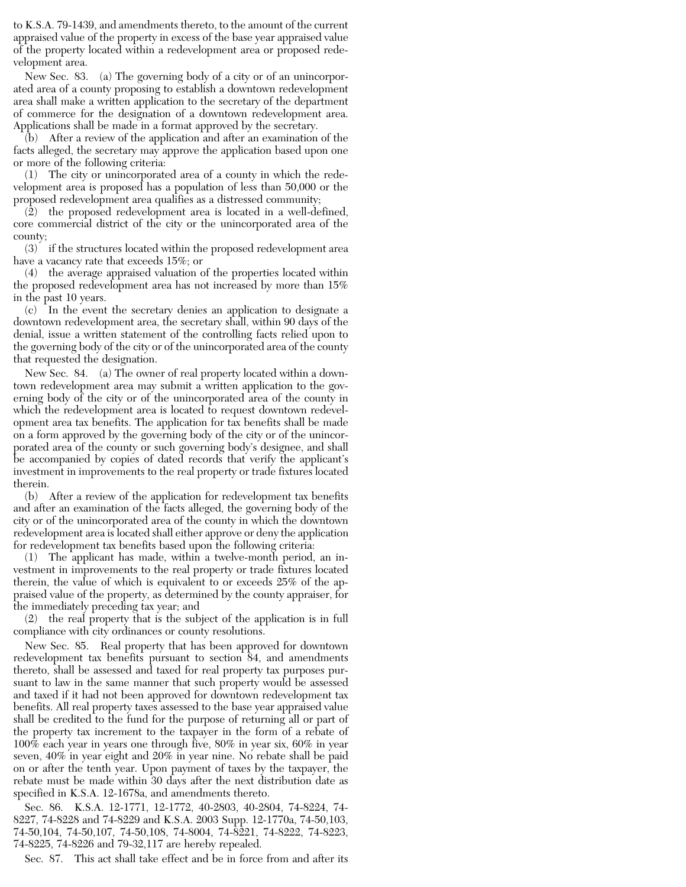to K.S.A. 79-1439, and amendments thereto, to the amount of the current appraised value of the property in excess of the base year appraised value of the property located within a redevelopment area or proposed redevelopment area.

New Sec. 83. (a) The governing body of a city or of an unincorporated area of a county proposing to establish a downtown redevelopment area shall make a written application to the secretary of the department of commerce for the designation of a downtown redevelopment area. Applications shall be made in a format approved by the secretary.

(b) After a review of the application and after an examination of the facts alleged, the secretary may approve the application based upon one or more of the following criteria:

(1) The city or unincorporated area of a county in which the redevelopment area is proposed has a population of less than 50,000 or the proposed redevelopment area qualifies as a distressed community;

(2) the proposed redevelopment area is located in a well-defined, core commercial district of the city or the unincorporated area of the county;

(3) if the structures located within the proposed redevelopment area have a vacancy rate that exceeds 15%; or

(4) the average appraised valuation of the properties located within the proposed redevelopment area has not increased by more than 15% in the past 10 years.

(c) In the event the secretary denies an application to designate a downtown redevelopment area, the secretary shall, within 90 days of the denial, issue a written statement of the controlling facts relied upon to the governing body of the city or of the unincorporated area of the county that requested the designation.

New Sec. 84. (a) The owner of real property located within a downtown redevelopment area may submit a written application to the governing body of the city or of the unincorporated area of the county in which the redevelopment area is located to request downtown redevelopment area tax benefits. The application for tax benefits shall be made on a form approved by the governing body of the city or of the unincorporated area of the county or such governing body's designee, and shall be accompanied by copies of dated records that verify the applicant's investment in improvements to the real property or trade fixtures located therein.

(b) After a review of the application for redevelopment tax benefits and after an examination of the facts alleged, the governing body of the city or of the unincorporated area of the county in which the downtown redevelopment area is located shall either approve or deny the application for redevelopment tax benefits based upon the following criteria:

(1) The applicant has made, within a twelve-month period, an investment in improvements to the real property or trade fixtures located therein, the value of which is equivalent to or exceeds 25% of the appraised value of the property, as determined by the county appraiser, for the immediately preceding tax year; and

(2) the real property that is the subject of the application is in full compliance with city ordinances or county resolutions.

New Sec. 85. Real property that has been approved for downtown redevelopment tax benefits pursuant to section 84, and amendments thereto, shall be assessed and taxed for real property tax purposes pursuant to law in the same manner that such property would be assessed and taxed if it had not been approved for downtown redevelopment tax benefits. All real property taxes assessed to the base year appraised value shall be credited to the fund for the purpose of returning all or part of the property tax increment to the taxpayer in the form of a rebate of 100% each year in years one through five, 80% in year six, 60% in year seven, 40% in year eight and 20% in year nine. No rebate shall be paid on or after the tenth year. Upon payment of taxes by the taxpayer, the rebate must be made within 30 days after the next distribution date as specified in K.S.A. 12-1678a, and amendments thereto.

Sec. 86. K.S.A. 12-1771, 12-1772, 40-2803, 40-2804, 74-8224, 74-8227, 74-8228 and 74-8229 and K.S.A. 2003 Supp. 12-1770a, 74-50,103, 74-50,104, 74-50,107, 74-50,108, 74-8004, 74-8221, 74-8222, 74-8223, 74-8225, 74-8226 and 79-32,117 are hereby repealed.

Sec. 87. This act shall take effect and be in force from and after its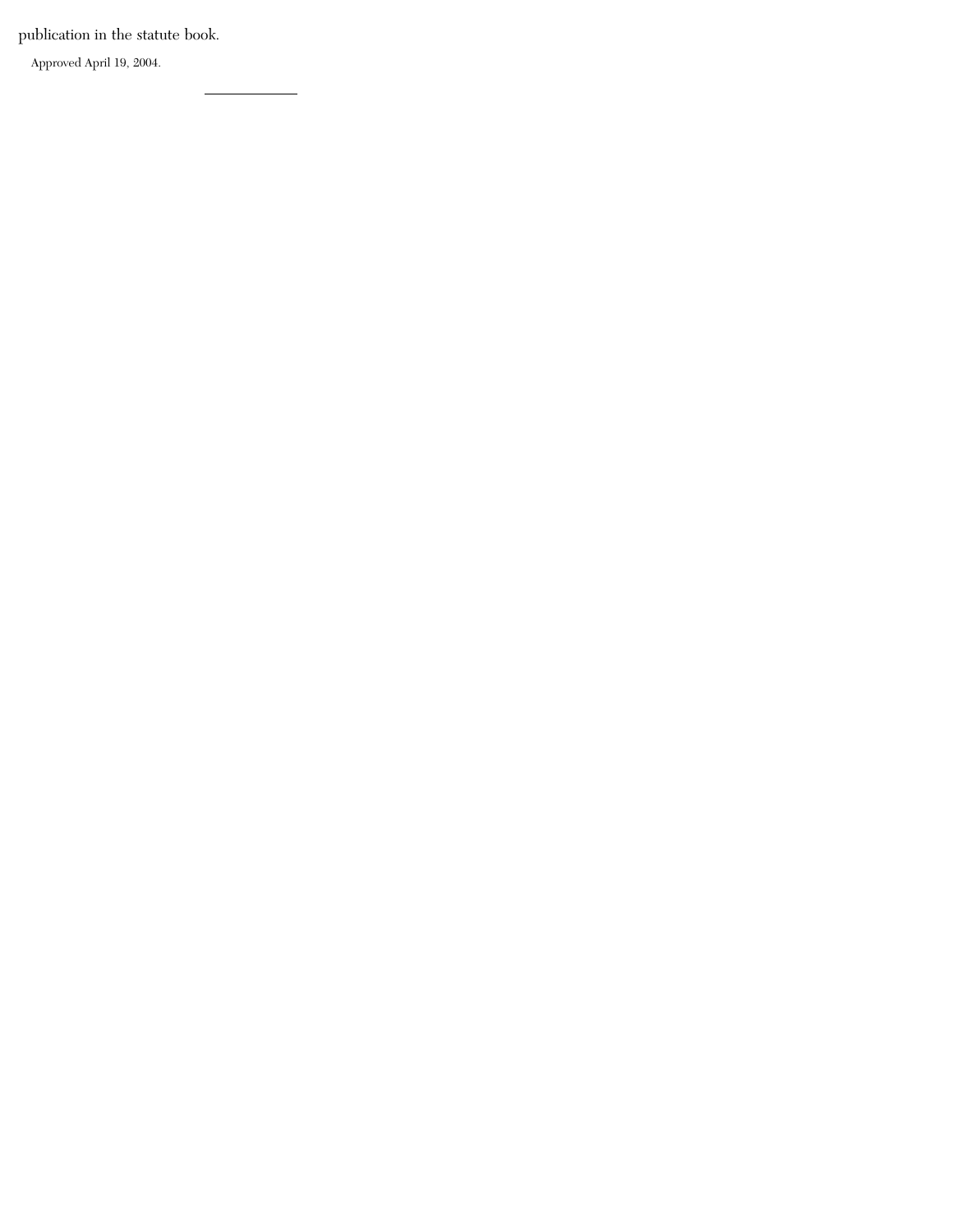publication in the statute book.

Approved April 19, 2004.